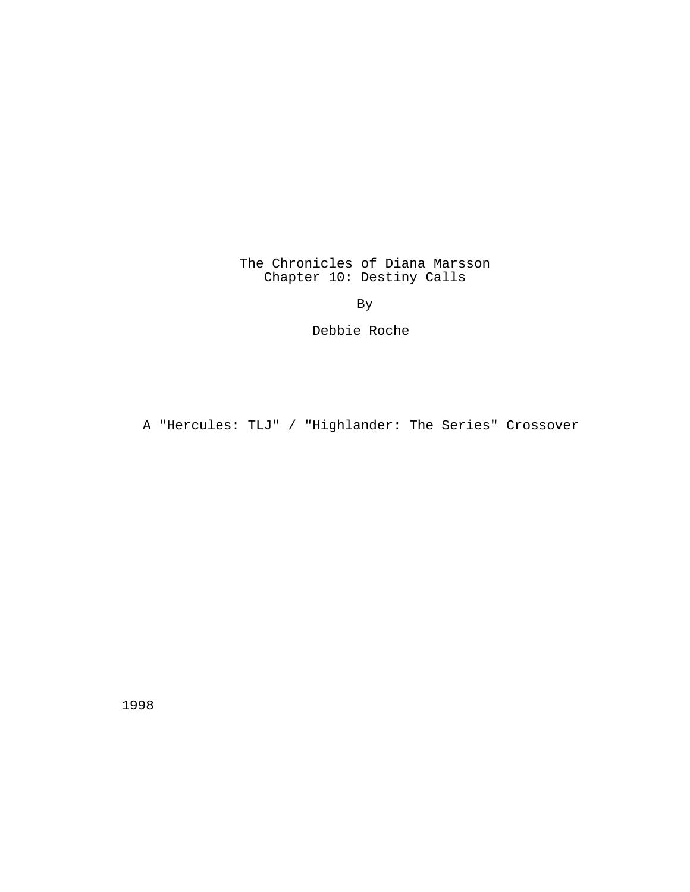# The Chronicles of Diana Marsson
## Chapter 10: Destiny Calls

By

Debbie Roche

A "Hercules: TLJ" / "Highlander: The Series" Crossover

1998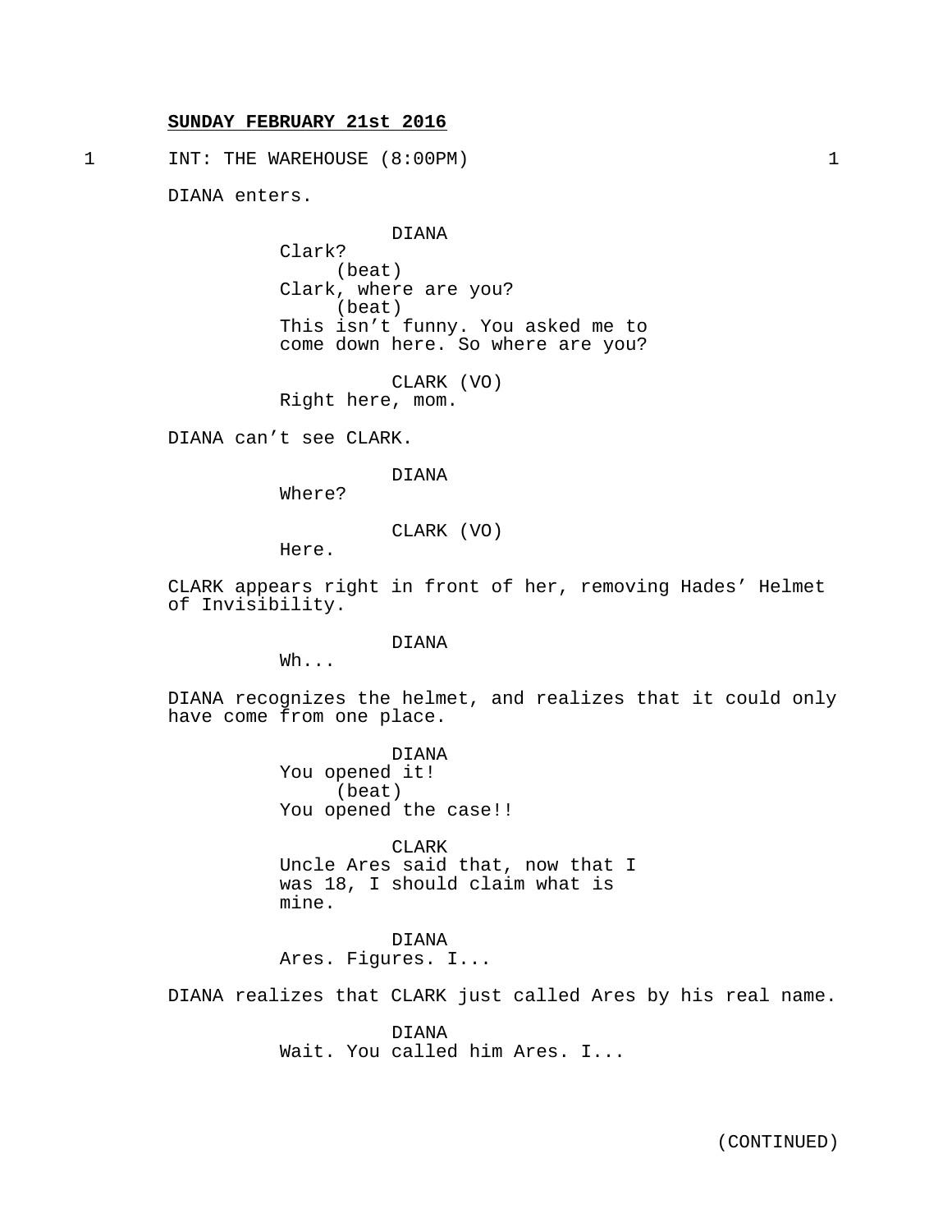**SUNDAY FEBRUARY 21st 2016**

1 INT: THE WAREHOUSE (8:00PM) 1

DIANA enters.

DIANA
Clark?
(beat)
Clark, where are you?
(beat)
This isn't funny. You asked me to come down here. So where are you?

CLARK (VO)
Right here, mom.

DIANA can't see CLARK.

DIANA
Where?

CLARK (VO)
Here.

CLARK appears right in front of her, removing Hades' Helmet of Invisibility.

DIANA
Wh...

DIANA recognizes the helmet, and realizes that it could only have come from one place.

DIANA
You opened it!
(beat)
You opened the case!!

CLARK
Uncle Ares said that, now that I was 18, I should claim what is mine.

DIANA
Ares. Figures. I...

DIANA realizes that CLARK just called Ares by his real name.

DIANA
Wait. You called him Ares. I...

(CONTINUED)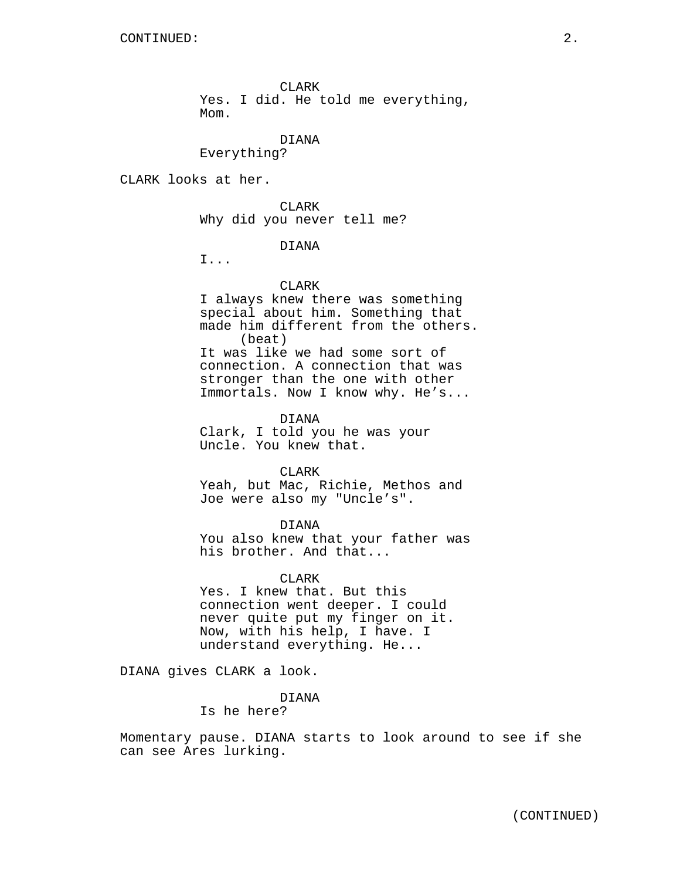CONTINUED:

CLARK
Yes. I did. He told me everything, Mom.

DIANA
Everything?

CLARK looks at her.

CLARK
Why did you never tell me?

DIANA
I...

CLARK
I always knew there was something special about him. Something that made him different from the others.
(beat)
It was like we had some sort of connection. A connection that was stronger than the one with other Immortals. Now I know why. He's...

DIANA
Clark, I told you he was your Uncle. You knew that.

CLARK
Yeah, but Mac, Richie, Methos and Joe were also my "Uncle's".

DIANA
You also knew that your father was his brother. And that...

CLARK
Yes. I knew that. But this connection went deeper. I could never quite put my finger on it. Now, with his help, I have. I understand everything. He...

DIANA gives CLARK a look.

DIANA
Is he here?

Momentary pause. DIANA starts to look around to see if she can see Ares lurking.

(CONTINUED)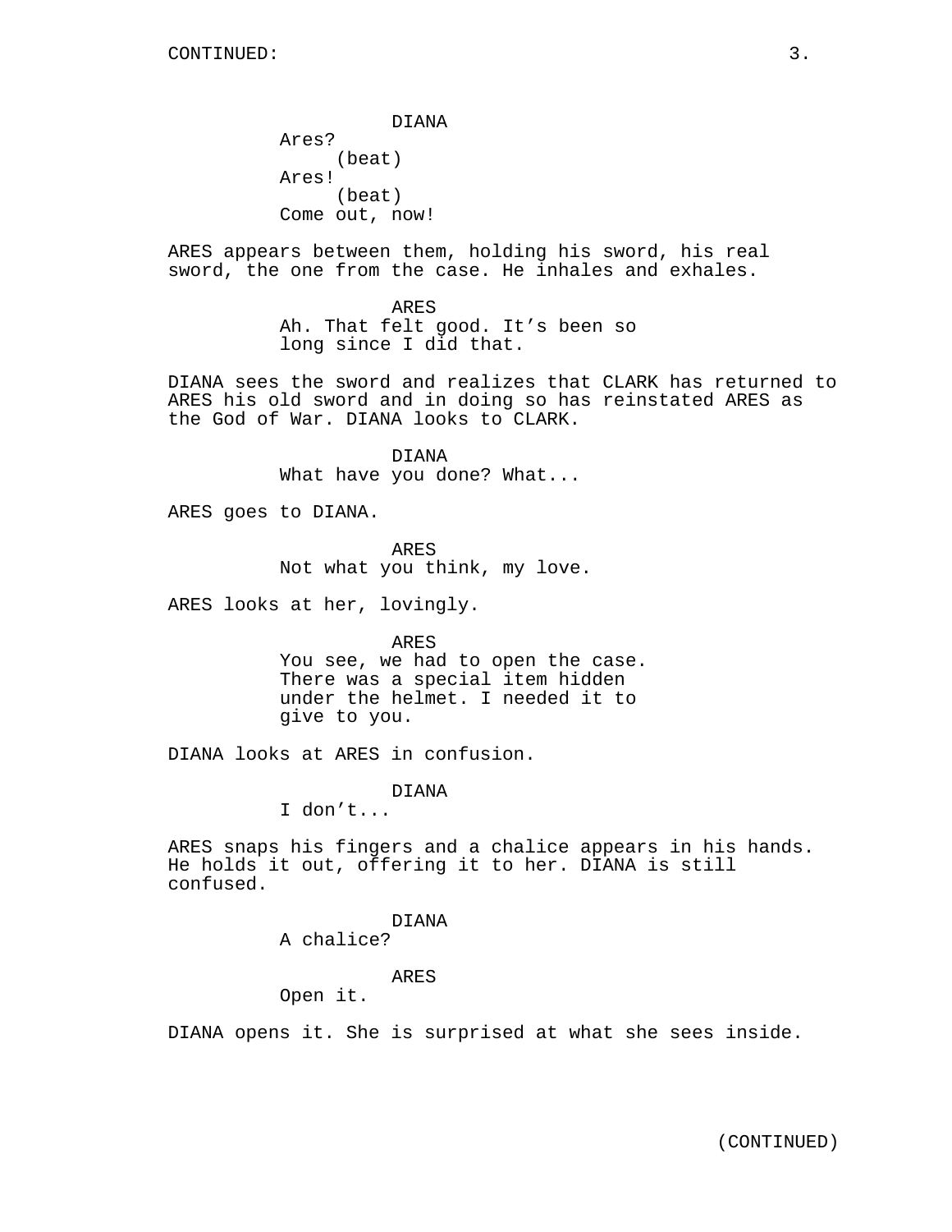CONTINUED:

DIANA
Ares?
(beat)
Ares!
(beat)
Come out, now!

ARES appears between them, holding his sword, his real sword, the one from the case. He inhales and exhales.

ARES
Ah. That felt good. It’s been so long since I did that.

DIANA sees the sword and realizes that CLARK has returned to ARES his old sword and in doing so has reinstated ARES as the God of War. DIANA looks to CLARK.

DIANA
What have you done? What...

ARES goes to DIANA.

ARES
Not what you think, my love.

ARES looks at her, lovingly.

ARES
You see, we had to open the case. There was a special item hidden under the helmet. I needed it to give to you.

DIANA looks at ARES in confusion.

DIANA
I don’t...

ARES snaps his fingers and a chalice appears in his hands. He holds it out, offering it to her. DIANA is still confused.

DIANA
A chalice?

ARES
Open it.

DIANA opens it. She is surprised at what she sees inside.

(CONTINUED)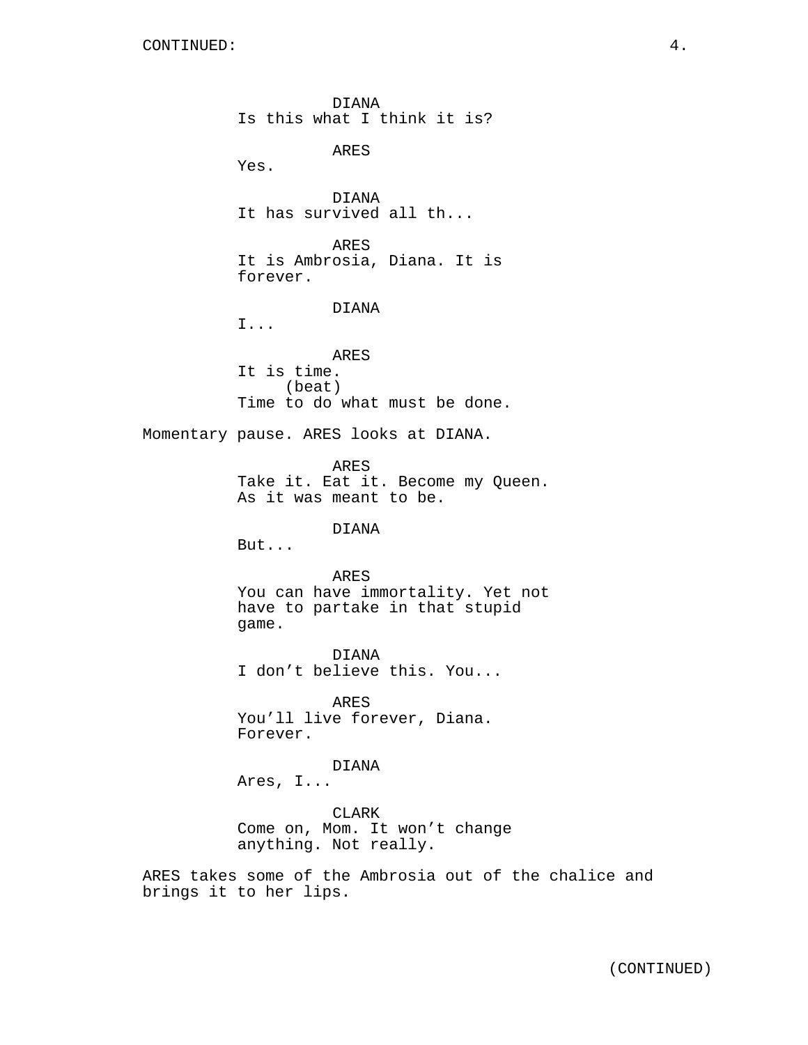DIANA
Is this what I think it is?

ARES
Yes.

DIANA
It has survived all th...

ARES
It is Ambrosia, Diana. It is forever.

DIANA
I...

ARES
It is time.
(beat)
Time to do what must be done.

Momentary pause. ARES looks at DIANA.

ARES
Take it. Eat it. Become my Queen. As it was meant to be.

DIANA
But...

ARES
You can have immortality. Yet not have to partake in that stupid game.

DIANA
I don't believe this. You...

ARES
You'll live forever, Diana. Forever.

DIANA
Ares, I...

CLARK
Come on, Mom. It won't change anything. Not really.

ARES takes some of the Ambrosia out of the chalice and brings it to her lips.

(CONTINUED)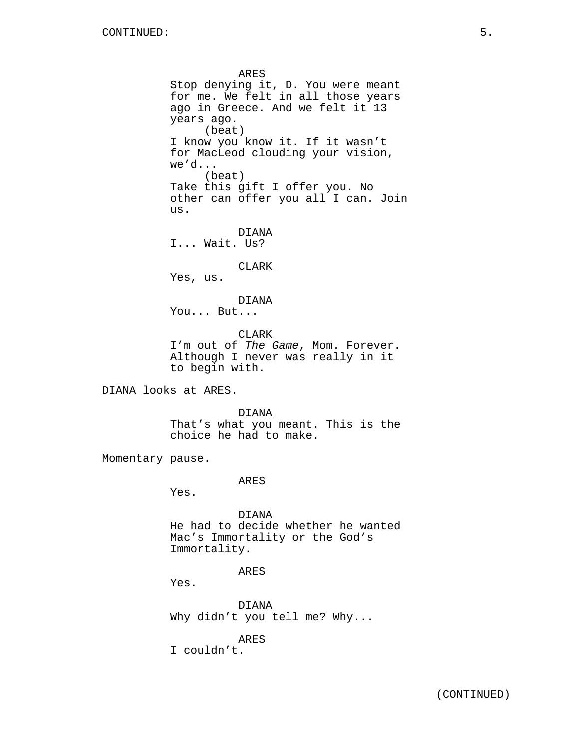ARES
Stop denying it, D. You were meant for me. We felt in all those years ago in Greece. And we felt it 13 years ago.
(beat)
I know you know it. If it wasn't for MacLeod clouding your vision, we'd...
(beat)
Take this gift I offer you. No other can offer you all I can. Join us.

DIANA
I... Wait. Us?

CLARK
Yes, us.

DIANA
You... But...

CLARK
I'm out of *The Game*, Mom. Forever. Although I never was really in it to begin with.

DIANA looks at ARES.

DIANA
That's what you meant. This is the choice he had to make.

Momentary pause.

ARES
Yes.

DIANA
He had to decide whether he wanted Mac's Immortality or the God's Immortality.

ARES
Yes.

DIANA
Why didn't you tell me? Why...

ARES
I couldn't.

(CONTINUED)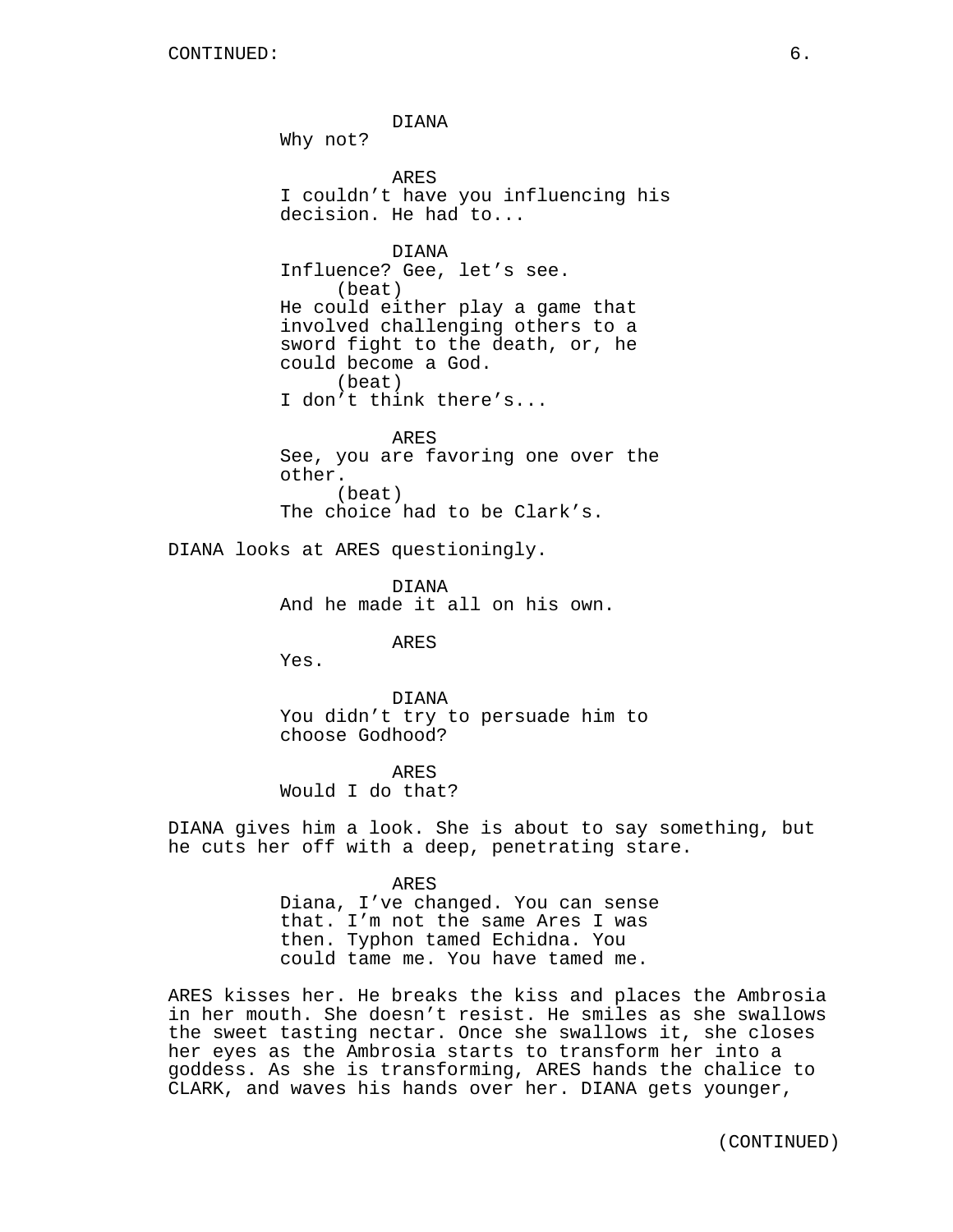DIANA
Why not?

ARES
I couldn't have you influencing his decision. He had to...

DIANA
Influence? Gee, let's see.
(beat)
He could either play a game that involved challenging others to a sword fight to the death, or, he could become a God.
(beat)
I don't think there's...

ARES
See, you are favoring one over the other.
(beat)
The choice had to be Clark's.

DIANA looks at ARES questioningly.

DIANA
And he made it all on his own.

ARES
Yes.

DIANA
You didn't try to persuade him to choose Godhood?

ARES
Would I do that?

DIANA gives him a look. She is about to say something, but he cuts her off with a deep, penetrating stare.

ARES
Diana, I've changed. You can sense that. I'm not the same Ares I was then. Typhon tamed Echidna. You could tame me. You have tamed me.

ARES kisses her. He breaks the kiss and places the Ambrosia in her mouth. She doesn't resist. He smiles as she swallows the sweet tasting nectar. Once she swallows it, she closes her eyes as the Ambrosia starts to transform her into a goddess. As she is transforming, ARES hands the chalice to CLARK, and waves his hands over her. DIANA gets younger,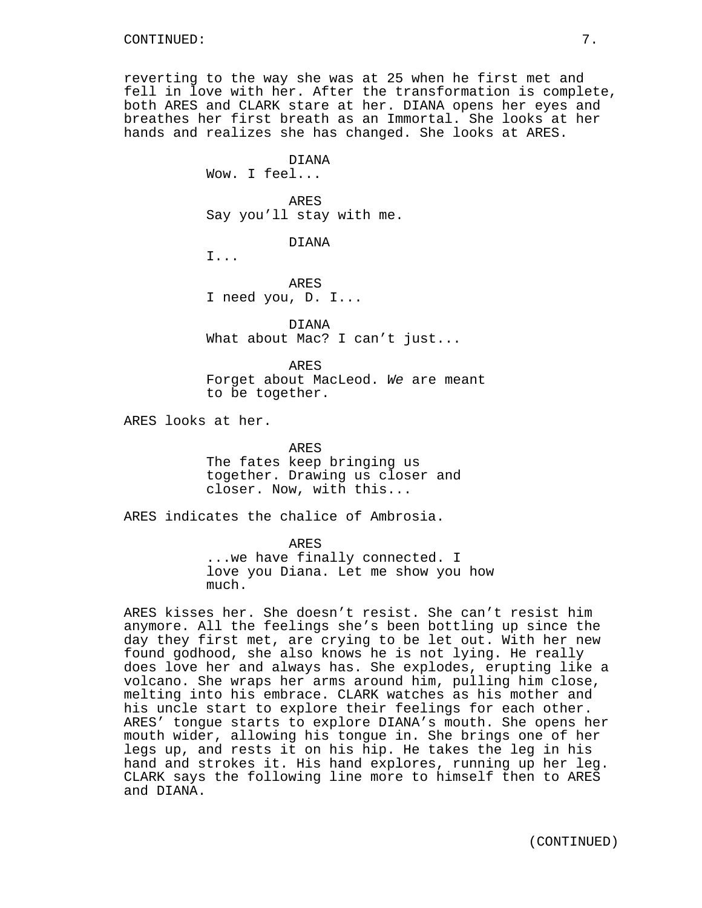reverting to the way she was at 25 when he first met and fell in love with her. After the transformation is complete, both ARES and CLARK stare at her. DIANA opens her eyes and breathes her first breath as an Immortal. She looks at her hands and realizes she has changed. She looks at ARES.

DIANA
Wow. I feel...

ARES
Say you'll stay with me.

DIANA
I...

ARES
I need you, D. I...

DIANA
What about Mac? I can't just...

ARES
Forget about MacLeod. *We* are meant to be together.

ARES looks at her.

ARES
The fates keep bringing us together. Drawing us closer and closer. Now, with this...

ARES indicates the chalice of Ambrosia.

ARES
...we have finally connected. I love you Diana. Let me show you how much.

ARES kisses her. She doesn't resist. She can't resist him anymore. All the feelings she's been bottling up since the day they first met, are crying to be let out. With her new found godhood, she also knows he is not lying. He really does love her and always has. She explodes, erupting like a volcano. She wraps her arms around him, pulling him close, melting into his embrace. CLARK watches as his mother and his uncle start to explore their feelings for each other. ARES' tongue starts to explore DIANA's mouth. She opens her mouth wider, allowing his tongue in. She brings one of her legs up, and rests it on his hip. He takes the leg in his hand and strokes it. His hand explores, running up her leg. CLARK says the following line more to himself then to ARES and DIANA.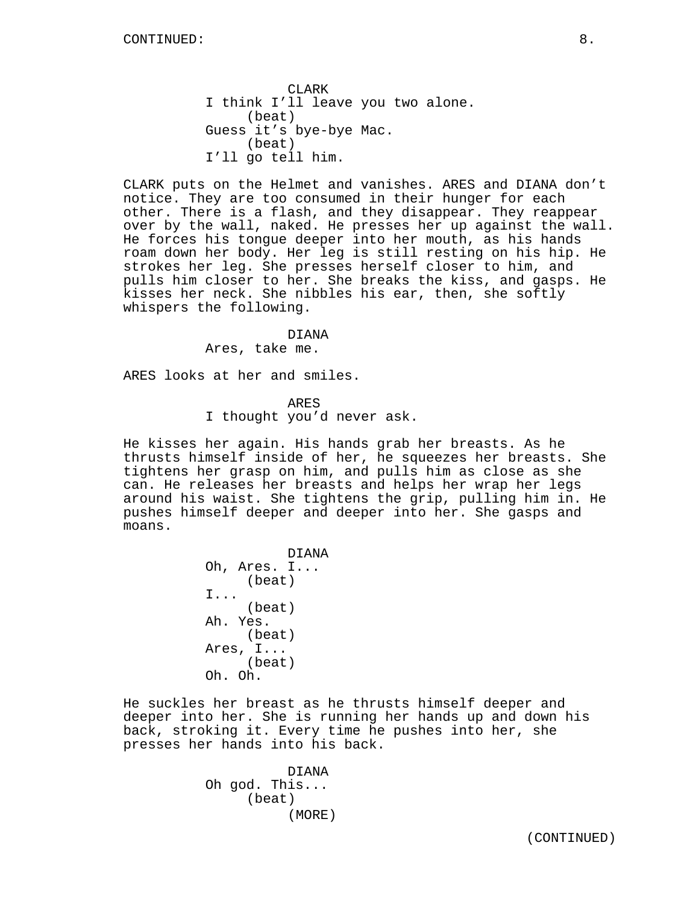CLARK
I think I'll leave you two alone.
(beat)
Guess it's bye-bye Mac.
(beat)
I'll go tell him.

CLARK puts on the Helmet and vanishes. ARES and DIANA don't notice. They are too consumed in their hunger for each other. There is a flash, and they disappear. They reappear over by the wall, naked. He presses her up against the wall. He forces his tongue deeper into her mouth, as his hands roam down her body. Her leg is still resting on his hip. He strokes her leg. She presses herself closer to him, and pulls him closer to her. She breaks the kiss, and gasps. He kisses her neck. She nibbles his ear, then, she softly whispers the following.

DIANA
Ares, take me.

ARES looks at her and smiles.

ARES
I thought you'd never ask.

He kisses her again. His hands grab her breasts. As he thrusts himself inside of her, he squeezes her breasts. She tightens her grasp on him, and pulls him as close as she can. He releases her breasts and helps her wrap her legs around his waist. She tightens the grip, pulling him in. He pushes himself deeper and deeper into her. She gasps and moans.

DIANA
Oh, Ares. I...
(beat)
I...
(beat)
Ah. Yes.
(beat)
Ares, I...
(beat)
Oh. Oh.

He suckles her breast as he thrusts himself deeper and deeper into her. She is running her hands up and down his back, stroking it. Every time he pushes into her, she presses her hands into his back.

DIANA
Oh god. This...
(beat)
(MORE)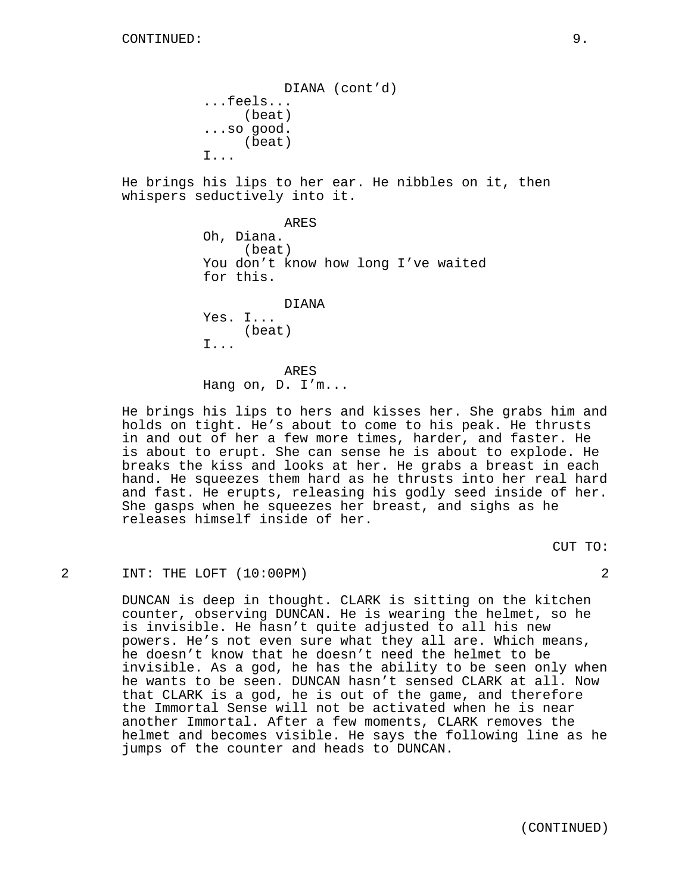CONTINUED:

DIANA (cont'd)
...feels...
(beat)
...so good.
(beat)
I...

He brings his lips to her ear. He nibbles on it, then whispers seductively into it.

ARES
Oh, Diana.
(beat)
You don't know how long I've waited for this.

DIANA
Yes. I...
(beat)
I...

ARES
Hang on, D. I'm...

He brings his lips to hers and kisses her. She grabs him and holds on tight. He's about to come to his peak. He thrusts in and out of her a few more times, harder, and faster. He is about to erupt. She can sense he is about to explode. He breaks the kiss and looks at her. He grabs a breast in each hand. He squeezes them hard as he thrusts into her real hard and fast. He erupts, releasing his godly seed inside of her. She gasps when he squeezes her breast, and sighs as he releases himself inside of her.

CUT TO:

2 INT: THE LOFT (10:00PM) 2

DUNCAN is deep in thought. CLARK is sitting on the kitchen counter, observing DUNCAN. He is wearing the helmet, so he is invisible. He hasn't quite adjusted to all his new powers. He's not even sure what they all are. Which means, he doesn't know that he doesn't need the helmet to be invisible. As a god, he has the ability to be seen only when he wants to be seen. DUNCAN hasn't sensed CLARK at all. Now that CLARK is a god, he is out of the game, and therefore the Immortal Sense will not be activated when he is near another Immortal. After a few moments, CLARK removes the helmet and becomes visible. He says the following line as he jumps of the counter and heads to DUNCAN.

(CONTINUED)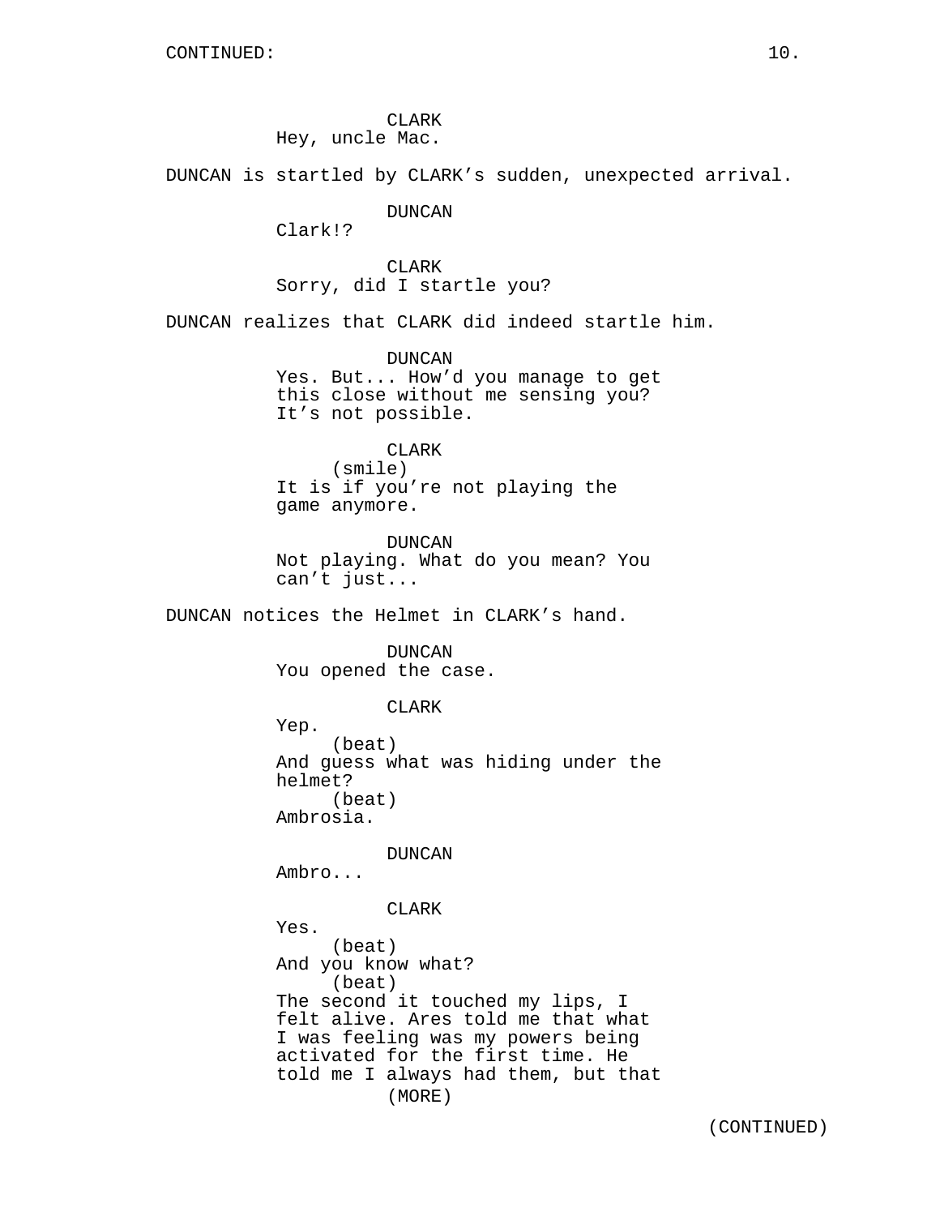CLARK
Hey, uncle Mac.

DUNCAN is startled by CLARK's sudden, unexpected arrival.

DUNCAN
Clark!?

CLARK
Sorry, did I startle you?

DUNCAN realizes that CLARK did indeed startle him.

DUNCAN
Yes. But... How'd you manage to get this close without me sensing you? It's not possible.

CLARK
(smile)
It is if you're not playing the game anymore.

DUNCAN
Not playing. What do you mean? You can't just...

DUNCAN notices the Helmet in CLARK's hand.

DUNCAN
You opened the case.

CLARK
Yep.
(beat)
And guess what was hiding under the helmet?
(beat)
Ambrosia.

DUNCAN
Ambro...

CLARK
Yes.
(beat)
And you know what?
(beat)
The second it touched my lips, I felt alive. Ares told me that what I was feeling was my powers being activated for the first time. He told me I always had them, but that
(MORE)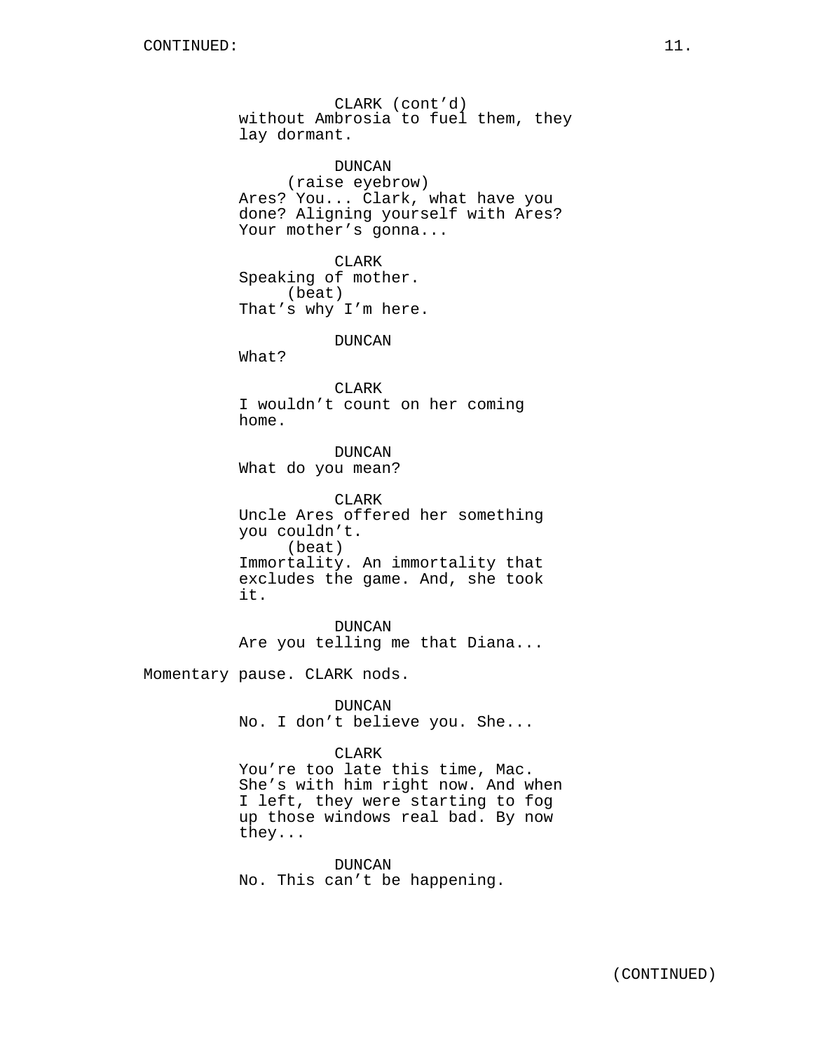CLARK (cont'd)
without Ambrosia to fuel them, they lay dormant.

DUNCAN
(raise eyebrow)
Ares? You... Clark, what have you done? Aligning yourself with Ares? Your mother's gonna...

CLARK
Speaking of mother.
(beat)
That's why I'm here.

DUNCAN
What?

CLARK
I wouldn't count on her coming home.

DUNCAN
What do you mean?

CLARK
Uncle Ares offered her something you couldn't.
(beat)
Immortality. An immortality that excludes the game. And, she took it.

DUNCAN
Are you telling me that Diana...

Momentary pause. CLARK nods.

DUNCAN
No. I don't believe you. She...

CLARK
You're too late this time, Mac. She's with him right now. And when I left, they were starting to fog up those windows real bad. By now they...

DUNCAN
No. This can't be happening.

(CONTINUED)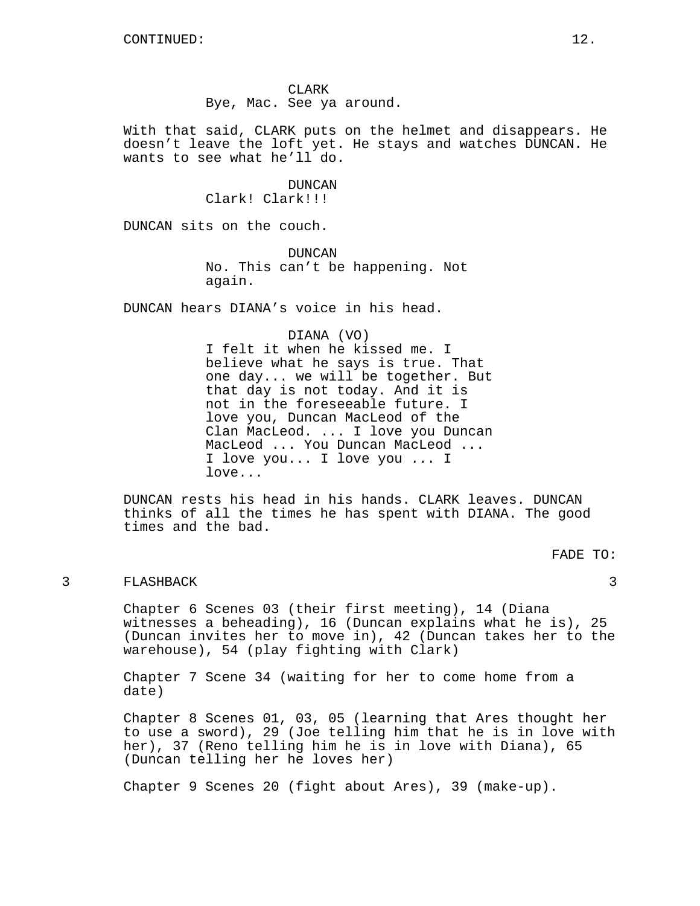CONTINUED:

CLARK
Bye, Mac. See ya around.

With that said, CLARK puts on the helmet and disappears. He doesn't leave the loft yet. He stays and watches DUNCAN. He wants to see what he'll do.

DUNCAN
Clark! Clark!!!

DUNCAN sits on the couch.

DUNCAN
No. This can't be happening. Not again.

DUNCAN hears DIANA's voice in his head.

DIANA (VO)
I felt it when he kissed me. I believe what he says is true. That one day... we will be together. But that day is not today. And it is not in the foreseeable future. I love you, Duncan MacLeod of the Clan MacLeod. ... I love you Duncan MacLeod ... You Duncan MacLeod ... I love you... I love you ... I love...

DUNCAN rests his head in his hands. CLARK leaves. DUNCAN thinks of all the times he has spent with DIANA. The good times and the bad.

FADE TO:

3 FLASHBACK 3

Chapter 6 Scenes 03 (their first meeting), 14 (Diana witnesses a beheading), 16 (Duncan explains what he is), 25 (Duncan invites her to move in), 42 (Duncan takes her to the warehouse), 54 (play fighting with Clark)

Chapter 7 Scene 34 (waiting for her to come home from a date)

Chapter 8 Scenes 01, 03, 05 (learning that Ares thought her to use a sword), 29 (Joe telling him that he is in love with her), 37 (Reno telling him he is in love with Diana), 65 (Duncan telling her he loves her)

Chapter 9 Scenes 20 (fight about Ares), 39 (make-up).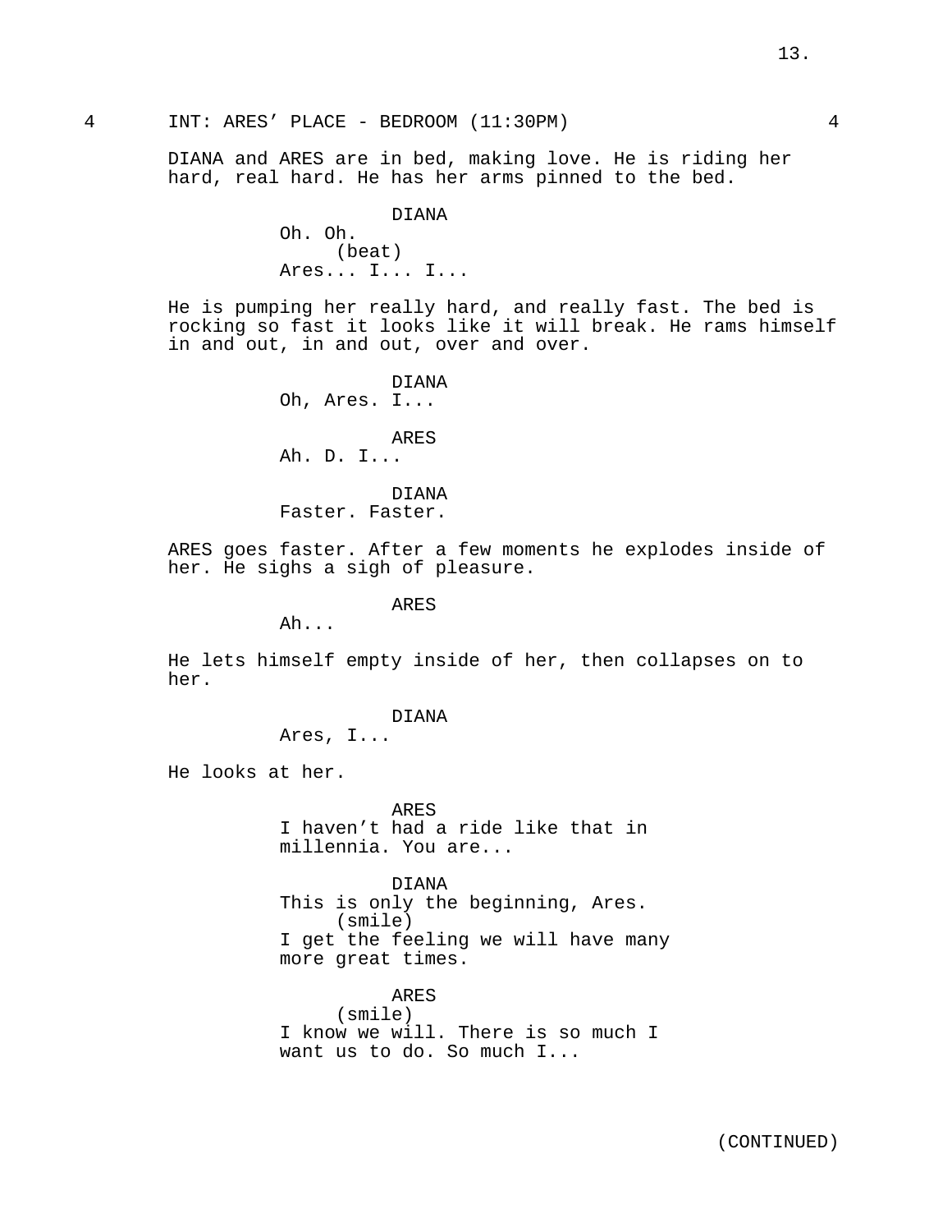4 INT: ARES' PLACE - BEDROOM (11:30PM) 4

DIANA and ARES are in bed, making love. He is riding her hard, real hard. He has her arms pinned to the bed.

DIANA
Oh. Oh.
(beat)
Ares... I... I...

He is pumping her really hard, and really fast. The bed is rocking so fast it looks like it will break. He rams himself in and out, in and out, over and over.

DIANA
Oh, Ares. I...

ARES
Ah. D. I...

DIANA
Faster. Faster.

ARES goes faster. After a few moments he explodes inside of her. He sighs a sigh of pleasure.

ARES
Ah...

He lets himself empty inside of her, then collapses on to her.

DIANA
Ares, I...

He looks at her.

ARES
I haven't had a ride like that in millennia. You are...

DIANA
This is only the beginning, Ares.
(smile)
I get the feeling we will have many more great times.

ARES
(smile)
I know we will. There is so much I want us to do. So much I...

(CONTINUED)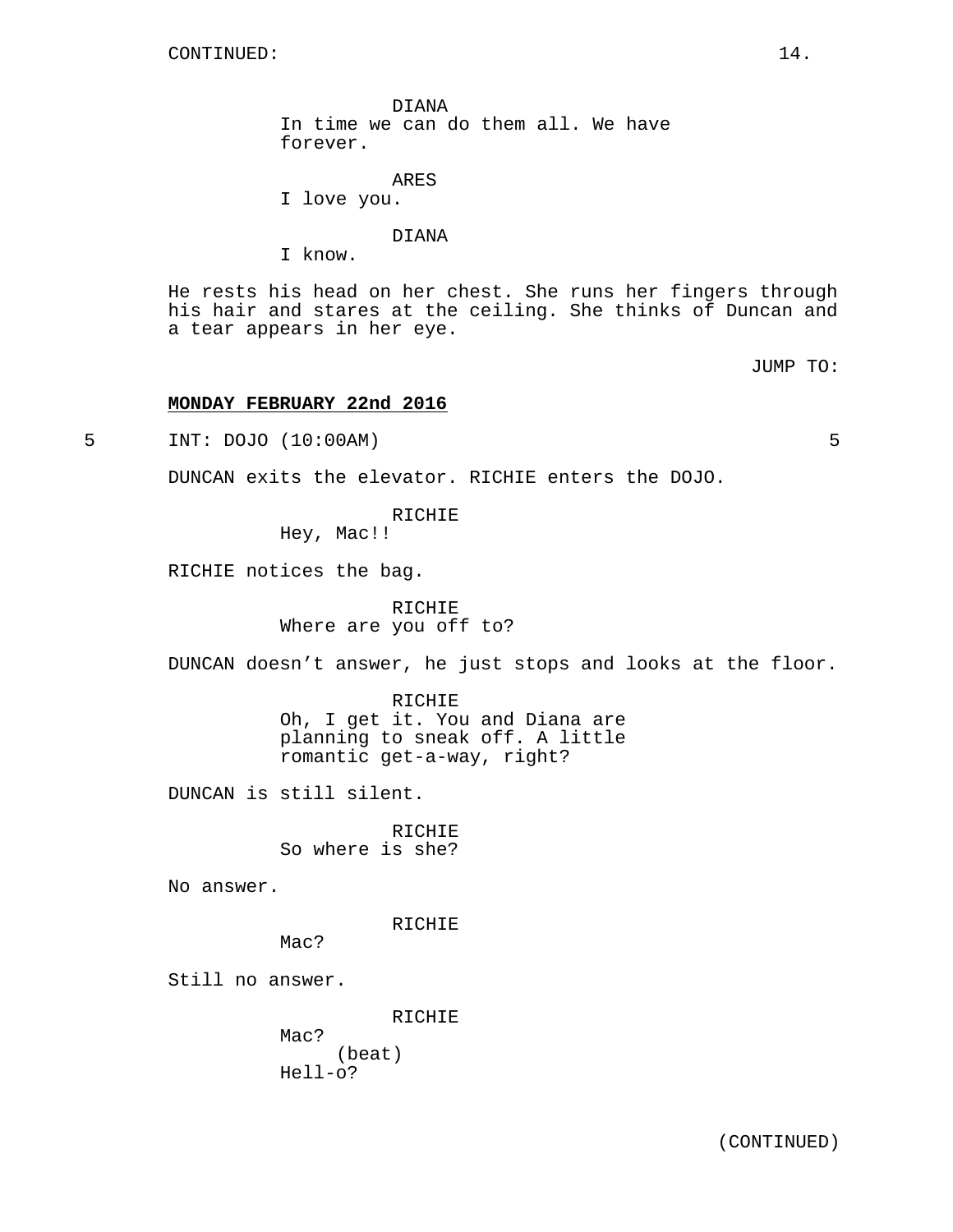DIANA
In time we can do them all. We have forever.

ARES
I love you.

DIANA
I know.

He rests his head on her chest. She runs her fingers through his hair and stares at the ceiling. She thinks of Duncan and a tear appears in her eye.

JUMP TO:

**MONDAY FEBRUARY 22nd 2016**

5 INT: DOJO (10:00AM) 5

DUNCAN exits the elevator. RICHIE enters the DOJO.

RICHIE
Hey, Mac!!

RICHIE notices the bag.

RICHIE
Where are you off to?

DUNCAN doesn't answer, he just stops and looks at the floor.

RICHIE
Oh, I get it. You and Diana are planning to sneak off. A little romantic get-a-way, right?

DUNCAN is still silent.

RICHIE
So where is she?

No answer.

RICHIE
Mac?

Still no answer.

RICHIE
Mac?
(beat)
Hell-o?

(CONTINUED)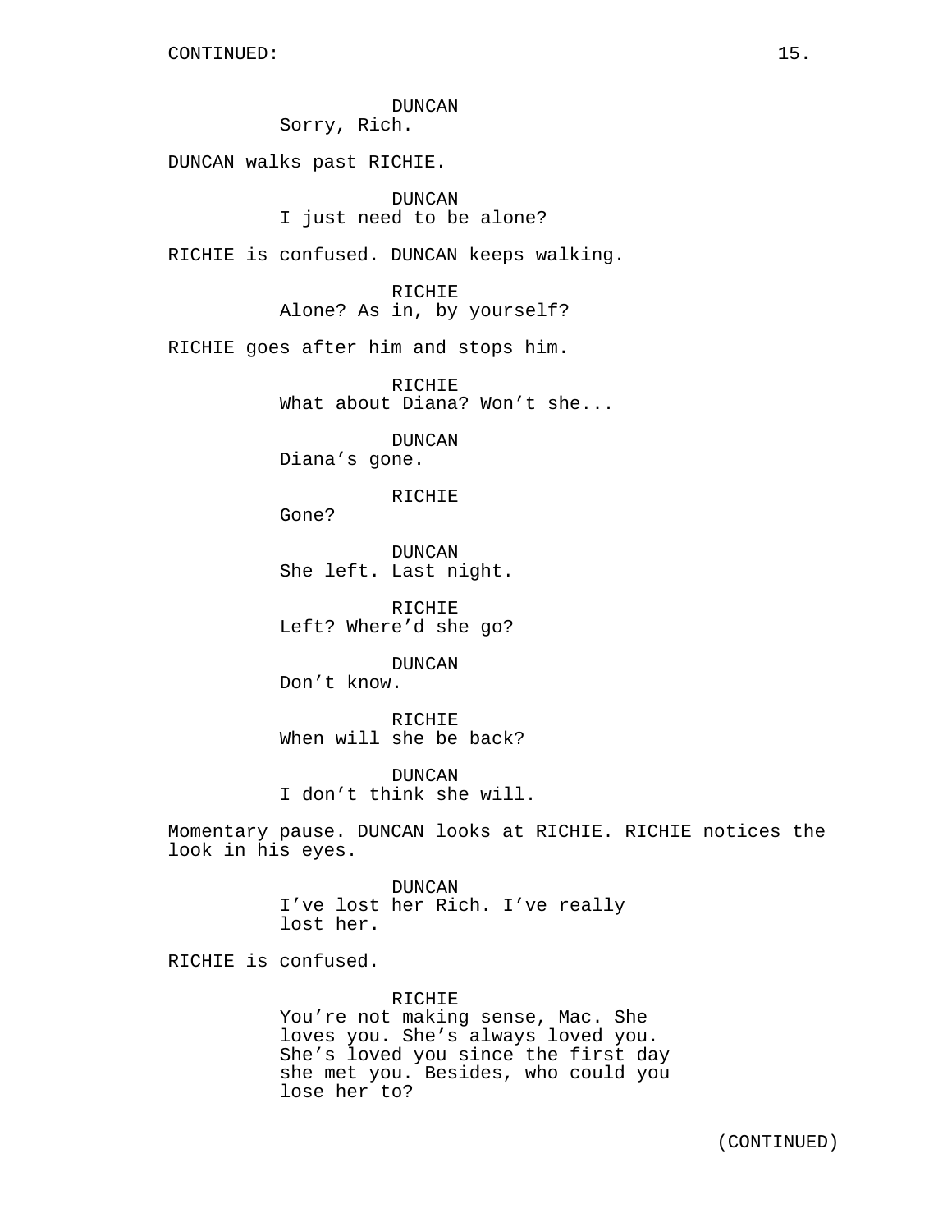DUNCAN
Sorry, Rich.

DUNCAN walks past RICHIE.

DUNCAN
I just need to be alone?

RICHIE is confused. DUNCAN keeps walking.

RICHIE
Alone? As in, by yourself?

RICHIE goes after him and stops him.

RICHIE
What about Diana? Won't she...

DUNCAN
Diana's gone.

RICHIE
Gone?

DUNCAN
She left. Last night.

RICHIE
Left? Where'd she go?

DUNCAN
Don't know.

RICHIE
When will she be back?

DUNCAN
I don't think she will.

Momentary pause. DUNCAN looks at RICHIE. RICHIE notices the look in his eyes.

DUNCAN
I've lost her Rich. I've really lost her.

RICHIE is confused.

RICHIE
You're not making sense, Mac. She loves you. She's always loved you. She's loved you since the first day she met you. Besides, who could you lose her to?

(CONTINUED)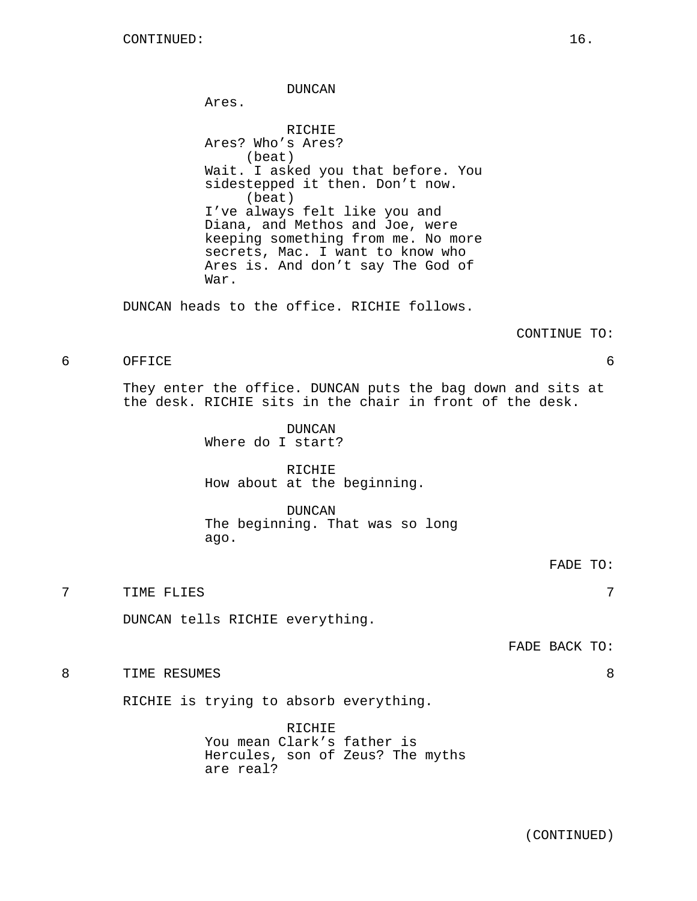CONTINUED:

DUNCAN
Ares.

RICHIE
Ares? Who's Ares?
(beat)
Wait. I asked you that before. You sidestepped it then. Don't now.
(beat)
I've always felt like you and Diana, and Methos and Joe, were keeping something from me. No more secrets, Mac. I want to know who Ares is. And don't say The God of War.

DUNCAN heads to the office. RICHIE follows.

CONTINUE TO:

6 OFFICE 6

They enter the office. DUNCAN puts the bag down and sits at the desk. RICHIE sits in the chair in front of the desk.

DUNCAN
Where do I start?

RICHIE
How about at the beginning.

DUNCAN
The beginning. That was so long ago.

FADE TO:

7 TIME FLIES 7

DUNCAN tells RICHIE everything.

FADE BACK TO:

8 TIME RESUMES 8

RICHIE is trying to absorb everything.

RICHIE
You mean Clark's father is Hercules, son of Zeus? The myths are real?

(CONTINUED)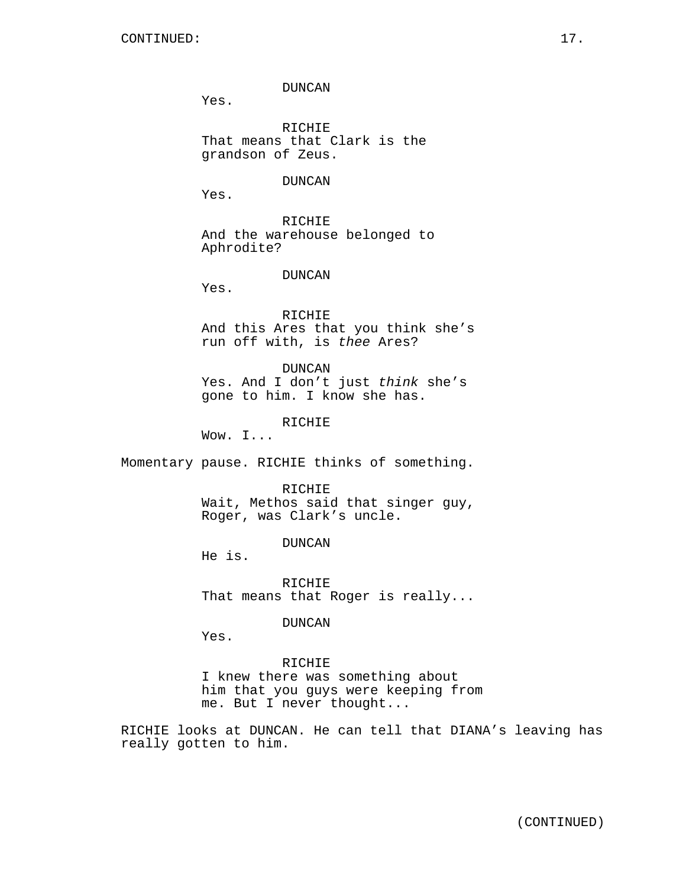CONTINUED:

DUNCAN
Yes.

RICHIE
That means that Clark is the grandson of Zeus.

DUNCAN
Yes.

RICHIE
And the warehouse belonged to Aphrodite?

DUNCAN
Yes.

RICHIE
And this Ares that you think she's run off with, is *thee* Ares?

DUNCAN
Yes. And I don't just *think* she's gone to him. I know she has.

RICHIE
Wow. I...

Momentary pause. RICHIE thinks of something.

RICHIE
Wait, Methos said that singer guy, Roger, was Clark's uncle.

DUNCAN
He is.

RICHIE
That means that Roger is really...

DUNCAN
Yes.

RICHIE
I knew there was something about him that you guys were keeping from me. But I never thought...

RICHIE looks at DUNCAN. He can tell that DIANA's leaving has really gotten to him.

(CONTINUED)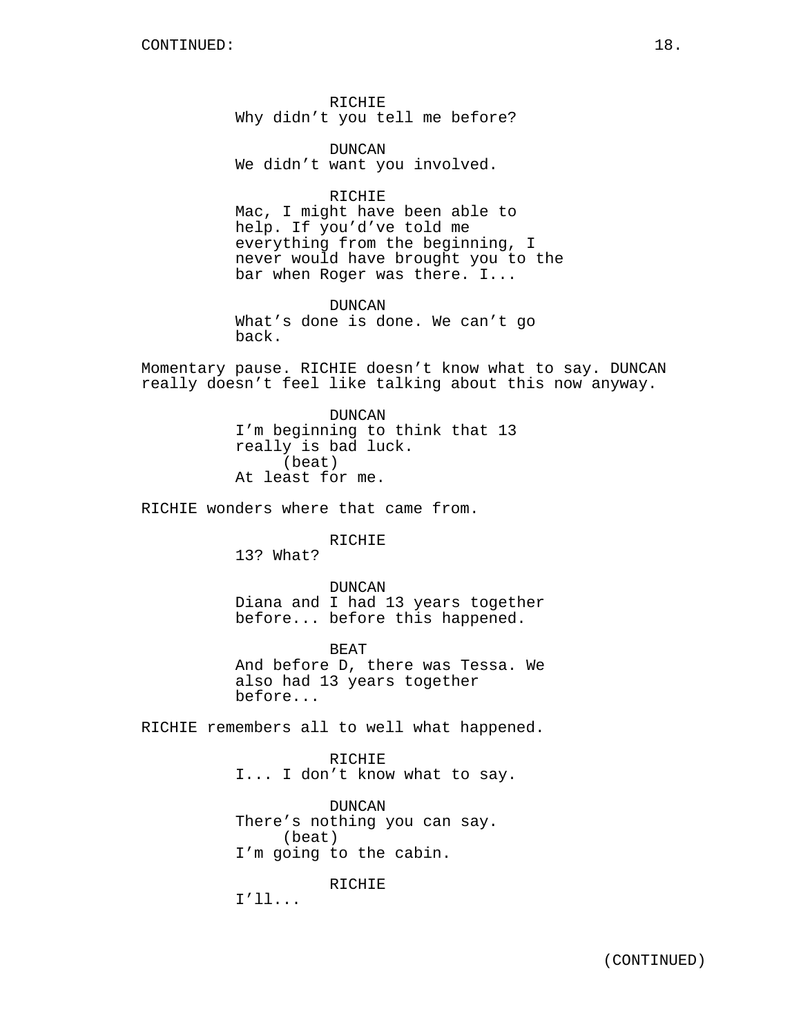CONTINUED:

RICHIE
Why didn't you tell me before?

DUNCAN
We didn't want you involved.

RICHIE
Mac, I might have been able to help. If you'd've told me everything from the beginning, I never would have brought you to the bar when Roger was there. I...

DUNCAN
What's done is done. We can't go back.

Momentary pause. RICHIE doesn't know what to say. DUNCAN really doesn't feel like talking about this now anyway.

DUNCAN
I'm beginning to think that 13 really is bad luck.
(beat)
At least for me.

RICHIE wonders where that came from.

RICHIE
13? What?

DUNCAN
Diana and I had 13 years together before... before this happened.

BEAT
And before D, there was Tessa. We also had 13 years together before...

RICHIE remembers all to well what happened.

RICHIE
I... I don't know what to say.

DUNCAN
There's nothing you can say.
(beat)
I'm going to the cabin.

RICHIE
I'll...

(CONTINUED)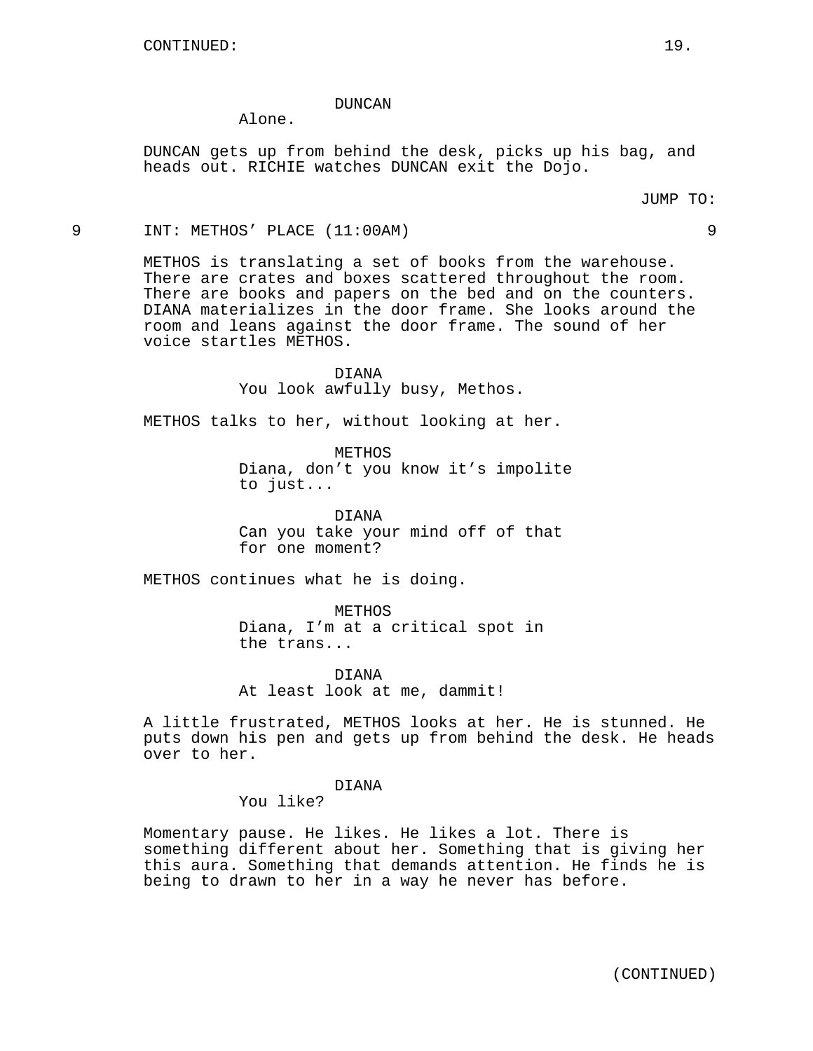DUNCAN

Alone.

DUNCAN gets up from behind the desk, picks up his bag, and heads out. RICHIE watches DUNCAN exit the Dojo.

JUMP TO:

9 INT: METHOS' PLACE (11:00AM) 9

METHOS is translating a set of books from the warehouse. There are crates and boxes scattered throughout the room. There are books and papers on the bed and on the counters. DIANA materializes in the door frame. She looks around the room and leans against the door frame. The sound of her voice startles METHOS.

DIANA

You look awfully busy, Methos.

METHOS talks to her, without looking at her.

METHOS

Diana, don't you know it's impolite to just...

DIANA

Can you take your mind off of that for one moment?

METHOS continues what he is doing.

METHOS

Diana, I'm at a critical spot in the trans...

DIANA

At least look at me, dammit!

A little frustrated, METHOS looks at her. He is stunned. He puts down his pen and gets up from behind the desk. He heads over to her.

DIANA

You like?

Momentary pause. He likes. He likes a lot. There is something different about her. Something that is giving her this aura. Something that demands attention. He finds he is being to drawn to her in a way he never has before.

(CONTINUED)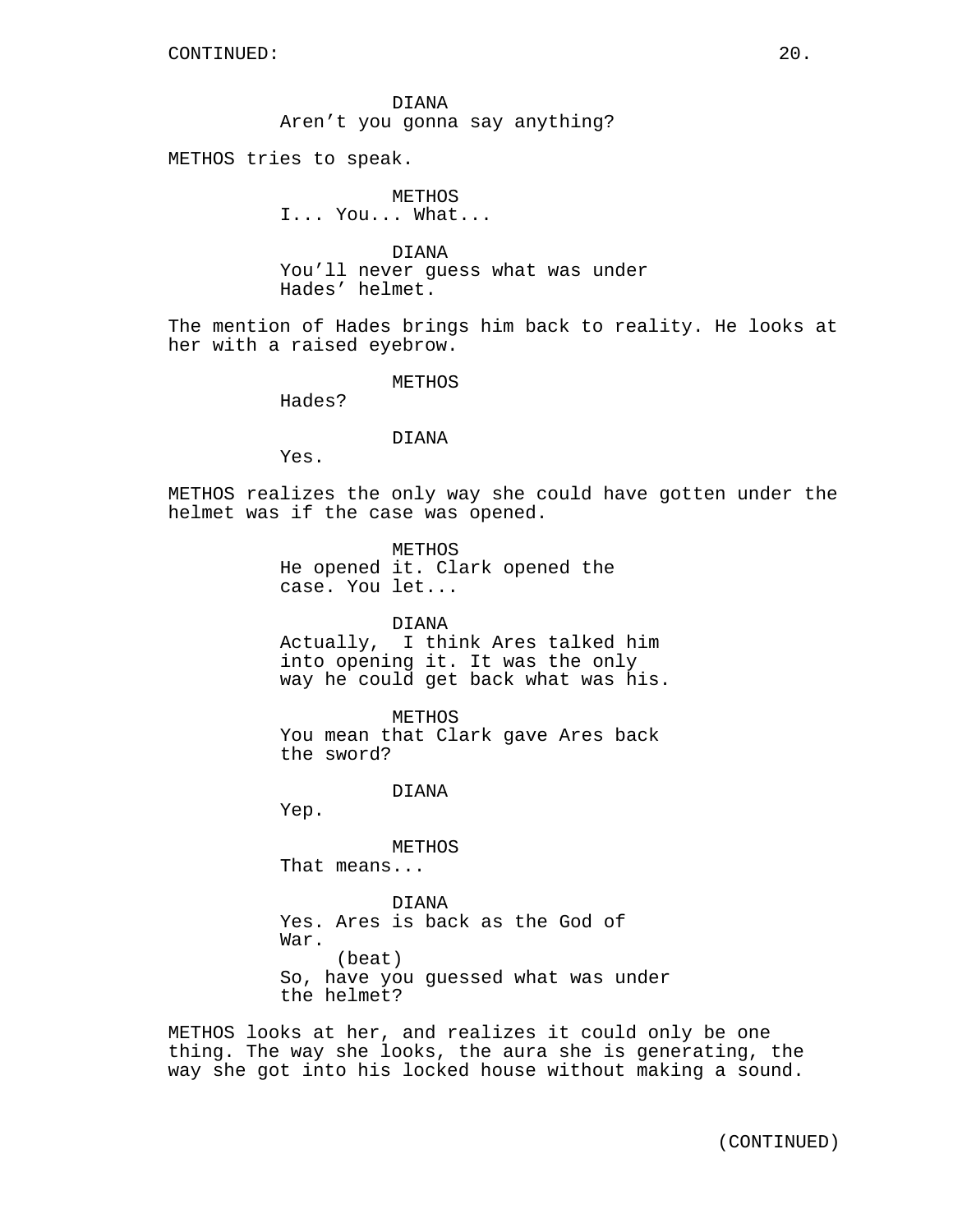CONTINUED:

DIANA
Aren't you gonna say anything?

METHOS tries to speak.

METHOS
I... You... What...

DIANA
You'll never guess what was under Hades' helmet.

The mention of Hades brings him back to reality. He looks at her with a raised eyebrow.

METHOS
Hades?

DIANA
Yes.

METHOS realizes the only way she could have gotten under the helmet was if the case was opened.

METHOS
He opened it. Clark opened the case. You let...

DIANA
Actually, I think Ares talked him into opening it. It was the only way he could get back what was his.

METHOS
You mean that Clark gave Ares back the sword?

DIANA
Yep.

METHOS
That means...

DIANA
Yes. Ares is back as the God of War.
(beat)
So, have you guessed what was under the helmet?

METHOS looks at her, and realizes it could only be one thing. The way she looks, the aura she is generating, the way she got into his locked house without making a sound.

(CONTINUED)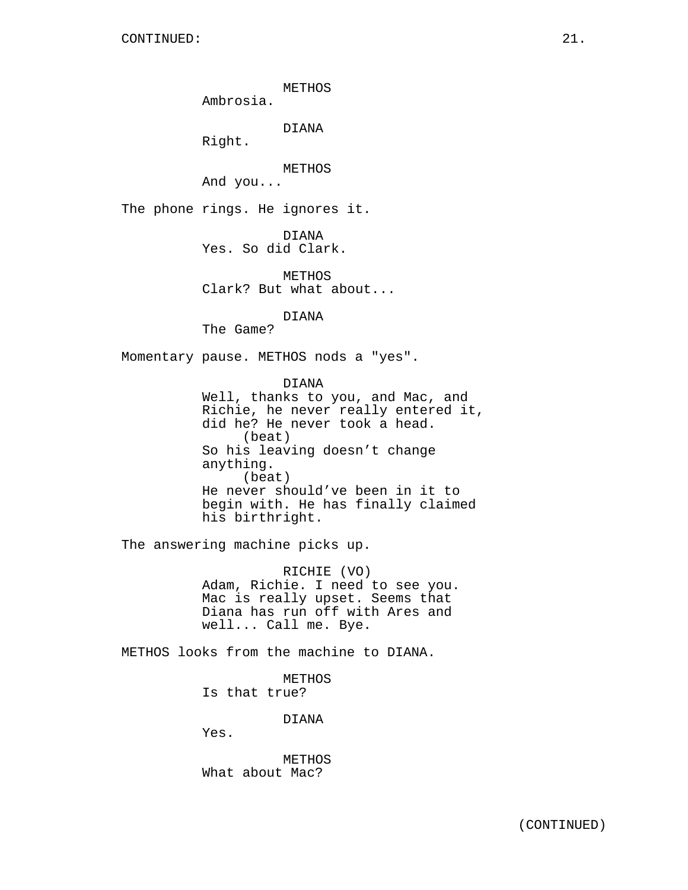METHOS
Ambrosia.

DIANA
Right.

METHOS
And you...

The phone rings. He ignores it.

DIANA
Yes. So did Clark.

METHOS
Clark? But what about...

DIANA
The Game?

Momentary pause. METHOS nods a "yes".

DIANA
Well, thanks to you, and Mac, and Richie, he never really entered it, did he? He never took a head.
(beat)
So his leaving doesn't change anything.
(beat)
He never should've been in it to begin with. He has finally claimed his birthright.

The answering machine picks up.

RICHIE (VO)
Adam, Richie. I need to see you. Mac is really upset. Seems that Diana has run off with Ares and well... Call me. Bye.

METHOS looks from the machine to DIANA.

METHOS
Is that true?

DIANA
Yes.

METHOS
What about Mac?

(CONTINUED)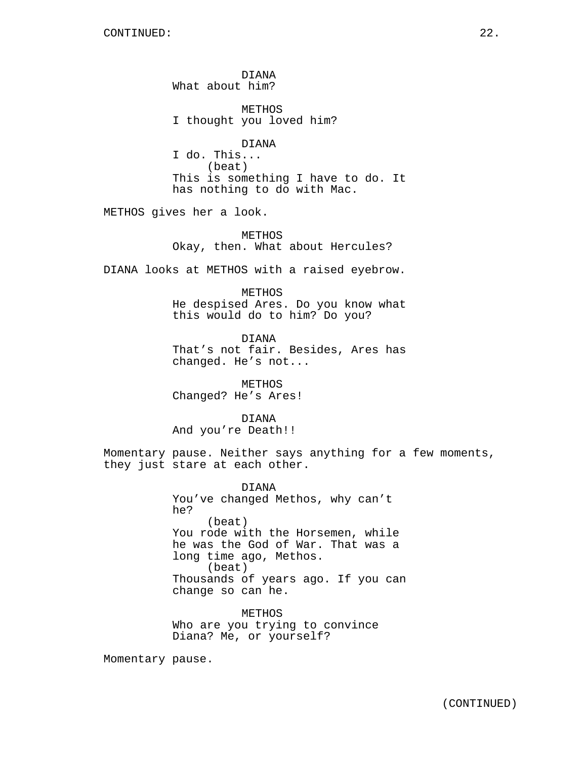DIANA
What about him?

METHOS
I thought you loved him?

DIANA
I do. This...
(beat)
This is something I have to do. It has nothing to do with Mac.

METHOS gives her a look.

METHOS
Okay, then. What about Hercules?

DIANA looks at METHOS with a raised eyebrow.

METHOS
He despised Ares. Do you know what this would do to him? Do you?

DIANA
That’s not fair. Besides, Ares has changed. He’s not...

METHOS
Changed? He’s Ares!

DIANA
And you’re Death!!

Momentary pause. Neither says anything for a few moments, they just stare at each other.

DIANA
You’ve changed Methos, why can’t he?
(beat)
You rode with the Horsemen, while he was the God of War. That was a long time ago, Methos.
(beat)
Thousands of years ago. If you can change so can he.

METHOS
Who are you trying to convince Diana? Me, or yourself?

Momentary pause.

(CONTINUED)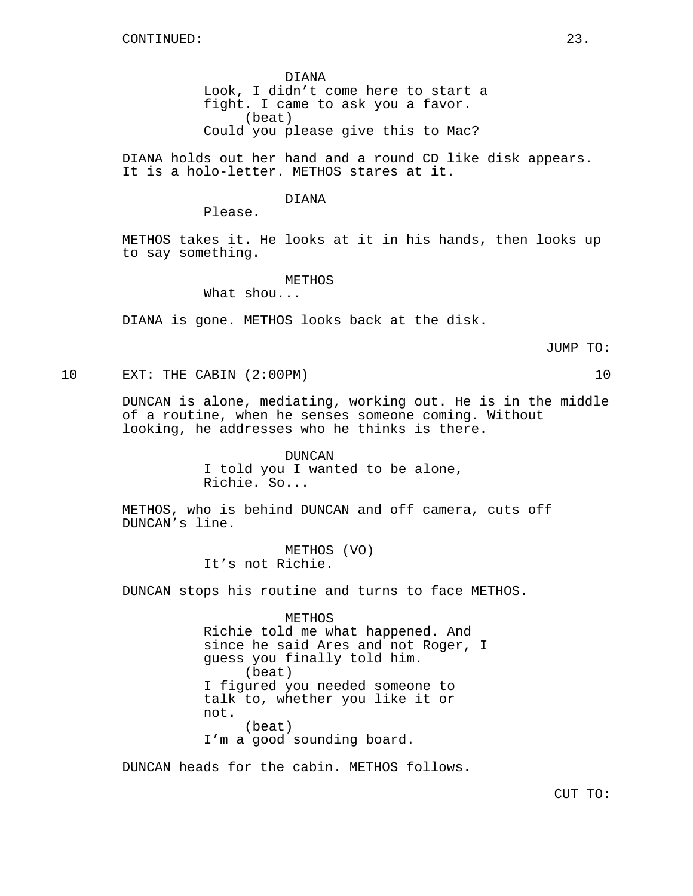CONTINUED:

DIANA
Look, I didn't come here to start a fight. I came to ask you a favor.
(beat)
Could you please give this to Mac?

DIANA holds out her hand and a round CD like disk appears. It is a holo-letter. METHOS stares at it.

DIANA
Please.

METHOS takes it. He looks at it in his hands, then looks up to say something.

METHOS
What shou...

DIANA is gone. METHOS looks back at the disk.

JUMP TO:

10 EXT: THE CABIN (2:00PM) 10

DUNCAN is alone, mediating, working out. He is in the middle of a routine, when he senses someone coming. Without looking, he addresses who he thinks is there.

DUNCAN
I told you I wanted to be alone, Richie. So...

METHOS, who is behind DUNCAN and off camera, cuts off DUNCAN's line.

METHOS (VO)
It's not Richie.

DUNCAN stops his routine and turns to face METHOS.

METHOS
Richie told me what happened. And since he said Ares and not Roger, I guess you finally told him.
(beat)
I figured you needed someone to talk to, whether you like it or not.
(beat)
I'm a good sounding board.

DUNCAN heads for the cabin. METHOS follows.

CUT TO: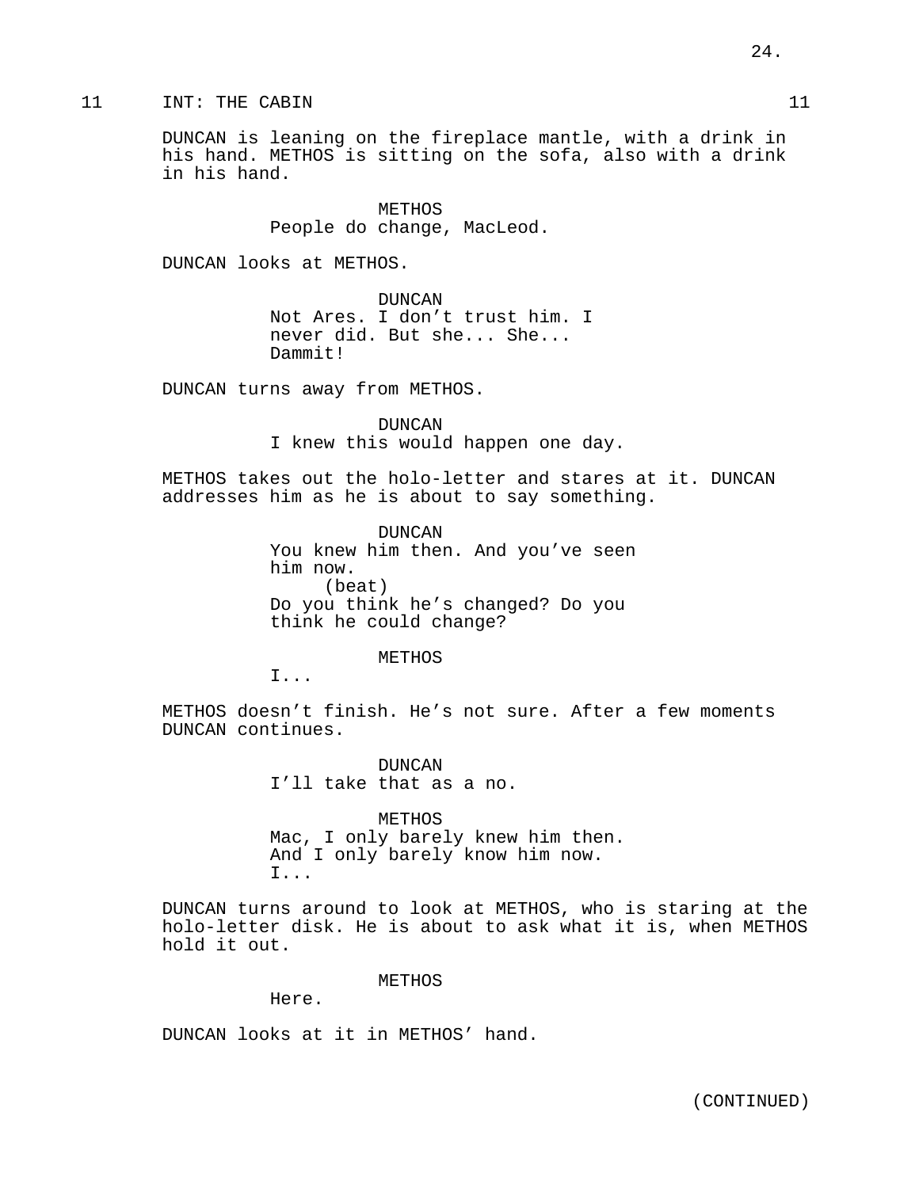11 INT: THE CABIN 11

DUNCAN is leaning on the fireplace mantle, with a drink in his hand. METHOS is sitting on the sofa, also with a drink in his hand.

METHOS
People do change, MacLeod.

DUNCAN looks at METHOS.

DUNCAN
Not Ares. I don't trust him. I never did. But she... She... Dammit!

DUNCAN turns away from METHOS.

DUNCAN
I knew this would happen one day.

METHOS takes out the holo-letter and stares at it. DUNCAN addresses him as he is about to say something.

DUNCAN
You knew him then. And you've seen him now.
(beat)
Do you think he's changed? Do you think he could change?

METHOS
I...

METHOS doesn't finish. He's not sure. After a few moments DUNCAN continues.

DUNCAN
I'll take that as a no.

METHOS
Mac, I only barely knew him then. And I only barely know him now.
I...

DUNCAN turns around to look at METHOS, who is staring at the holo-letter disk. He is about to ask what it is, when METHOS hold it out.

METHOS
Here.

DUNCAN looks at it in METHOS' hand.

(CONTINUED)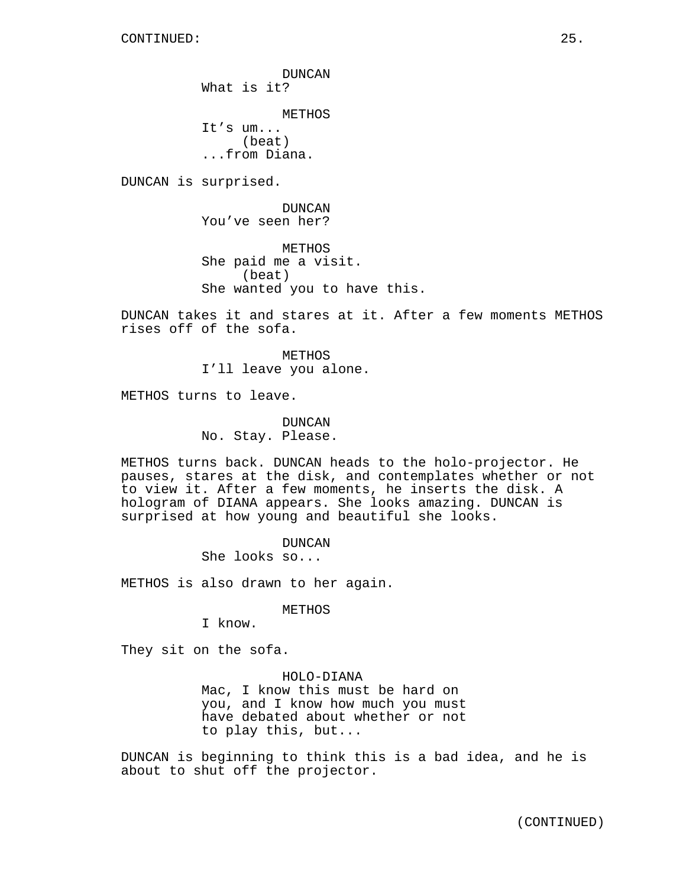CONTINUED:

DUNCAN
What is it?

METHOS
It's um...
(beat)
...from Diana.

DUNCAN is surprised.

DUNCAN
You've seen her?

METHOS
She paid me a visit.
(beat)
She wanted you to have this.

DUNCAN takes it and stares at it. After a few moments METHOS rises off of the sofa.

METHOS
I'll leave you alone.

METHOS turns to leave.

DUNCAN
No. Stay. Please.

METHOS turns back. DUNCAN heads to the holo-projector. He pauses, stares at the disk, and contemplates whether or not to view it. After a few moments, he inserts the disk. A hologram of DIANA appears. She looks amazing. DUNCAN is surprised at how young and beautiful she looks.

DUNCAN
She looks so...

METHOS is also drawn to her again.

METHOS
I know.

They sit on the sofa.

HOLO-DIANA
Mac, I know this must be hard on you, and I know how much you must have debated about whether or not to play this, but...

DUNCAN is beginning to think this is a bad idea, and he is about to shut off the projector.

(CONTINUED)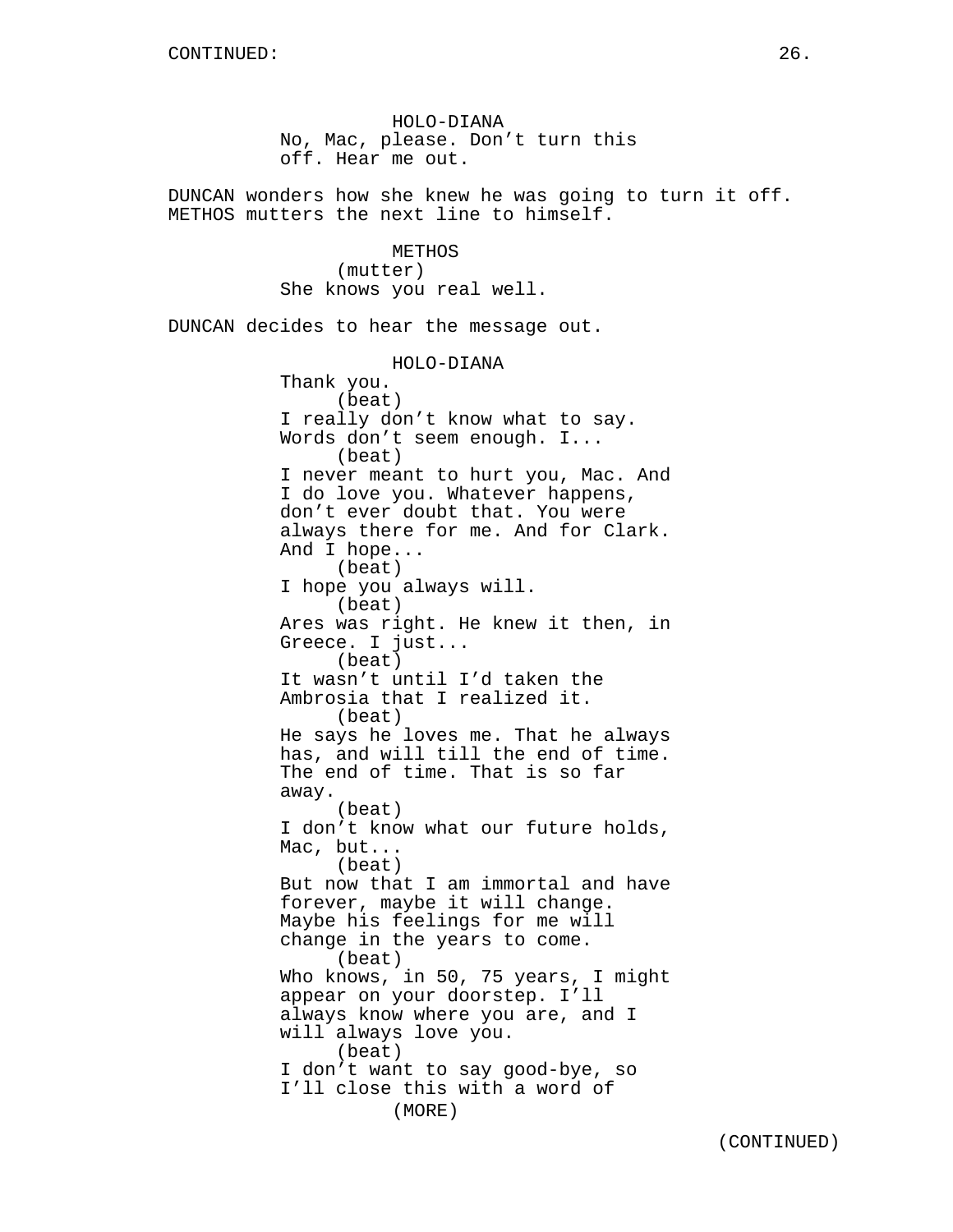HOLO-DIANA
No, Mac, please. Don't turn this off. Hear me out.

DUNCAN wonders how she knew he was going to turn it off. METHOS mutters the next line to himself.

METHOS
(mutter)
She knows you real well.

DUNCAN decides to hear the message out.

HOLO-DIANA
Thank you.
(beat)
I really don't know what to say. Words don't seem enough. I...
(beat)
I never meant to hurt you, Mac. And I do love you. Whatever happens, don't ever doubt that. You were always there for me. And for Clark. And I hope...
(beat)
I hope you always will.
(beat)
Ares was right. He knew it then, in Greece. I just...
(beat)
It wasn't until I'd taken the Ambrosia that I realized it.
(beat)
He says he loves me. That he always has, and will till the end of time. The end of time. That is so far away.
(beat)
I don't know what our future holds, Mac, but...
(beat)
But now that I am immortal and have forever, maybe it will change. Maybe his feelings for me will change in the years to come.
(beat)
Who knows, in 50, 75 years, I might appear on your doorstep. I'll always know where you are, and I will always love you.
(beat)
I don't want to say good-bye, so I'll close this with a word of
(MORE)

(CONTINUED)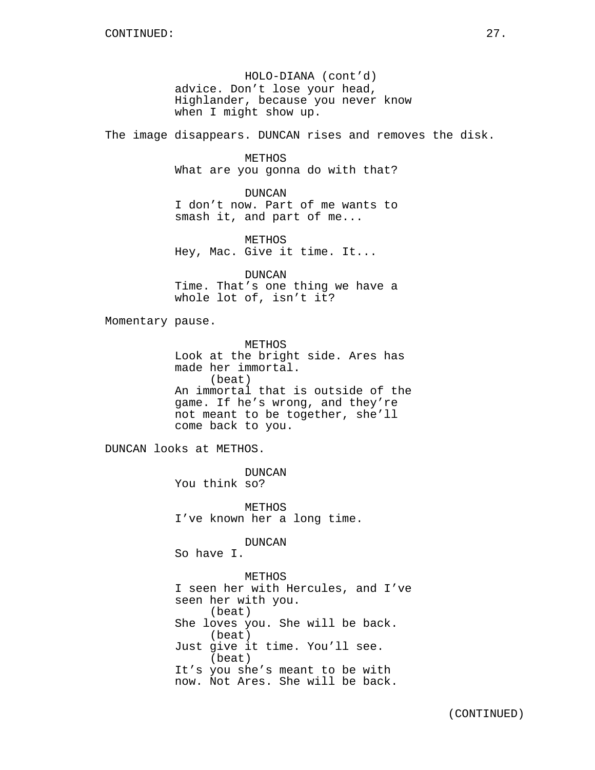CONTINUED:

HOLO-DIANA (cont'd)
advice. Don't lose your head, Highlander, because you never know when I might show up.

The image disappears. DUNCAN rises and removes the disk.

METHOS
What are you gonna do with that?

DUNCAN
I don't now. Part of me wants to smash it, and part of me...

METHOS
Hey, Mac. Give it time. It...

DUNCAN
Time. That's one thing we have a whole lot of, isn't it?

Momentary pause.

METHOS
Look at the bright side. Ares has made her immortal.
(beat)
An immortal that is outside of the game. If he's wrong, and they're not meant to be together, she'll come back to you.

DUNCAN looks at METHOS.

DUNCAN
You think so?

METHOS
I've known her a long time.

DUNCAN
So have I.

METHOS
I seen her with Hercules, and I've seen her with you.
(beat)
She loves you. She will be back.
(beat)
Just give it time. You'll see.
(beat)
It's you she's meant to be with now. Not Ares. She will be back.

(CONTINUED)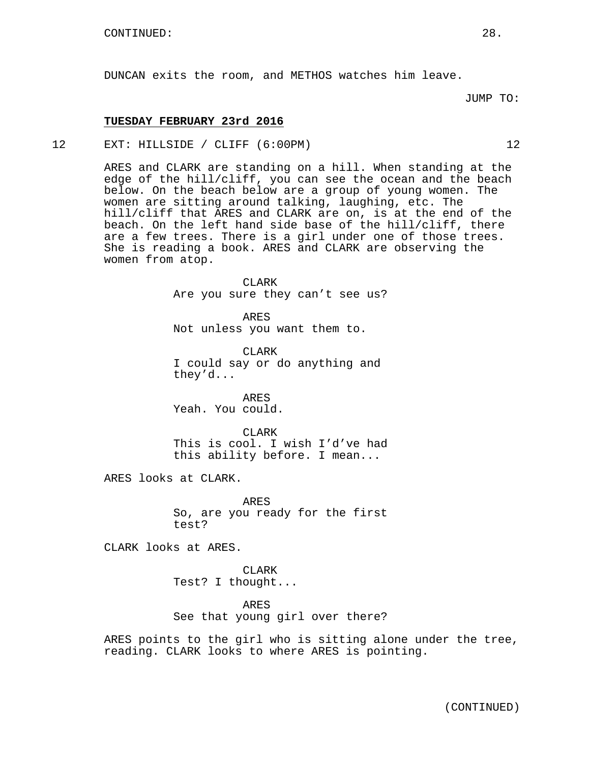CONTINUED:

DUNCAN exits the room, and METHOS watches him leave.

JUMP TO:

**TUESDAY FEBRUARY 23rd 2016**

12 EXT: HILLSIDE / CLIFF (6:00PM) 12

ARES and CLARK are standing on a hill. When standing at the edge of the hill/cliff, you can see the ocean and the beach below. On the beach below are a group of young women. The women are sitting around talking, laughing, etc. The hill/cliff that ARES and CLARK are on, is at the end of the beach. On the left hand side base of the hill/cliff, there are a few trees. There is a girl under one of those trees. She is reading a book. ARES and CLARK are observing the women from atop.

CLARK
Are you sure they can't see us?

ARES
Not unless you want them to.

CLARK
I could say or do anything and they'd...

ARES
Yeah. You could.

CLARK
This is cool. I wish I'd've had this ability before. I mean...

ARES looks at CLARK.

ARES
So, are you ready for the first test?

CLARK looks at ARES.

CLARK
Test? I thought...

ARES
See that young girl over there?

ARES points to the girl who is sitting alone under the tree, reading. CLARK looks to where ARES is pointing.

(CONTINUED)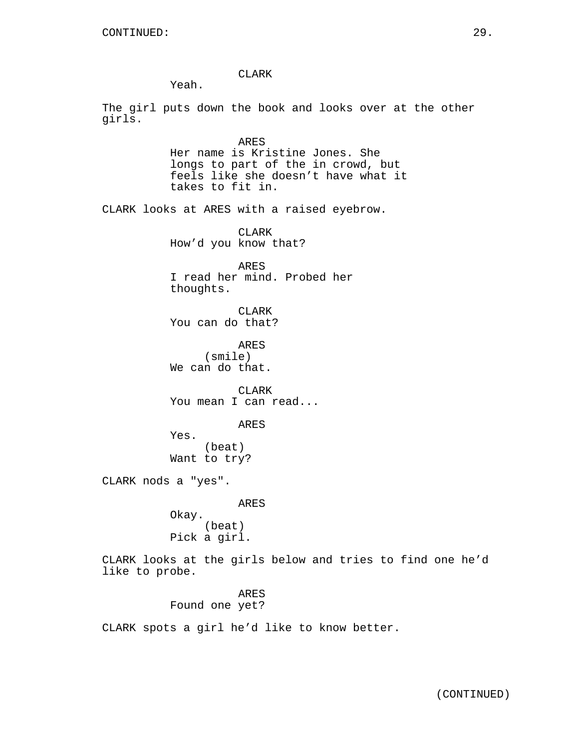CLARK
Yeah.

The girl puts down the book and looks over at the other girls.

ARES
Her name is Kristine Jones. She longs to part of the in crowd, but feels like she doesn't have what it takes to fit in.

CLARK looks at ARES with a raised eyebrow.

CLARK
How'd you know that?

ARES
I read her mind. Probed her thoughts.

CLARK
You can do that?

ARES
(smile)
We can do that.

CLARK
You mean I can read...

ARES
Yes.
(beat)
Want to try?

CLARK nods a "yes".

ARES
Okay.
(beat)
Pick a girl.

CLARK looks at the girls below and tries to find one he'd like to probe.

ARES
Found one yet?

CLARK spots a girl he'd like to know better.

(CONTINUED)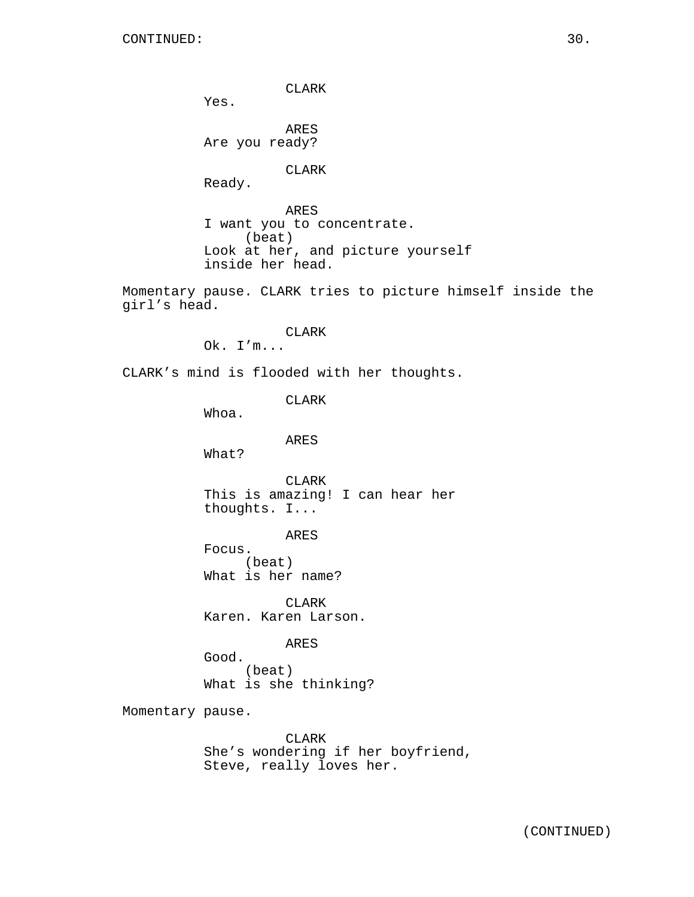CLARK
Yes.

ARES
Are you ready?

CLARK
Ready.

ARES
I want you to concentrate.
(beat)
Look at her, and picture yourself inside her head.

Momentary pause. CLARK tries to picture himself inside the girl's head.

CLARK
Ok. I'm...

CLARK's mind is flooded with her thoughts.

CLARK
Whoa.

ARES
What?

CLARK
This is amazing! I can hear her thoughts. I...

ARES
Focus.
(beat)
What is her name?

CLARK
Karen. Karen Larson.

ARES
Good.
(beat)
What is she thinking?

Momentary pause.

CLARK
She's wondering if her boyfriend, Steve, really loves her.

(CONTINUED)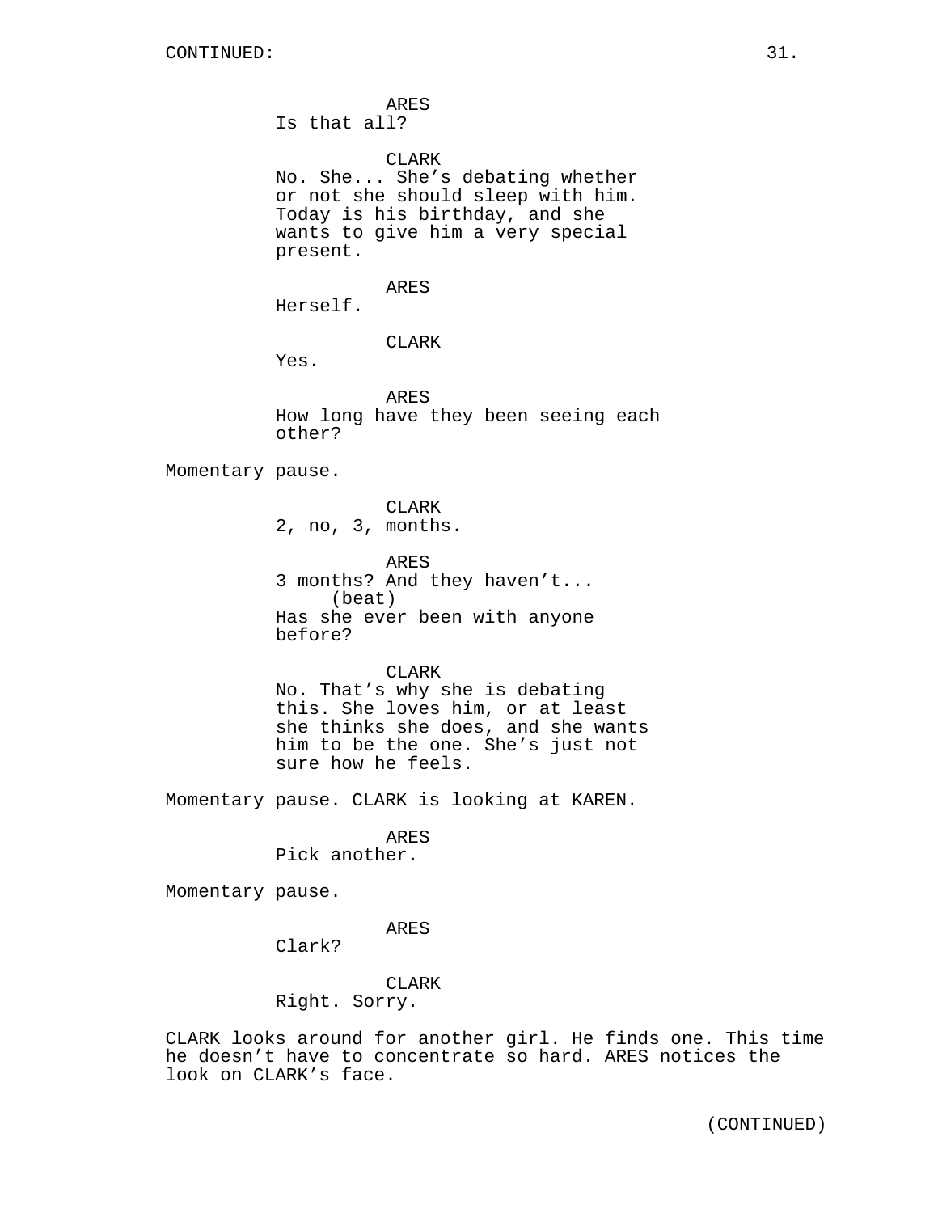ARES
Is that all?

CLARK
No. She... She's debating whether or not she should sleep with him. Today is his birthday, and she wants to give him a very special present.

ARES
Herself.

CLARK
Yes.

ARES
How long have they been seeing each other?

Momentary pause.

CLARK
2, no, 3, months.

ARES
3 months? And they haven't...
(beat)
Has she ever been with anyone before?

CLARK
No. That's why she is debating this. She loves him, or at least she thinks she does, and she wants him to be the one. She's just not sure how he feels.

Momentary pause. CLARK is looking at KAREN.

ARES
Pick another.

Momentary pause.

ARES
Clark?

CLARK
Right. Sorry.

CLARK looks around for another girl. He finds one. This time he doesn't have to concentrate so hard. ARES notices the look on CLARK's face.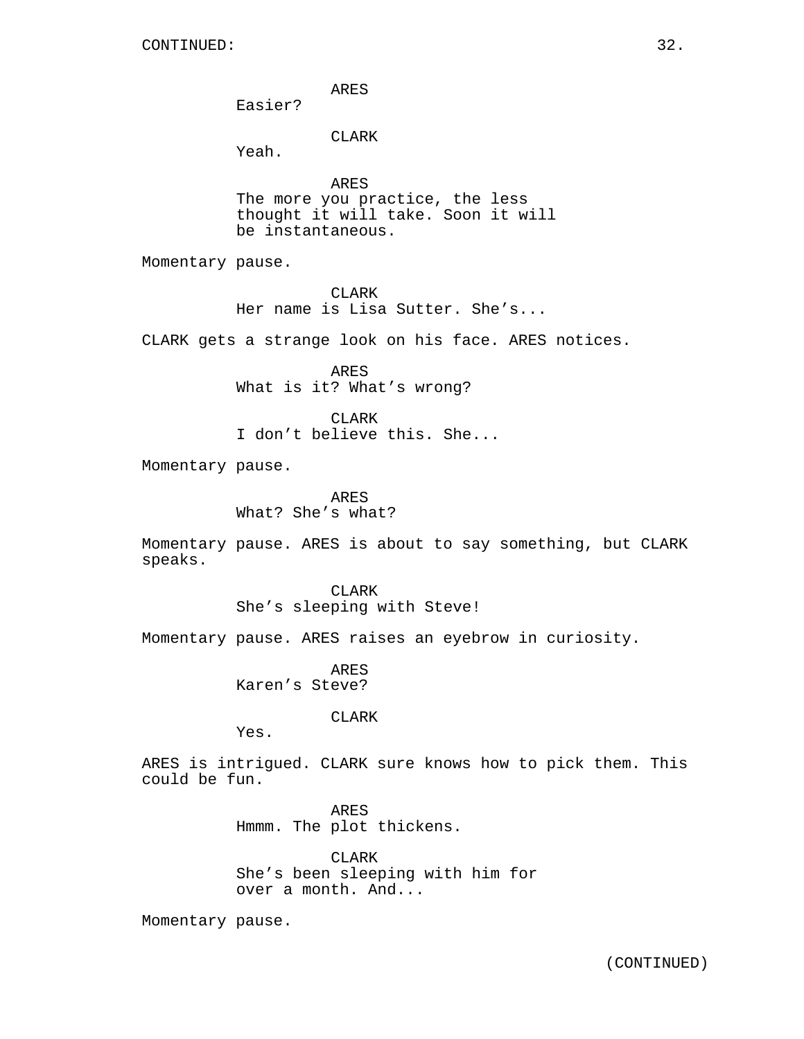ARES
Easier?

CLARK
Yeah.

ARES
The more you practice, the less thought it will take. Soon it will be instantaneous.

Momentary pause.

CLARK
Her name is Lisa Sutter. She's...

CLARK gets a strange look on his face. ARES notices.

ARES
What is it? What's wrong?

CLARK
I don't believe this. She...

Momentary pause.

ARES
What? She's what?

Momentary pause. ARES is about to say something, but CLARK speaks.

CLARK
She's sleeping with Steve!

Momentary pause. ARES raises an eyebrow in curiosity.

ARES
Karen's Steve?

CLARK
Yes.

ARES is intrigued. CLARK sure knows how to pick them. This could be fun.

ARES
Hmmm. The plot thickens.

CLARK
She's been sleeping with him for over a month. And...

Momentary pause.

(CONTINUED)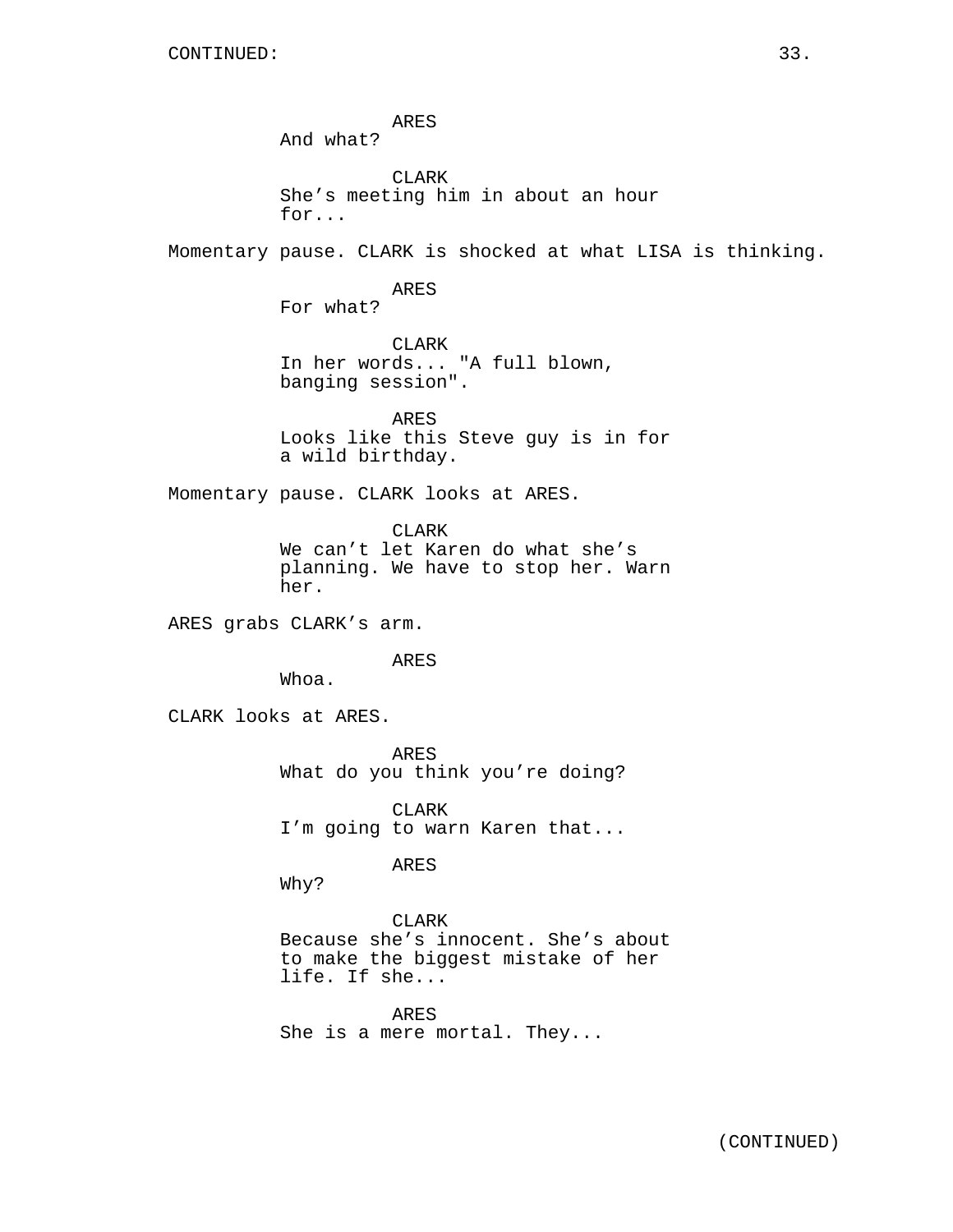CONTINUED:

ARES
And what?

CLARK
She's meeting him in about an hour for...

Momentary pause. CLARK is shocked at what LISA is thinking.

ARES
For what?

CLARK
In her words... "A full blown, banging session".

ARES
Looks like this Steve guy is in for a wild birthday.

Momentary pause. CLARK looks at ARES.

CLARK
We can't let Karen do what she's planning. We have to stop her. Warn her.

ARES grabs CLARK's arm.

ARES
Whoa.

CLARK looks at ARES.

ARES
What do you think you're doing?

CLARK
I'm going to warn Karen that...

ARES
Why?

CLARK
Because she's innocent. She's about to make the biggest mistake of her life. If she...

ARES
She is a mere mortal. They...

(CONTINUED)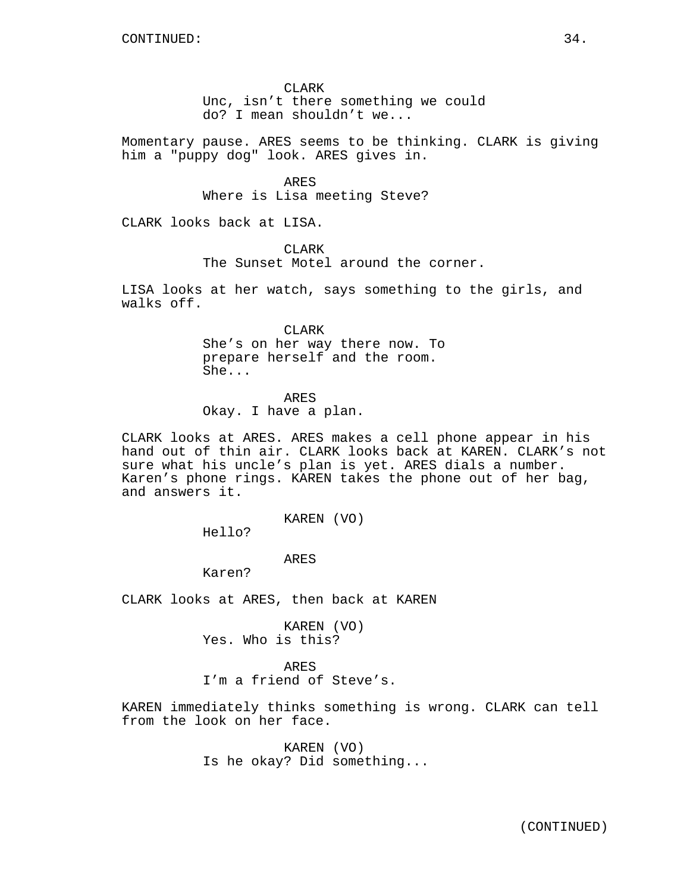CLARK
Unc, isn't there something we could do? I mean shouldn't we...

Momentary pause. ARES seems to be thinking. CLARK is giving him a "puppy dog" look. ARES gives in.

ARES
Where is Lisa meeting Steve?

CLARK looks back at LISA.

CLARK
The Sunset Motel around the corner.

LISA looks at her watch, says something to the girls, and walks off.

CLARK
She's on her way there now. To prepare herself and the room. She...

ARES
Okay. I have a plan.

CLARK looks at ARES. ARES makes a cell phone appear in his hand out of thin air. CLARK looks back at KAREN. CLARK's not sure what his uncle's plan is yet. ARES dials a number. Karen's phone rings. KAREN takes the phone out of her bag, and answers it.

KAREN (VO)
Hello?

ARES
Karen?

CLARK looks at ARES, then back at KAREN

KAREN (VO)
Yes. Who is this?

ARES
I'm a friend of Steve's.

KAREN immediately thinks something is wrong. CLARK can tell from the look on her face.

KAREN (VO)
Is he okay? Did something...

(CONTINUED)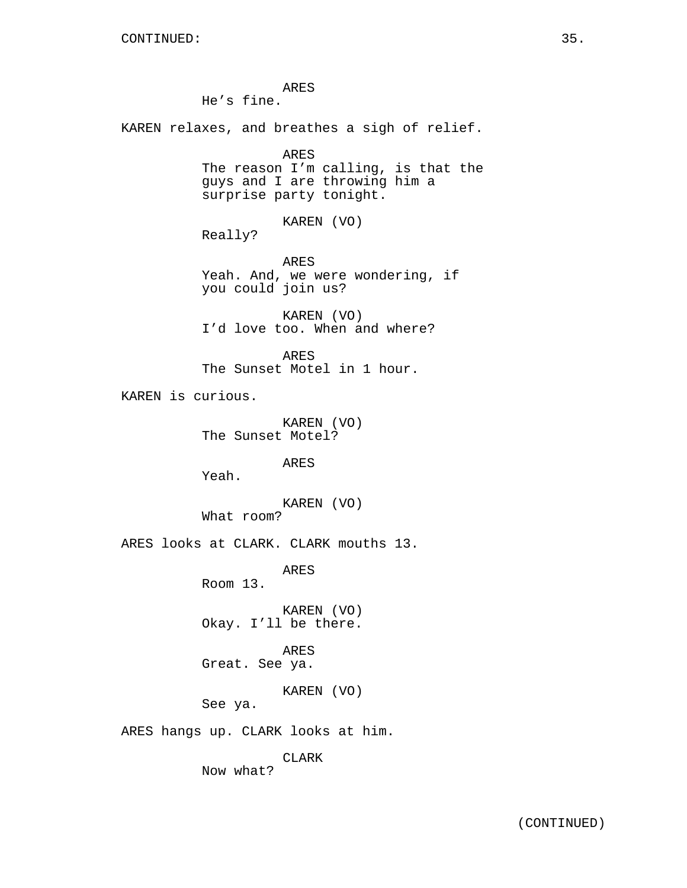ARES
He's fine.

KAREN relaxes, and breathes a sigh of relief.

ARES
The reason I'm calling, is that the guys and I are throwing him a surprise party tonight.

KAREN (VO)
Really?

ARES
Yeah. And, we were wondering, if you could join us?

KAREN (VO)
I'd love too. When and where?

ARES
The Sunset Motel in 1 hour.

KAREN is curious.

KAREN (VO)
The Sunset Motel?

ARES
Yeah.

KAREN (VO)
What room?

ARES looks at CLARK. CLARK mouths 13.

ARES
Room 13.

KAREN (VO)
Okay. I'll be there.

ARES
Great. See ya.

KAREN (VO)
See ya.

ARES hangs up. CLARK looks at him.

CLARK
Now what?

(CONTINUED)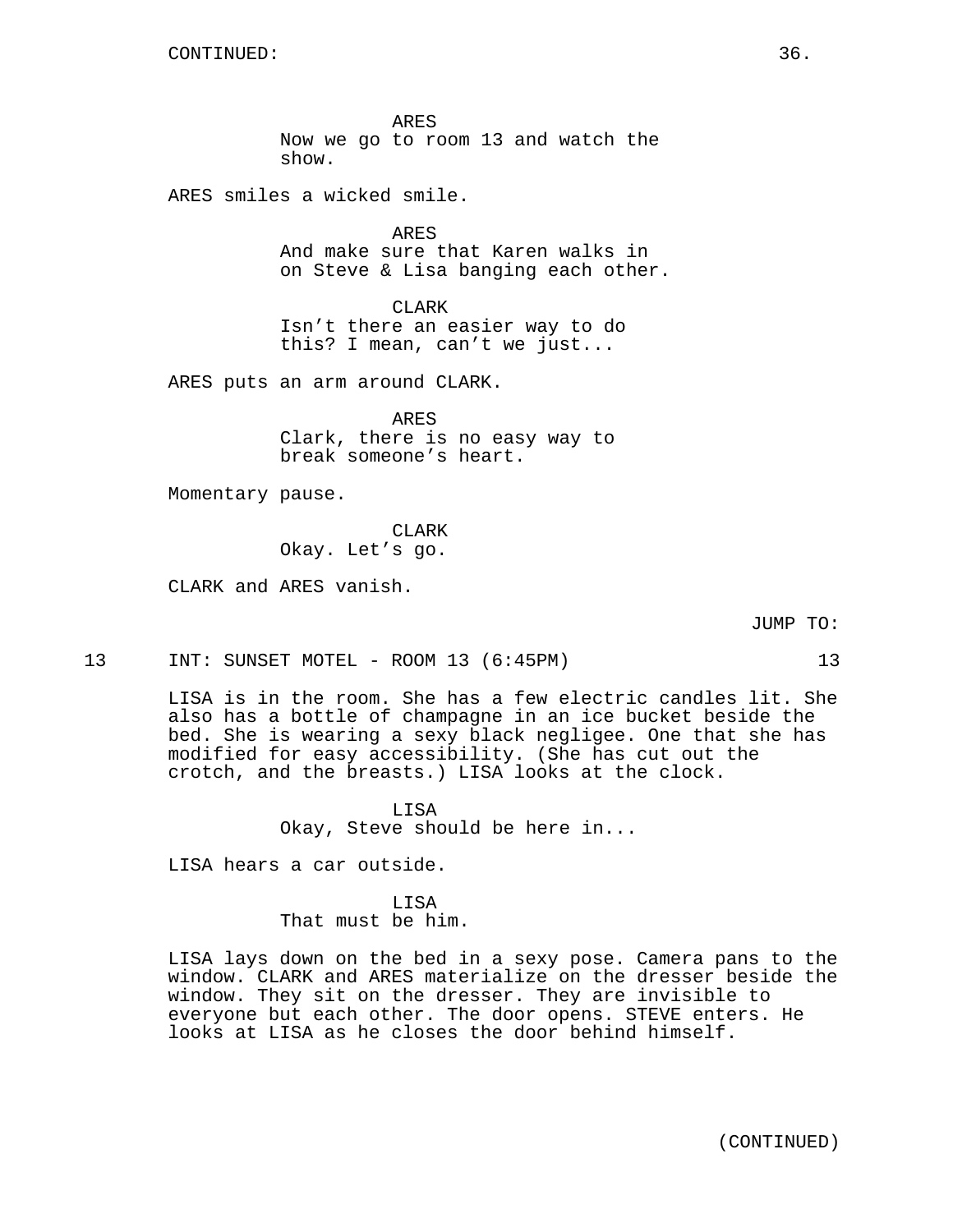CONTINUED:

ARES
Now we go to room 13 and watch the show.

ARES smiles a wicked smile.

ARES
And make sure that Karen walks in on Steve & Lisa banging each other.

CLARK
Isn't there an easier way to do this? I mean, can't we just...

ARES puts an arm around CLARK.

ARES
Clark, there is no easy way to break someone's heart.

Momentary pause.

CLARK
Okay. Let's go.

CLARK and ARES vanish.

JUMP TO:

13 INT: SUNSET MOTEL - ROOM 13 (6:45PM) 13

LISA is in the room. She has a few electric candles lit. She also has a bottle of champagne in an ice bucket beside the bed. She is wearing a sexy black negligee. One that she has modified for easy accessibility. (She has cut out the crotch, and the breasts.) LISA looks at the clock.

LISA
Okay, Steve should be here in...

LISA hears a car outside.

LISA
That must be him.

LISA lays down on the bed in a sexy pose. Camera pans to the window. CLARK and ARES materialize on the dresser beside the window. They sit on the dresser. They are invisible to everyone but each other. The door opens. STEVE enters. He looks at LISA as he closes the door behind himself.

(CONTINUED)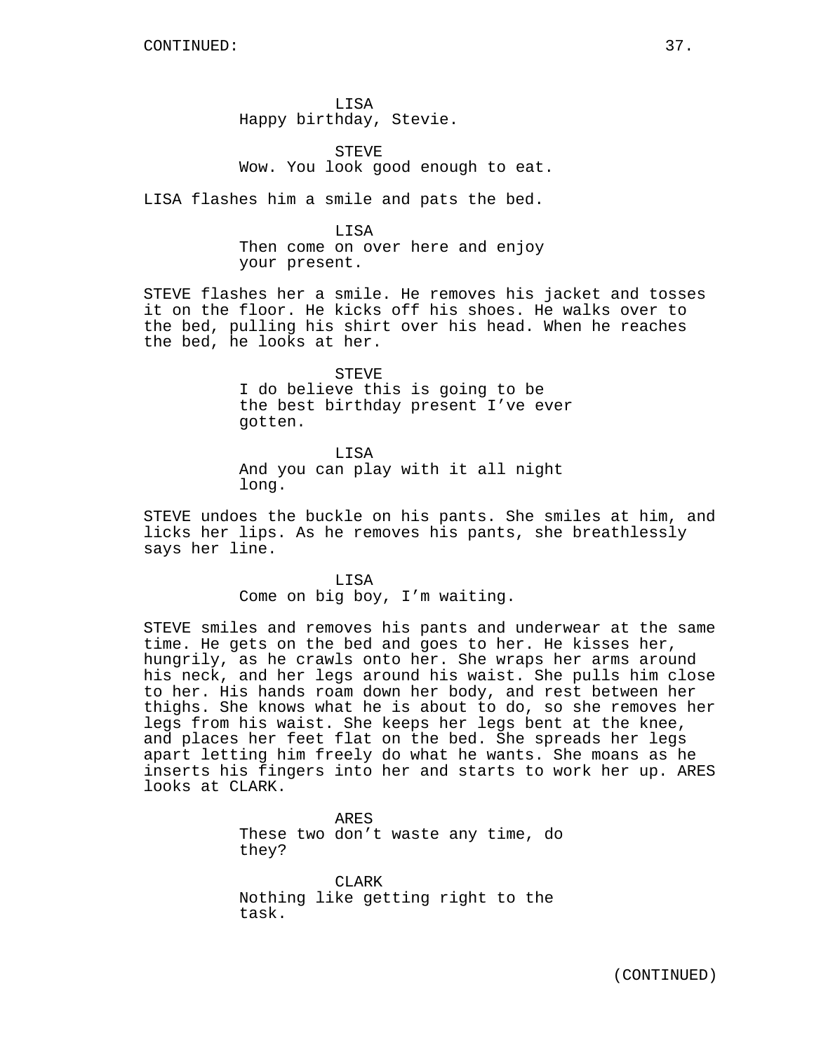CONTINUED:

LISA
Happy birthday, Stevie.

STEVE
Wow. You look good enough to eat.

LISA flashes him a smile and pats the bed.

LISA
Then come on over here and enjoy your present.

STEVE flashes her a smile. He removes his jacket and tosses it on the floor. He kicks off his shoes. He walks over to the bed, pulling his shirt over his head. When he reaches the bed, he looks at her.

STEVE
I do believe this is going to be the best birthday present I've ever gotten.

LISA
And you can play with it all night long.

STEVE undoes the buckle on his pants. She smiles at him, and licks her lips. As he removes his pants, she breathlessly says her line.

LISA
Come on big boy, I'm waiting.

STEVE smiles and removes his pants and underwear at the same time. He gets on the bed and goes to her. He kisses her, hungrily, as he crawls onto her. She wraps her arms around his neck, and her legs around his waist. She pulls him close to her. His hands roam down her body, and rest between her thighs. She knows what he is about to do, so she removes her legs from his waist. She keeps her legs bent at the knee, and places her feet flat on the bed. She spreads her legs apart letting him freely do what he wants. She moans as he inserts his fingers into her and starts to work her up. ARES looks at CLARK.

ARES
These two don't waste any time, do they?

CLARK
Nothing like getting right to the task.

(CONTINUED)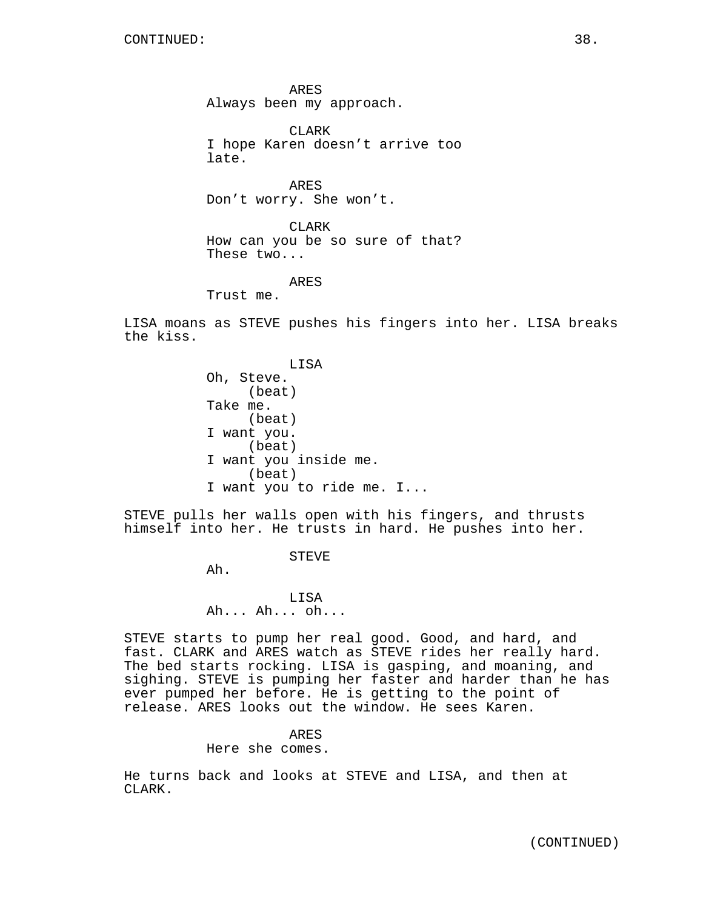ARES
Always been my approach.

CLARK
I hope Karen doesn't arrive too late.

ARES
Don't worry. She won't.

CLARK
How can you be so sure of that? These two...

ARES
Trust me.

LISA moans as STEVE pushes his fingers into her. LISA breaks the kiss.

LISA
Oh, Steve.
(beat)
Take me.
(beat)
I want you.
(beat)
I want you inside me.
(beat)
I want you to ride me. I...

STEVE pulls her walls open with his fingers, and thrusts himself into her. He trusts in hard. He pushes into her.

STEVE
Ah.

LISA
Ah... Ah... oh...

STEVE starts to pump her real good. Good, and hard, and fast. CLARK and ARES watch as STEVE rides her really hard. The bed starts rocking. LISA is gasping, and moaning, and sighing. STEVE is pumping her faster and harder than he has ever pumped her before. He is getting to the point of release. ARES looks out the window. He sees Karen.

ARES
Here she comes.

He turns back and looks at STEVE and LISA, and then at CLARK.

(CONTINUED)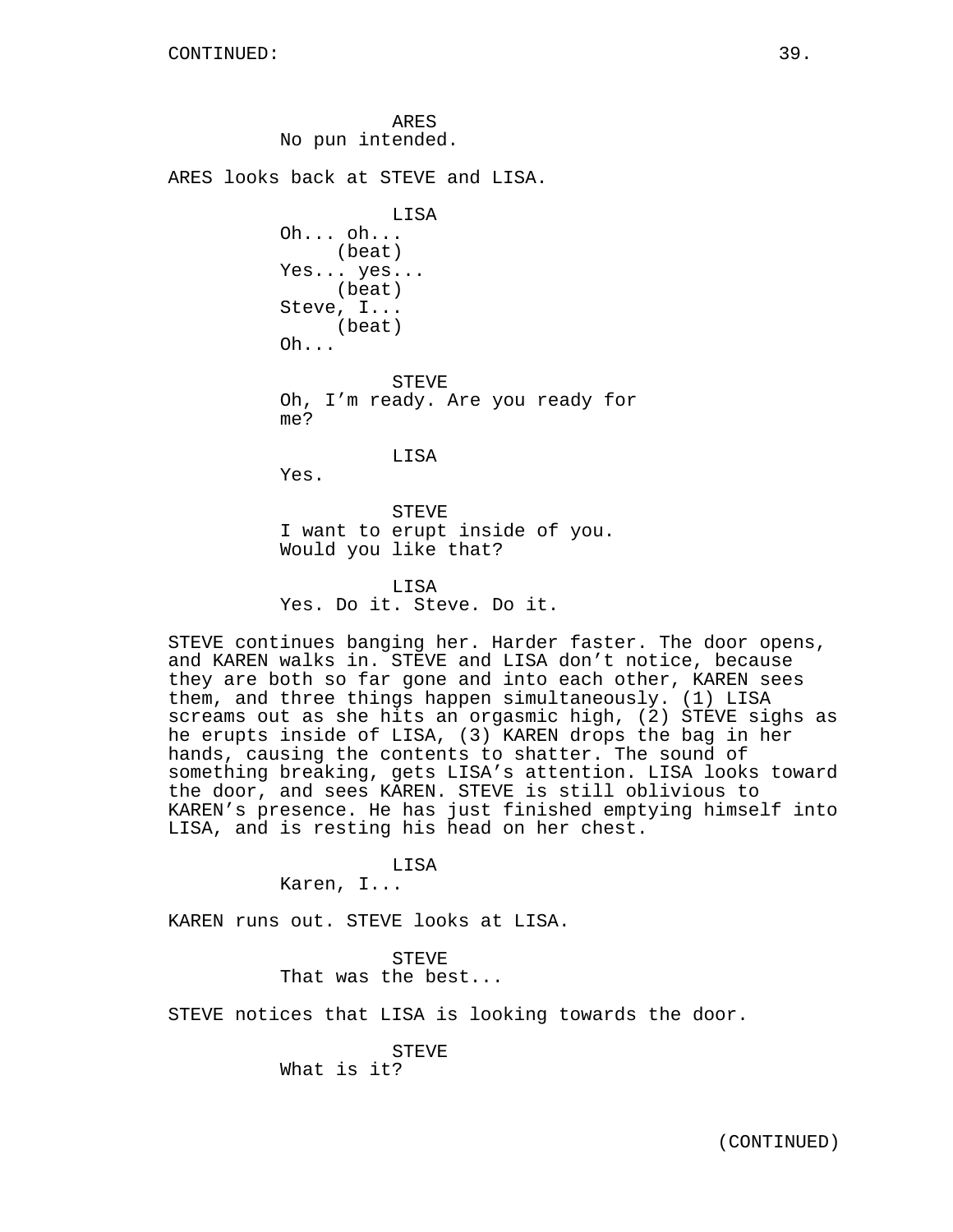ARES
No pun intended.

ARES looks back at STEVE and LISA.

LISA
Oh... oh...
(beat)
Yes... yes...
(beat)
Steve, I...
(beat)
Oh...

STEVE
Oh, I'm ready. Are you ready for me?

LISA
Yes.

STEVE
I want to erupt inside of you. Would you like that?

LISA
Yes. Do it. Steve. Do it.

STEVE continues banging her. Harder faster. The door opens, and KAREN walks in. STEVE and LISA don't notice, because they are both so far gone and into each other, KAREN sees them, and three things happen simultaneously. (1) LISA screams out as she hits an orgasmic high, (2) STEVE sighs as he erupts inside of LISA, (3) KAREN drops the bag in her hands, causing the contents to shatter. The sound of something breaking, gets LISA's attention. LISA looks toward the door, and sees KAREN. STEVE is still oblivious to KAREN's presence. He has just finished emptying himself into LISA, and is resting his head on her chest.

LISA
Karen, I...

KAREN runs out. STEVE looks at LISA.

STEVE
That was the best...

STEVE notices that LISA is looking towards the door.

STEVE
What is it?

(CONTINUED)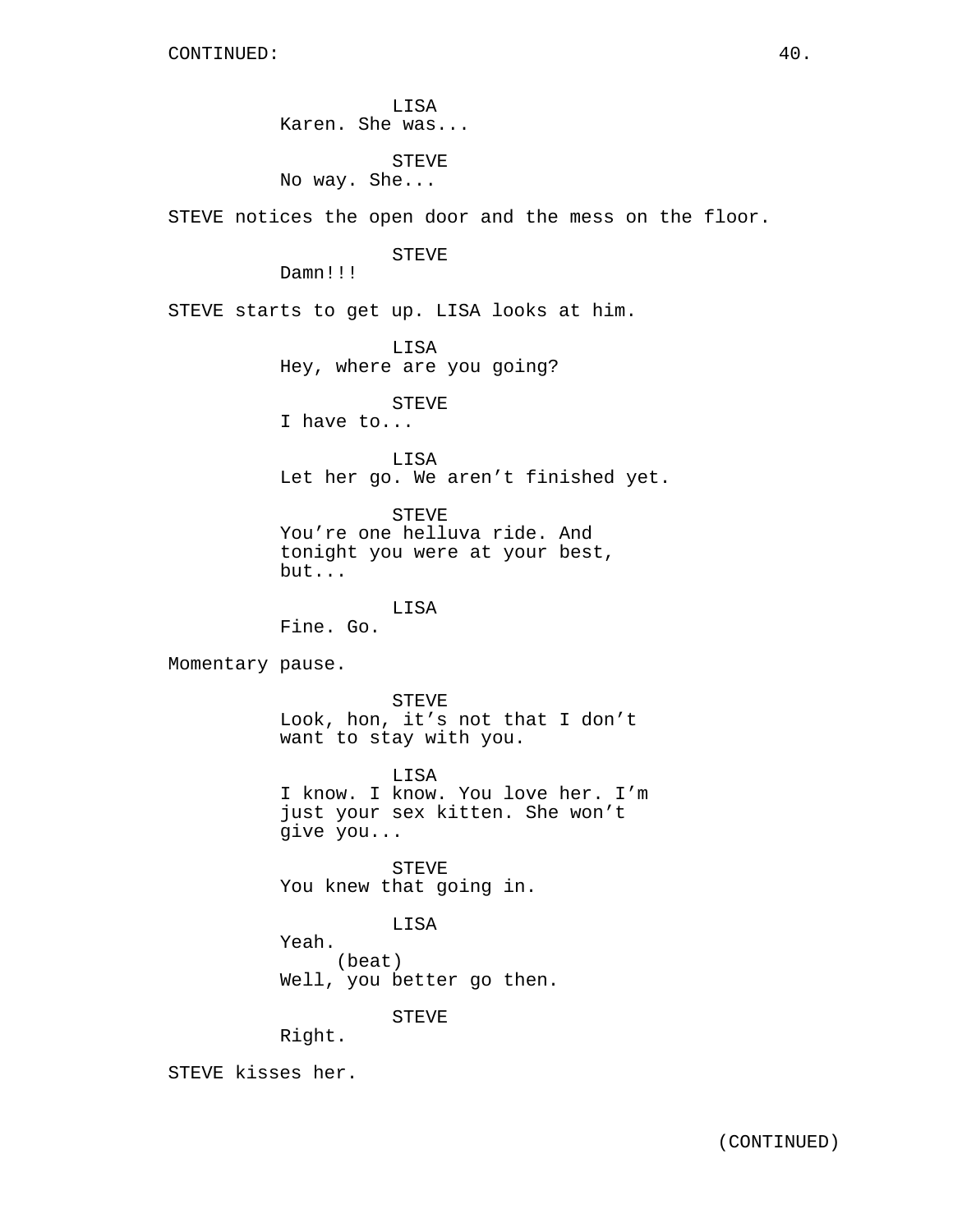CONTINUED:

LISA
Karen. She was...

STEVE
No way. She...

STEVE notices the open door and the mess on the floor.

STEVE
Damn!!!

STEVE starts to get up. LISA looks at him.

LISA
Hey, where are you going?

STEVE
I have to...

LISA
Let her go. We aren't finished yet.

STEVE
You're one helluva ride. And tonight you were at your best, but...

LISA
Fine. Go.

Momentary pause.

STEVE
Look, hon, it's not that I don't want to stay with you.

LISA
I know. I know. You love her. I'm just your sex kitten. She won't give you...

STEVE
You knew that going in.

LISA
Yeah.
(beat)
Well, you better go then.

STEVE
Right.

STEVE kisses her.

(CONTINUED)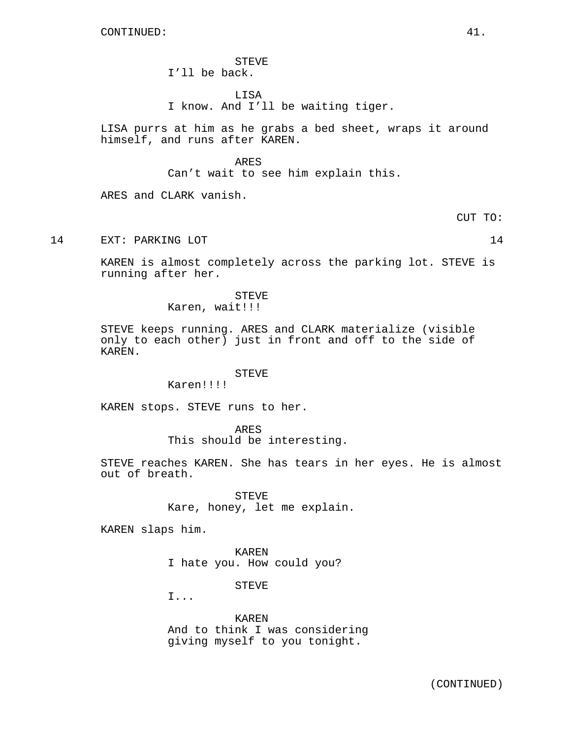CONTINUED:

STEVE
I'll be back.

LISA
I know. And I'll be waiting tiger.

LISA purrs at him as he grabs a bed sheet, wraps it around himself, and runs after KAREN.

ARES
Can't wait to see him explain this.

ARES and CLARK vanish.

CUT TO:

14 EXT: PARKING LOT 14

KAREN is almost completely across the parking lot. STEVE is running after her.

STEVE
Karen, wait!!!

STEVE keeps running. ARES and CLARK materialize (visible only to each other) just in front and off to the side of KAREN.

STEVE
Karen!!!!

KAREN stops. STEVE runs to her.

ARES
This should be interesting.

STEVE reaches KAREN. She has tears in her eyes. He is almost out of breath.

STEVE
Kare, honey, let me explain.

KAREN slaps him.

KAREN
I hate you. How could you?

STEVE
I...

KAREN
And to think I was considering giving myself to you tonight.

(CONTINUED)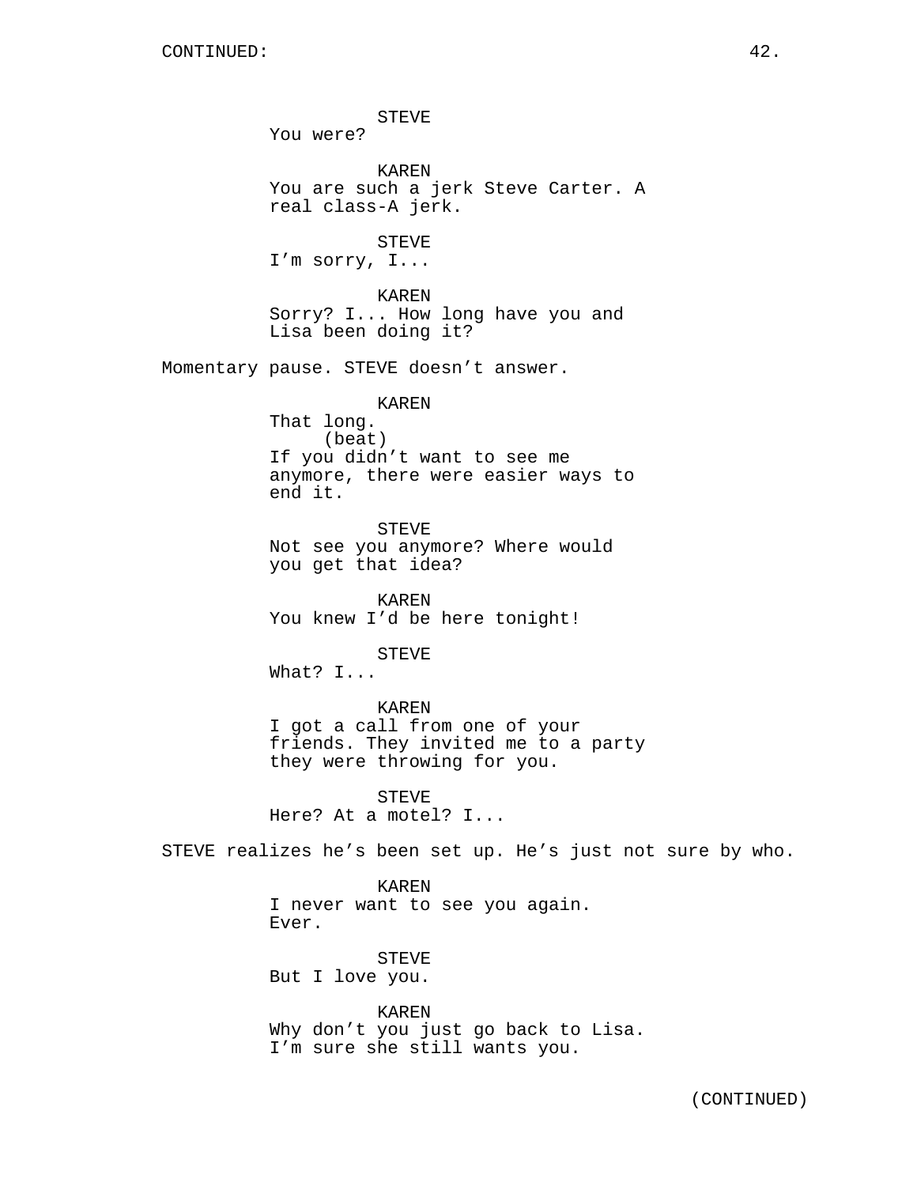CONTINUED:

STEVE
You were?

KAREN
You are such a jerk Steve Carter. A real class-A jerk.

STEVE
I'm sorry, I...

KAREN
Sorry? I... How long have you and Lisa been doing it?

Momentary pause. STEVE doesn't answer.

KAREN
That long.
(beat)
If you didn't want to see me anymore, there were easier ways to end it.

STEVE
Not see you anymore? Where would you get that idea?

KAREN
You knew I'd be here tonight!

STEVE
What? I...

KAREN
I got a call from one of your friends. They invited me to a party they were throwing for you.

STEVE
Here? At a motel? I...

STEVE realizes he's been set up. He's just not sure by who.

KAREN
I never want to see you again. Ever.

STEVE
But I love you.

KAREN
Why don't you just go back to Lisa. I'm sure she still wants you.

(CONTINUED)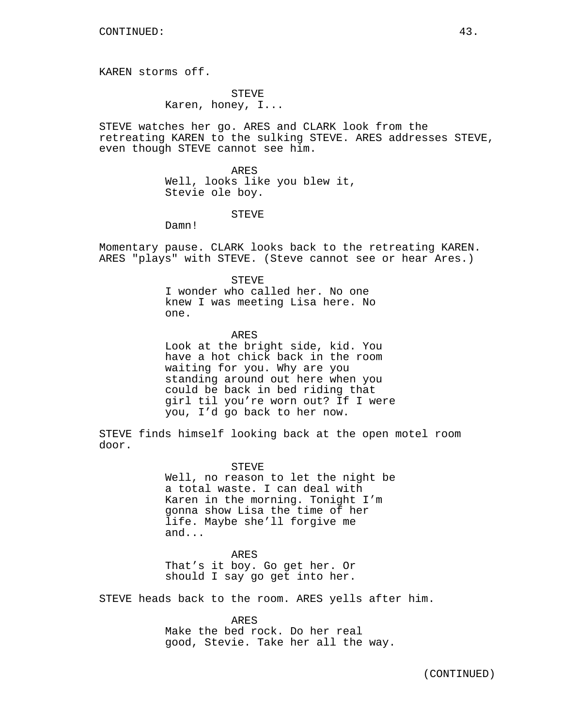KAREN storms off.

STEVE
Karen, honey, I...

STEVE watches her go. ARES and CLARK look from the retreating KAREN to the sulking STEVE. ARES addresses STEVE, even though STEVE cannot see him.

ARES
Well, looks like you blew it, Stevie ole boy.

STEVE
Damn!

Momentary pause. CLARK looks back to the retreating KAREN. ARES "plays" with STEVE. (Steve cannot see or hear Ares.)

STEVE
I wonder who called her. No one knew I was meeting Lisa here. No one.

ARES
Look at the bright side, kid. You have a hot chick back in the room waiting for you. Why are you standing around out here when you could be back in bed riding that girl til you're worn out? If I were you, I'd go back to her now.

STEVE finds himself looking back at the open motel room door.

STEVE
Well, no reason to let the night be a total waste. I can deal with Karen in the morning. Tonight I'm gonna show Lisa the time of her life. Maybe she'll forgive me and...

ARES
That's it boy. Go get her. Or should I say go get into her.

STEVE heads back to the room. ARES yells after him.

ARES
Make the bed rock. Do her real good, Stevie. Take her all the way.

(CONTINUED)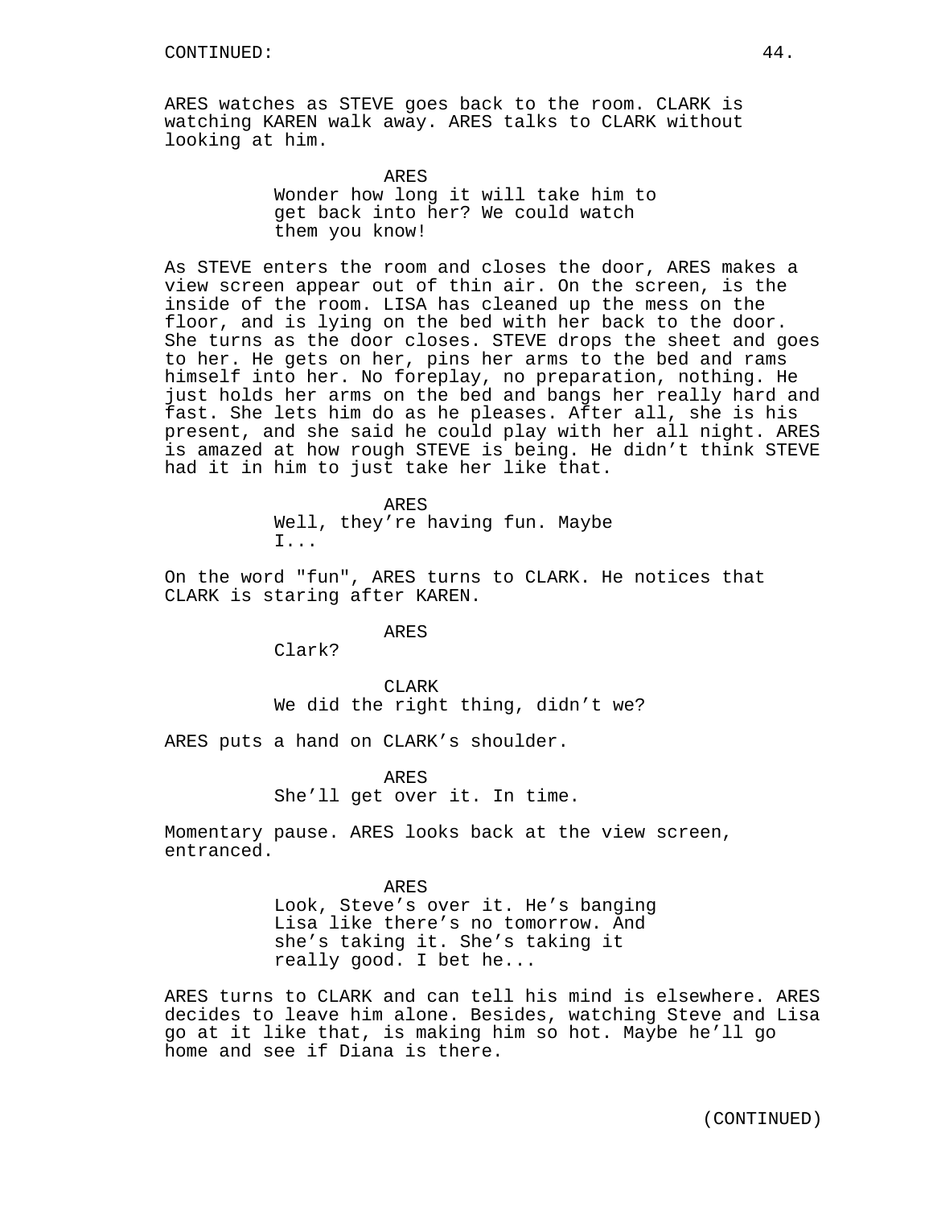CONTINUED:

ARES watches as STEVE goes back to the room. CLARK is watching KAREN walk away. ARES talks to CLARK without looking at him.

ARES
Wonder how long it will take him to get back into her? We could watch them you know!

As STEVE enters the room and closes the door, ARES makes a view screen appear out of thin air. On the screen, is the inside of the room. LISA has cleaned up the mess on the floor, and is lying on the bed with her back to the door. She turns as the door closes. STEVE drops the sheet and goes to her. He gets on her, pins her arms to the bed and rams himself into her. No foreplay, no preparation, nothing. He just holds her arms on the bed and bangs her really hard and fast. She lets him do as he pleases. After all, she is his present, and she said he could play with her all night. ARES is amazed at how rough STEVE is being. He didn't think STEVE had it in him to just take her like that.

ARES
Well, they're having fun. Maybe I...

On the word "fun", ARES turns to CLARK. He notices that CLARK is staring after KAREN.

ARES
Clark?

CLARK
We did the right thing, didn't we?

ARES puts a hand on CLARK's shoulder.

ARES
She'll get over it. In time.

Momentary pause. ARES looks back at the view screen, entranced.

ARES
Look, Steve's over it. He's banging Lisa like there's no tomorrow. And she's taking it. She's taking it really good. I bet he...

ARES turns to CLARK and can tell his mind is elsewhere. ARES decides to leave him alone. Besides, watching Steve and Lisa go at it like that, is making him so hot. Maybe he'll go home and see if Diana is there.

(CONTINUED)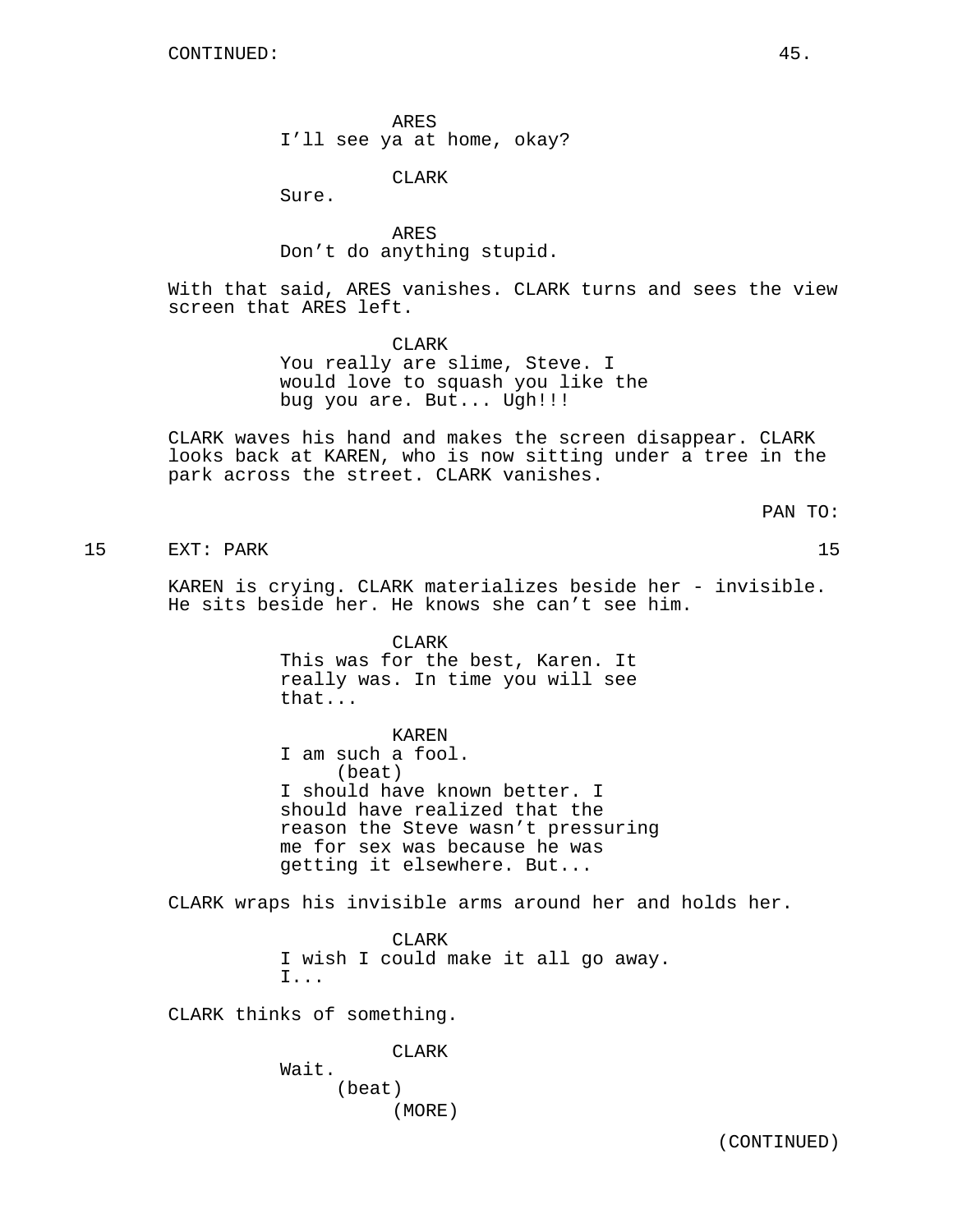CONTINUED:

ARES
I'll see ya at home, okay?

CLARK
Sure.

ARES
Don't do anything stupid.

With that said, ARES vanishes. CLARK turns and sees the view screen that ARES left.

CLARK
You really are slime, Steve. I would love to squash you like the bug you are. But... Ugh!!!

CLARK waves his hand and makes the screen disappear. CLARK looks back at KAREN, who is now sitting under a tree in the park across the street. CLARK vanishes.

PAN TO:

15 EXT: PARK 15

KAREN is crying. CLARK materializes beside her - invisible. He sits beside her. He knows she can't see him.

CLARK
This was for the best, Karen. It really was. In time you will see that...

KAREN
I am such a fool.
(beat)
I should have known better. I should have realized that the reason the Steve wasn't pressuring me for sex was because he was getting it elsewhere. But...

CLARK wraps his invisible arms around her and holds her.

CLARK
I wish I could make it all go away. I...

CLARK thinks of something.

CLARK
Wait.
(beat)
(MORE)

(CONTINUED)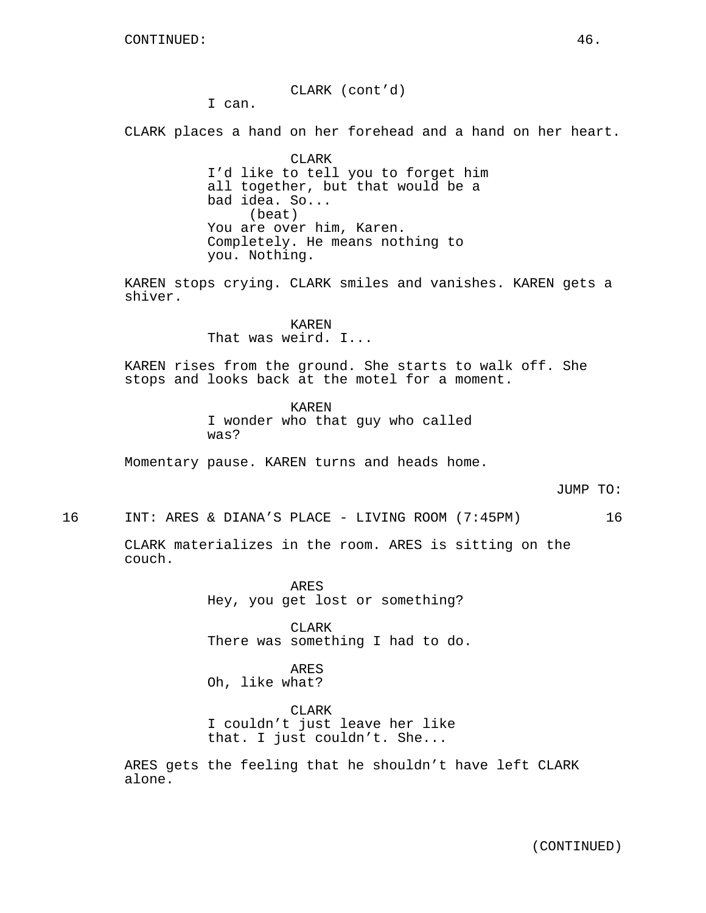CLARK (cont'd)
I can.

CLARK places a hand on her forehead and a hand on her heart.

CLARK
I'd like to tell you to forget him all together, but that would be a bad idea. So...
(beat)
You are over him, Karen. Completely. He means nothing to you. Nothing.

KAREN stops crying. CLARK smiles and vanishes. KAREN gets a shiver.

KAREN
That was weird. I...

KAREN rises from the ground. She starts to walk off. She stops and looks back at the motel for a moment.

KAREN
I wonder who that guy who called was?

Momentary pause. KAREN turns and heads home.

JUMP TO:

16 INT: ARES & DIANA'S PLACE - LIVING ROOM (7:45PM) 16

CLARK materializes in the room. ARES is sitting on the couch.

ARES
Hey, you get lost or something?

CLARK
There was something I had to do.

ARES
Oh, like what?

CLARK
I couldn't just leave her like that. I just couldn't. She...

ARES gets the feeling that he shouldn't have left CLARK alone.

(CONTINUED)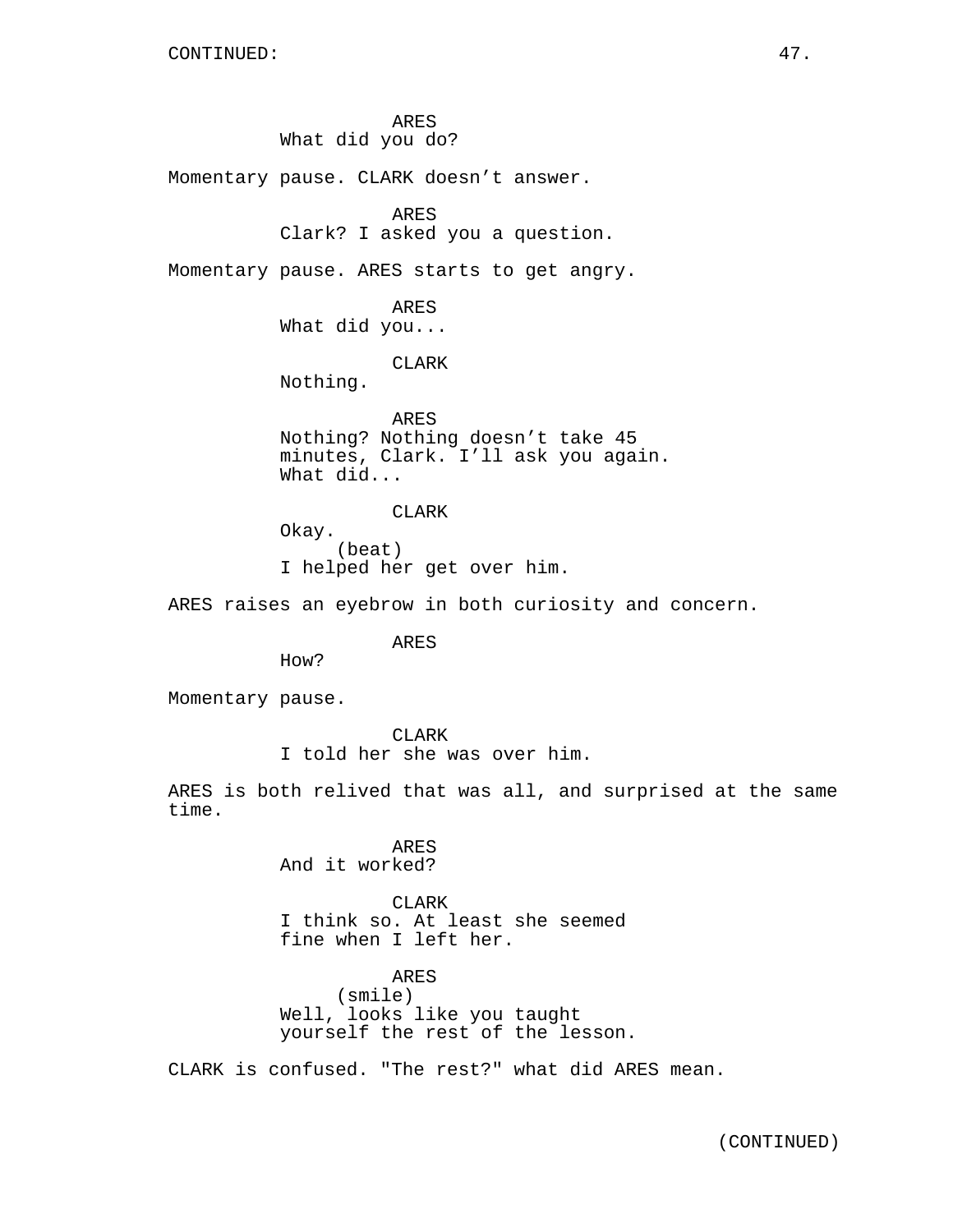CONTINUED:

ARES
What did you do?

Momentary pause. CLARK doesn't answer.

ARES
Clark? I asked you a question.

Momentary pause. ARES starts to get angry.

ARES
What did you...

CLARK
Nothing.

ARES
Nothing? Nothing doesn't take 45 minutes, Clark. I'll ask you again. What did...

CLARK
Okay.
(beat)
I helped her get over him.

ARES raises an eyebrow in both curiosity and concern.

ARES
How?

Momentary pause.

CLARK
I told her she was over him.

ARES is both relived that was all, and surprised at the same time.

ARES
And it worked?

CLARK
I think so. At least she seemed fine when I left her.

ARES
(smile)
Well, looks like you taught yourself the rest of the lesson.

CLARK is confused. "The rest?" what did ARES mean.

(CONTINUED)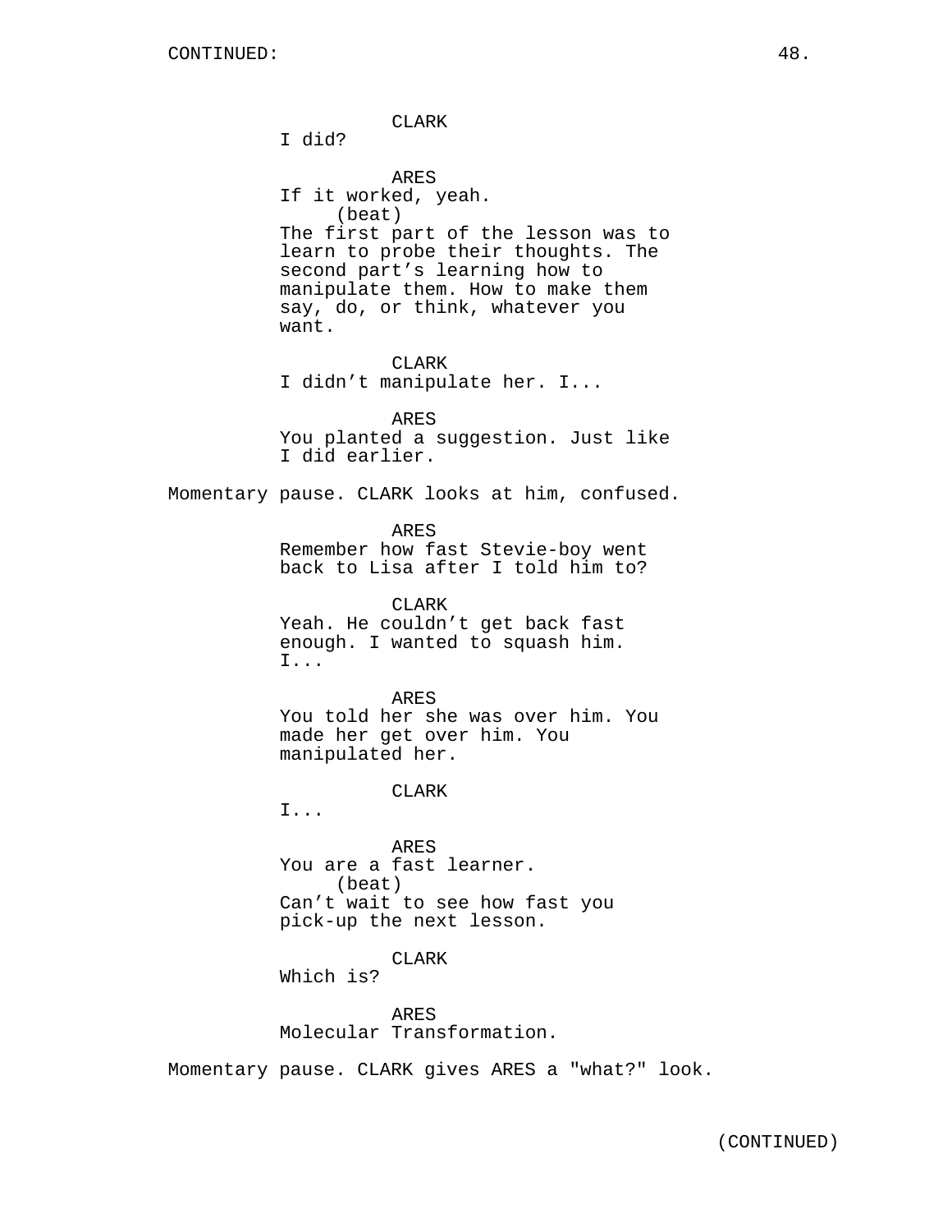CLARK
I did?

ARES
If it worked, yeah.
(beat)
The first part of the lesson was to learn to probe their thoughts. The second part's learning how to manipulate them. How to make them say, do, or think, whatever you want.

CLARK
I didn't manipulate her. I...

ARES
You planted a suggestion. Just like I did earlier.

Momentary pause. CLARK looks at him, confused.

ARES
Remember how fast Stevie-boy went back to Lisa after I told him to?

CLARK
Yeah. He couldn't get back fast enough. I wanted to squash him. I...

ARES
You told her she was over him. You made her get over him. You manipulated her.

CLARK
I...

ARES
You are a fast learner.
(beat)
Can't wait to see how fast you pick-up the next lesson.

CLARK
Which is?

ARES
Molecular Transformation.

Momentary pause. CLARK gives ARES a "what?" look.

(CONTINUED)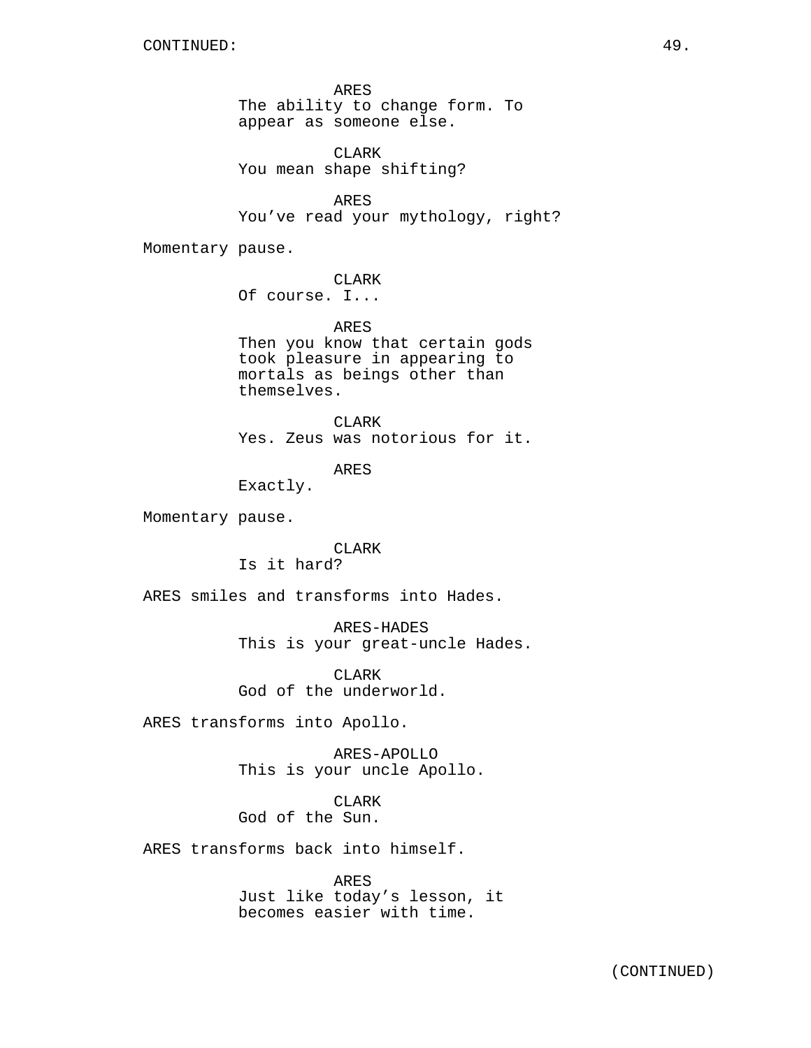CONTINUED:

ARES
The ability to change form. To appear as someone else.

CLARK
You mean shape shifting?

ARES
You've read your mythology, right?

Momentary pause.

CLARK
Of course. I...

ARES
Then you know that certain gods took pleasure in appearing to mortals as beings other than themselves.

CLARK
Yes. Zeus was notorious for it.

ARES
Exactly.

Momentary pause.

CLARK
Is it hard?

ARES smiles and transforms into Hades.

ARES-HADES
This is your great-uncle Hades.

CLARK
God of the underworld.

ARES transforms into Apollo.

ARES-APOLLO
This is your uncle Apollo.

CLARK
God of the Sun.

ARES transforms back into himself.

ARES
Just like today's lesson, it becomes easier with time.

(CONTINUED)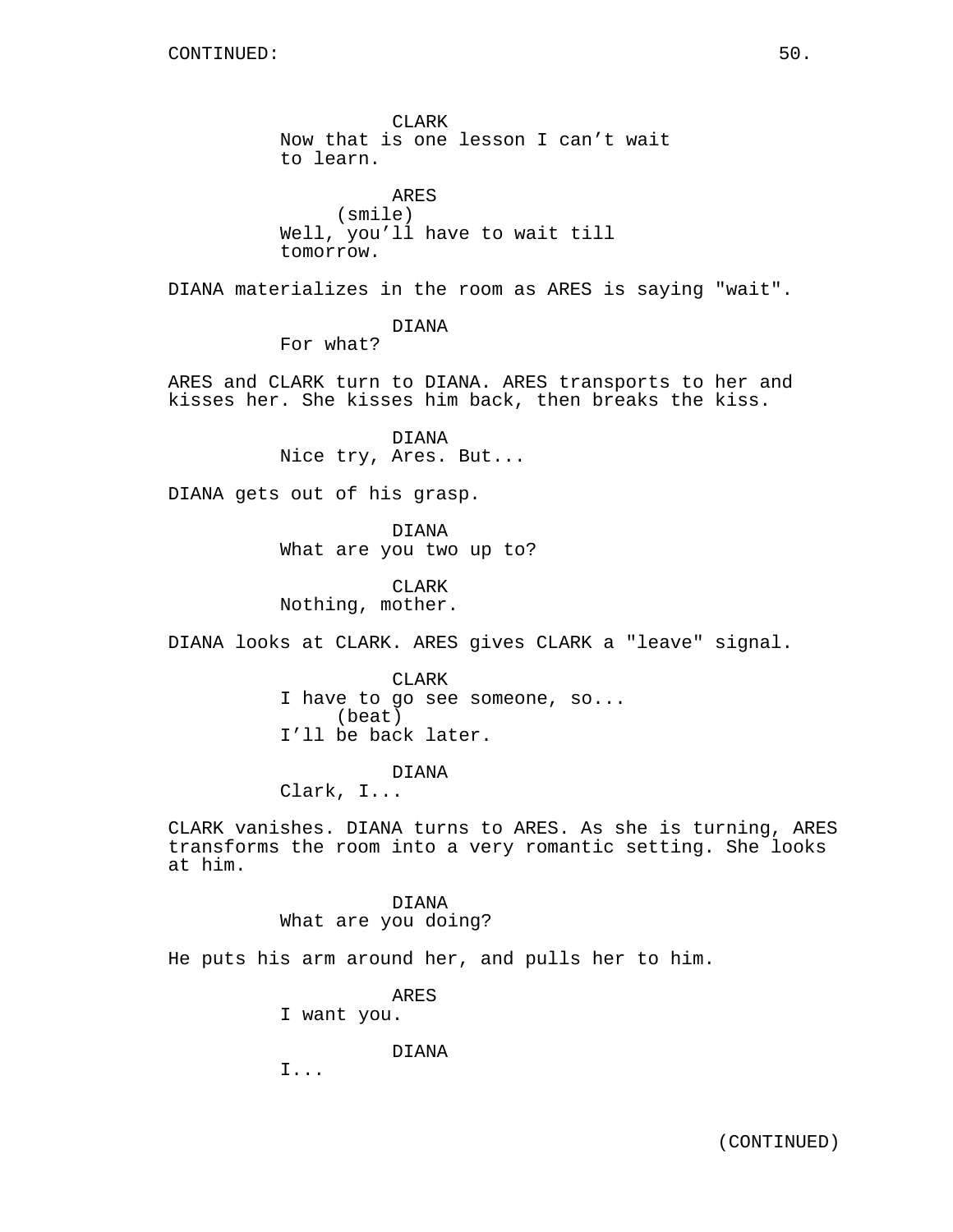CLARK
Now that is one lesson I can't wait to learn.

ARES
(smile)
Well, you'll have to wait till tomorrow.

DIANA materializes in the room as ARES is saying "wait".

DIANA
For what?

ARES and CLARK turn to DIANA. ARES transports to her and kisses her. She kisses him back, then breaks the kiss.

DIANA
Nice try, Ares. But...

DIANA gets out of his grasp.

DIANA
What are you two up to?

CLARK
Nothing, mother.

DIANA looks at CLARK. ARES gives CLARK a "leave" signal.

CLARK
I have to go see someone, so...
(beat)
I'll be back later.

DIANA
Clark, I...

CLARK vanishes. DIANA turns to ARES. As she is turning, ARES transforms the room into a very romantic setting. She looks at him.

DIANA
What are you doing?

He puts his arm around her, and pulls her to him.

ARES
I want you.

DIANA
I...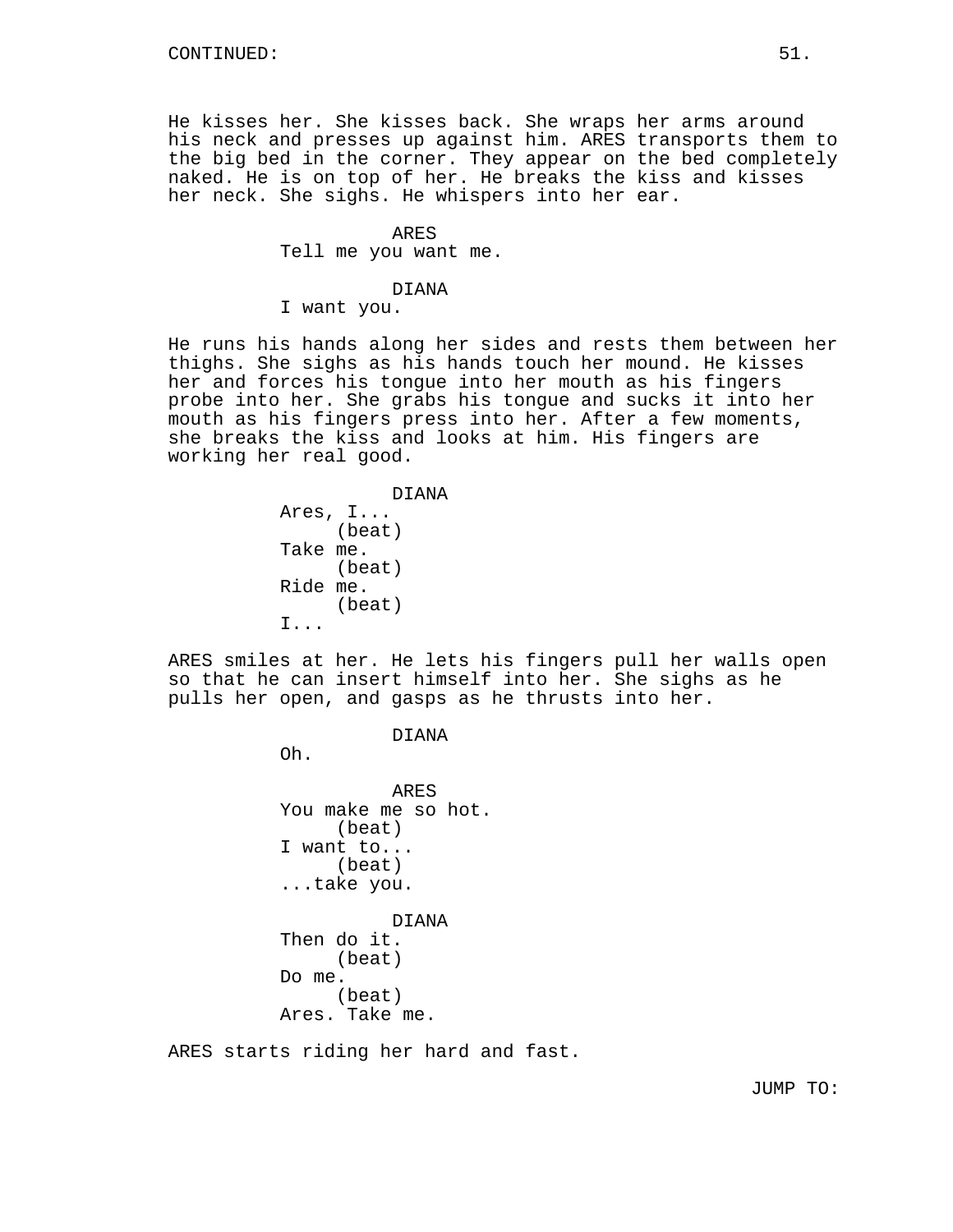CONTINUED:

He kisses her. She kisses back. She wraps her arms around his neck and presses up against him. ARES transports them to the big bed in the corner. They appear on the bed completely naked. He is on top of her. He breaks the kiss and kisses her neck. She sighs. He whispers into her ear.

ARES
Tell me you want me.

DIANA
I want you.

He runs his hands along her sides and rests them between her thighs. She sighs as his hands touch her mound. He kisses her and forces his tongue into her mouth as his fingers probe into her. She grabs his tongue and sucks it into her mouth as his fingers press into her. After a few moments, she breaks the kiss and looks at him. His fingers are working her real good.

DIANA
Ares, I...
(beat)
Take me.
(beat)
Ride me.
(beat)
I...

ARES smiles at her. He lets his fingers pull her walls open so that he can insert himself into her. She sighs as he pulls her open, and gasps as he thrusts into her.

DIANA
Oh.

ARES
You make me so hot.
(beat)
I want to...
(beat)
...take you.

DIANA
Then do it.
(beat)
Do me.
(beat)
Ares. Take me.

ARES starts riding her hard and fast.

JUMP TO: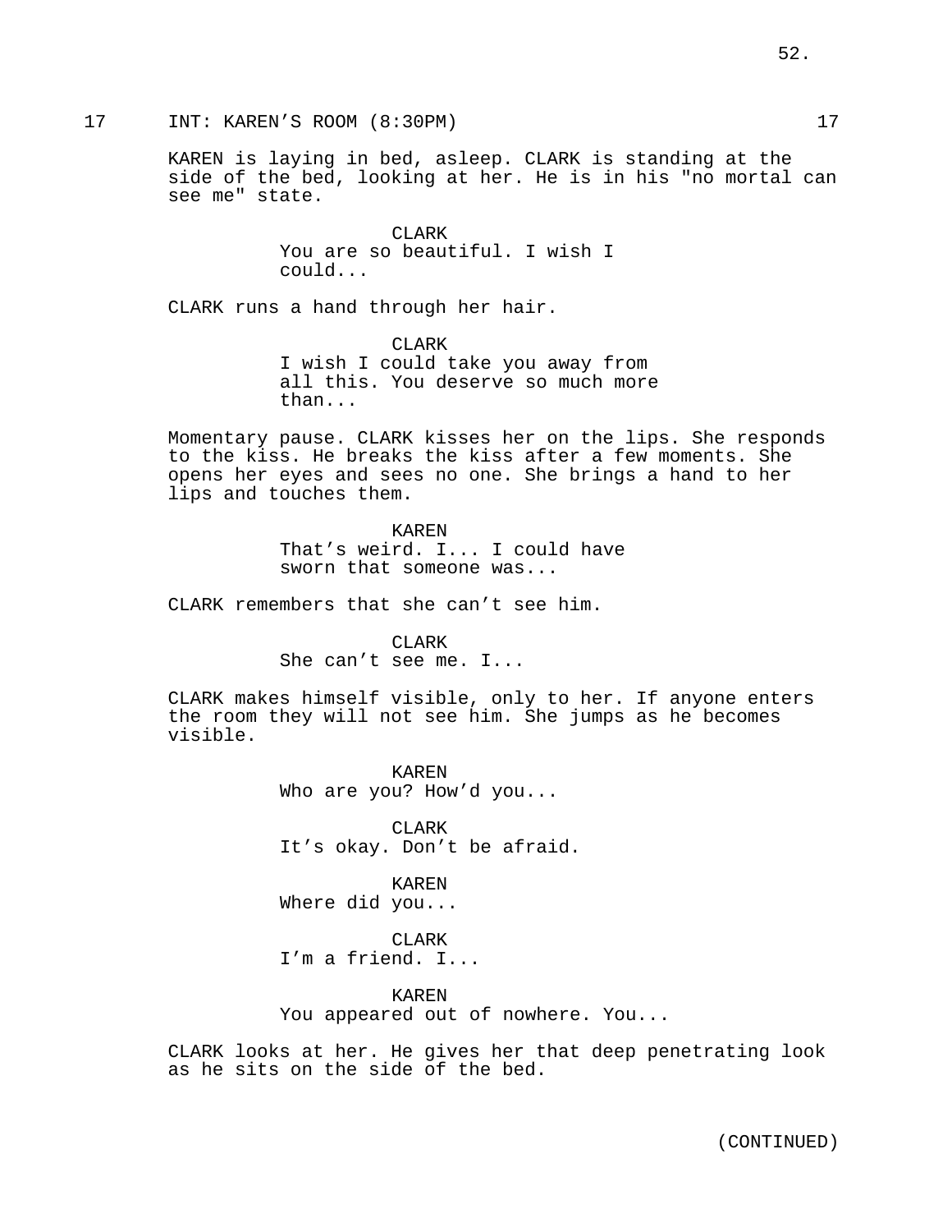17 INT: KAREN'S ROOM (8:30PM) 17

KAREN is laying in bed, asleep. CLARK is standing at the side of the bed, looking at her. He is in his "no mortal can see me" state.

CLARK
You are so beautiful. I wish I could...

CLARK runs a hand through her hair.

CLARK
I wish I could take you away from all this. You deserve so much more than...

Momentary pause. CLARK kisses her on the lips. She responds to the kiss. He breaks the kiss after a few moments. She opens her eyes and sees no one. She brings a hand to her lips and touches them.

KAREN
That's weird. I... I could have sworn that someone was...

CLARK remembers that she can't see him.

CLARK
She can't see me. I...

CLARK makes himself visible, only to her. If anyone enters the room they will not see him. She jumps as he becomes visible.

KAREN
Who are you? How'd you...

CLARK
It's okay. Don't be afraid.

KAREN
Where did you...

CLARK
I'm a friend. I...

KAREN
You appeared out of nowhere. You...

CLARK looks at her. He gives her that deep penetrating look as he sits on the side of the bed.

(CONTINUED)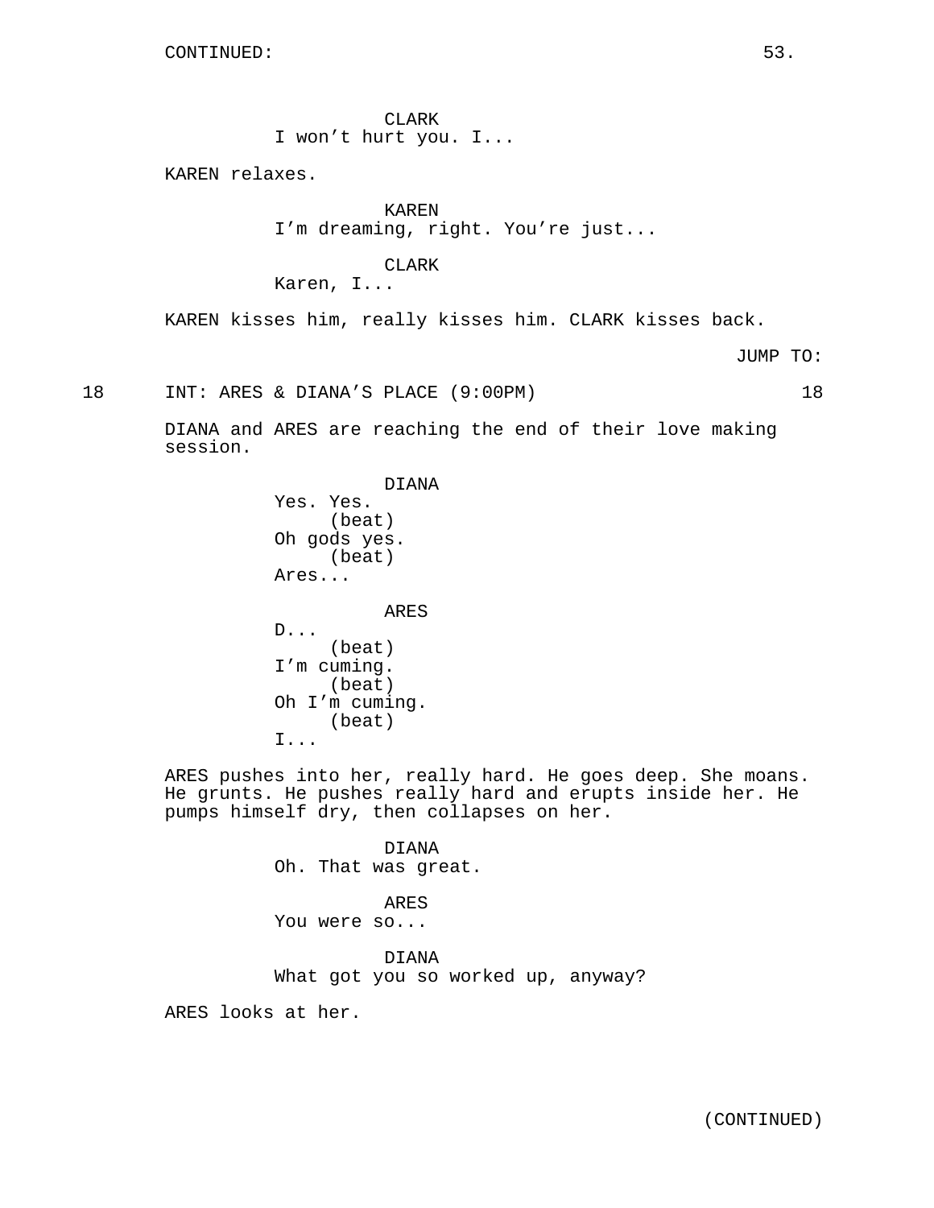CLARK
I won't hurt you. I...

KAREN relaxes.

KAREN
I'm dreaming, right. You're just...

CLARK
Karen, I...

KAREN kisses him, really kisses him. CLARK kisses back.

JUMP TO:

18 INT: ARES & DIANA'S PLACE (9:00PM) 18

DIANA and ARES are reaching the end of their love making session.

DIANA
Yes. Yes.
(beat)
Oh gods yes.
(beat)
Ares...

ARES
D...
(beat)
I'm cuming.
(beat)
Oh I'm cuming.
(beat)
I...

ARES pushes into her, really hard. He goes deep. She moans. He grunts. He pushes really hard and erupts inside her. He pumps himself dry, then collapses on her.

DIANA
Oh. That was great.

ARES
You were so...

DIANA
What got you so worked up, anyway?

ARES looks at her.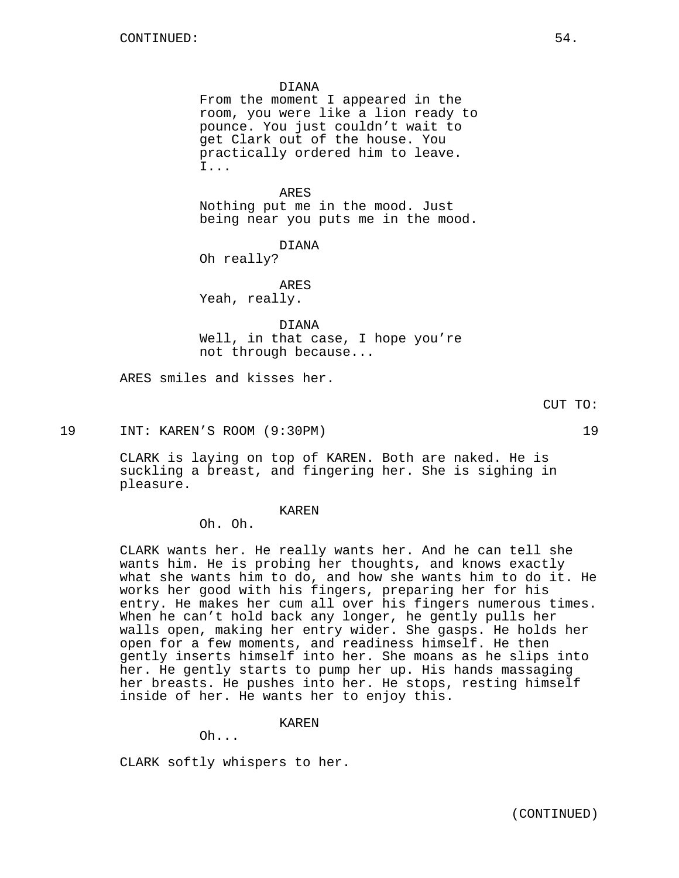DIANA
From the moment I appeared in the room, you were like a lion ready to pounce. You just couldn't wait to get Clark out of the house. You practically ordered him to leave. I...

ARES
Nothing put me in the mood. Just being near you puts me in the mood.

DIANA
Oh really?

ARES
Yeah, really.

DIANA
Well, in that case, I hope you're not through because...

ARES smiles and kisses her.

CUT TO:

19 INT: KAREN'S ROOM (9:30PM) 19

CLARK is laying on top of KAREN. Both are naked. He is suckling a breast, and fingering her. She is sighing in pleasure.

KAREN
Oh. Oh.

CLARK wants her. He really wants her. And he can tell she wants him. He is probing her thoughts, and knows exactly what she wants him to do, and how she wants him to do it. He works her good with his fingers, preparing her for his entry. He makes her cum all over his fingers numerous times. When he can't hold back any longer, he gently pulls her walls open, making her entry wider. She gasps. He holds her open for a few moments, and readiness himself. He then gently inserts himself into her. She moans as he slips into her. He gently starts to pump her up. His hands massaging her breasts. He pushes into her. He stops, resting himself inside of her. He wants her to enjoy this.

KAREN
Oh...

CLARK softly whispers to her.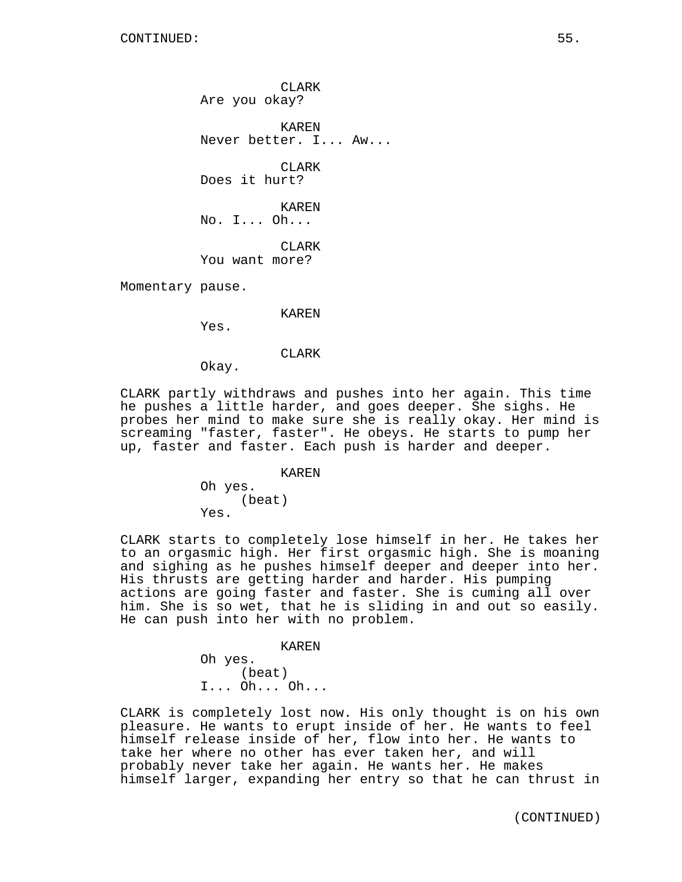CLARK
Are you okay?

KAREN
Never better. I... Aw...

CLARK
Does it hurt?

KAREN
No. I... Oh...

CLARK
You want more?

Momentary pause.

KAREN
Yes.

CLARK
Okay.

CLARK partly withdraws and pushes into her again. This time he pushes a little harder, and goes deeper. She sighs. He probes her mind to make sure she is really okay. Her mind is screaming "faster, faster". He obeys. He starts to pump her up, faster and faster. Each push is harder and deeper.

KAREN
Oh yes.
(beat)
Yes.

CLARK starts to completely lose himself in her. He takes her to an orgasmic high. Her first orgasmic high. She is moaning and sighing as he pushes himself deeper and deeper into her. His thrusts are getting harder and harder. His pumping actions are going faster and faster. She is cuming all over him. She is so wet, that he is sliding in and out so easily. He can push into her with no problem.

KAREN
Oh yes.
(beat)
I... Oh... Oh...

CLARK is completely lost now. His only thought is on his own pleasure. He wants to erupt inside of her. He wants to feel himself release inside of her, flow into her. He wants to take her where no other has ever taken her, and will probably never take her again. He wants her. He makes himself larger, expanding her entry so that he can thrust in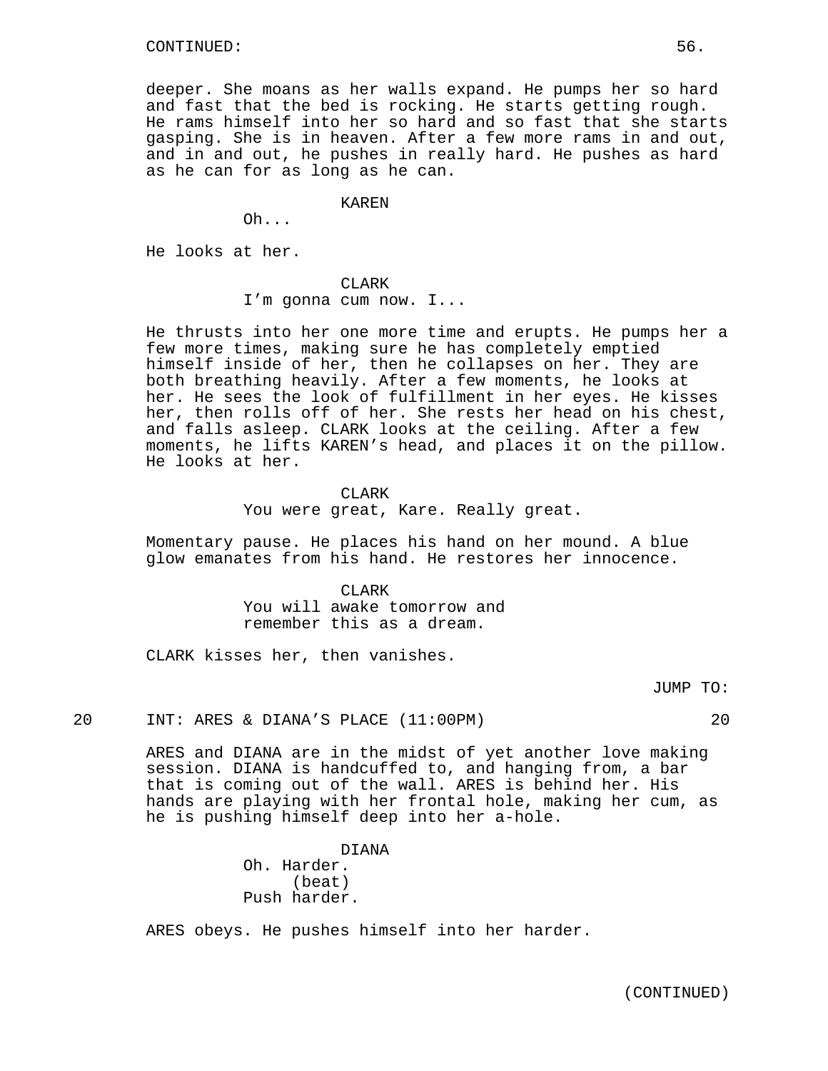deeper. She moans as her walls expand. He pumps her so hard and fast that the bed is rocking. He starts getting rough. He rams himself into her so hard and so fast that she starts gasping. She is in heaven. After a few more rams in and out, and in and out, he pushes in really hard. He pushes as hard as he can for as long as he can.

KAREN
Oh...

He looks at her.

CLARK
I'm gonna cum now. I...

He thrusts into her one more time and erupts. He pumps her a few more times, making sure he has completely emptied himself inside of her, then he collapses on her. They are both breathing heavily. After a few moments, he looks at her. He sees the look of fulfillment in her eyes. He kisses her, then rolls off of her. She rests her head on his chest, and falls asleep. CLARK looks at the ceiling. After a few moments, he lifts KAREN's head, and places it on the pillow. He looks at her.

CLARK
You were great, Kare. Really great.

Momentary pause. He places his hand on her mound. A blue glow emanates from his hand. He restores her innocence.

CLARK
You will awake tomorrow and remember this as a dream.

CLARK kisses her, then vanishes.

JUMP TO:

20 INT: ARES & DIANA'S PLACE (11:00PM) 20

ARES and DIANA are in the midst of yet another love making session. DIANA is handcuffed to, and hanging from, a bar that is coming out of the wall. ARES is behind her. His hands are playing with her frontal hole, making her cum, as he is pushing himself deep into her a-hole.

DIANA
Oh. Harder.
(beat)
Push harder.

ARES obeys. He pushes himself into her harder.

(CONTINUED)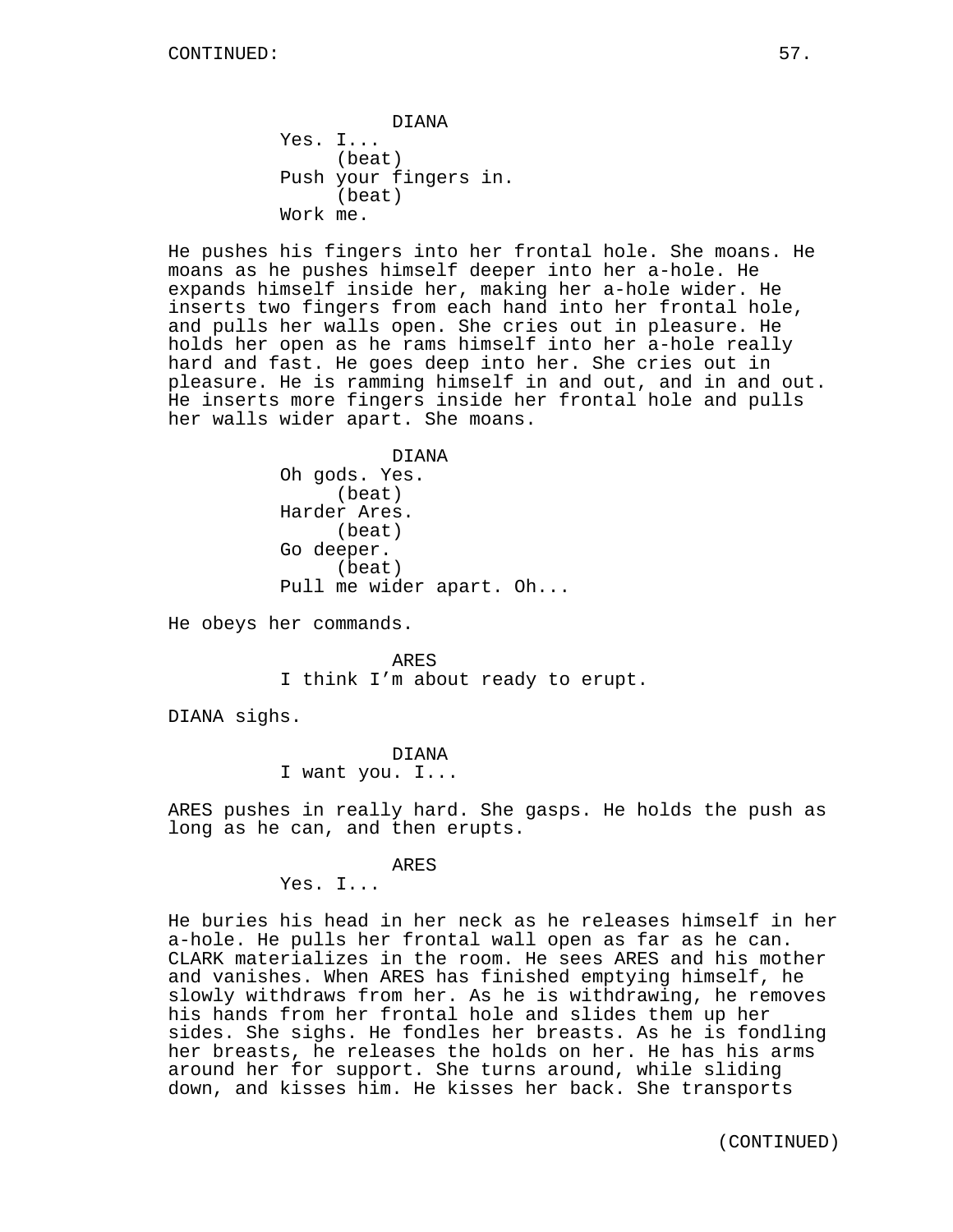DIANA
Yes. I...
(beat)
Push your fingers in.
(beat)
Work me.

He pushes his fingers into her frontal hole. She moans. He moans as he pushes himself deeper into her a-hole. He expands himself inside her, making her a-hole wider. He inserts two fingers from each hand into her frontal hole, and pulls her walls open. She cries out in pleasure. He holds her open as he rams himself into her a-hole really hard and fast. He goes deep into her. She cries out in pleasure. He is ramming himself in and out, and in and out. He inserts more fingers inside her frontal hole and pulls her walls wider apart. She moans.

DIANA
Oh gods. Yes.
(beat)
Harder Ares.
(beat)
Go deeper.
(beat)
Pull me wider apart. Oh...

He obeys her commands.

ARES
I think I'm about ready to erupt.

DIANA sighs.

DIANA
I want you. I...

ARES pushes in really hard. She gasps. He holds the push as long as he can, and then erupts.

ARES
Yes. I...

He buries his head in her neck as he releases himself in her a-hole. He pulls her frontal wall open as far as he can. CLARK materializes in the room. He sees ARES and his mother and vanishes. When ARES has finished emptying himself, he slowly withdraws from her. As he is withdrawing, he removes his hands from her frontal hole and slides them up her sides. She sighs. He fondles her breasts. As he is fondling her breasts, he releases the holds on her. He has his arms around her for support. She turns around, while sliding down, and kisses him. He kisses her back. She transports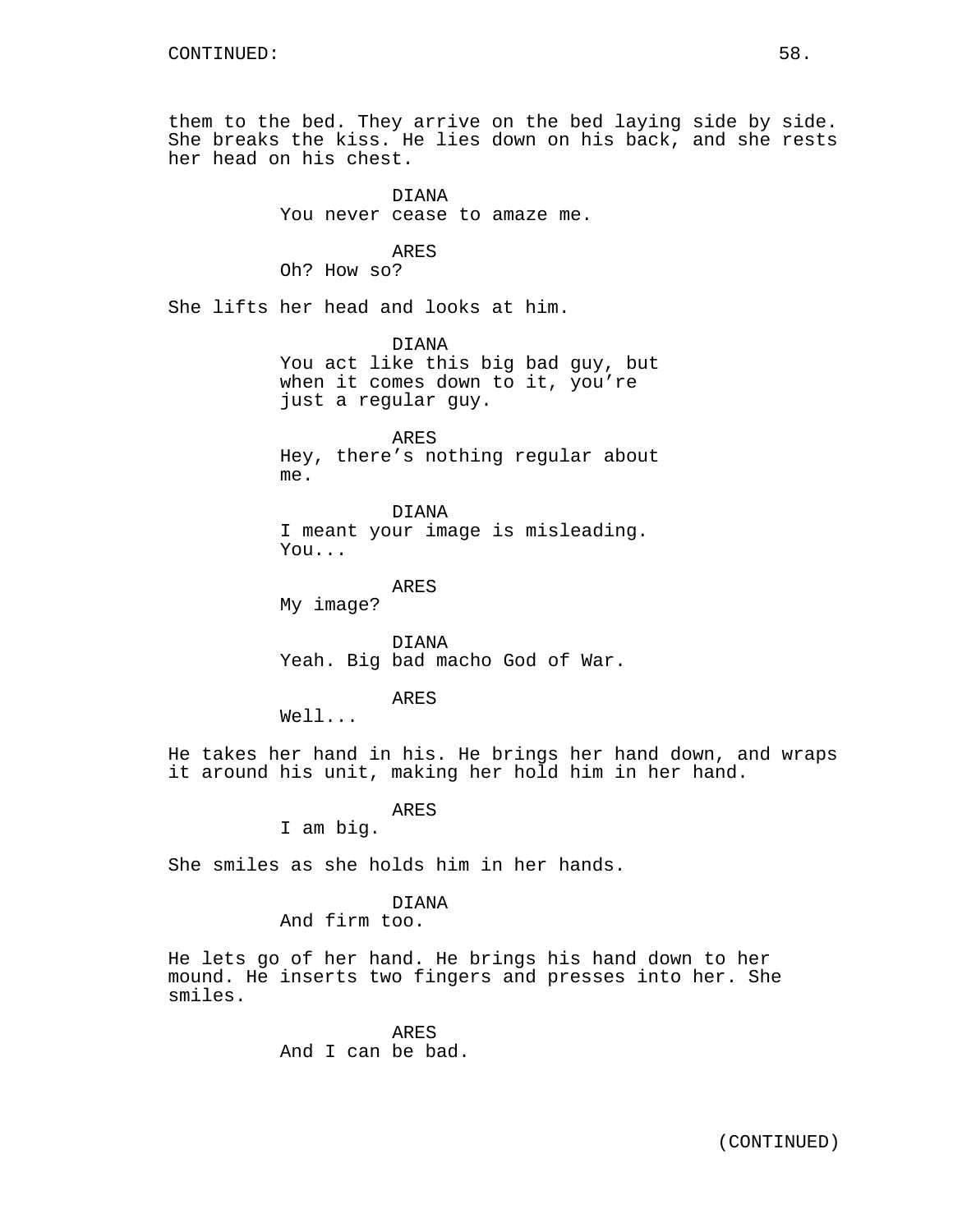them to the bed. They arrive on the bed laying side by side. She breaks the kiss. He lies down on his back, and she rests her head on his chest.

DIANA
You never cease to amaze me.

ARES
Oh? How so?

She lifts her head and looks at him.

DIANA
You act like this big bad guy, but when it comes down to it, you're just a regular guy.

ARES
Hey, there's nothing regular about me.

DIANA
I meant your image is misleading. You...

ARES
My image?

DIANA
Yeah. Big bad macho God of War.

ARES
Well...

He takes her hand in his. He brings her hand down, and wraps it around his unit, making her hold him in her hand.

ARES
I am big.

She smiles as she holds him in her hands.

DIANA
And firm too.

He lets go of her hand. He brings his hand down to her mound. He inserts two fingers and presses into her. She smiles.

ARES
And I can be bad.

(CONTINUED)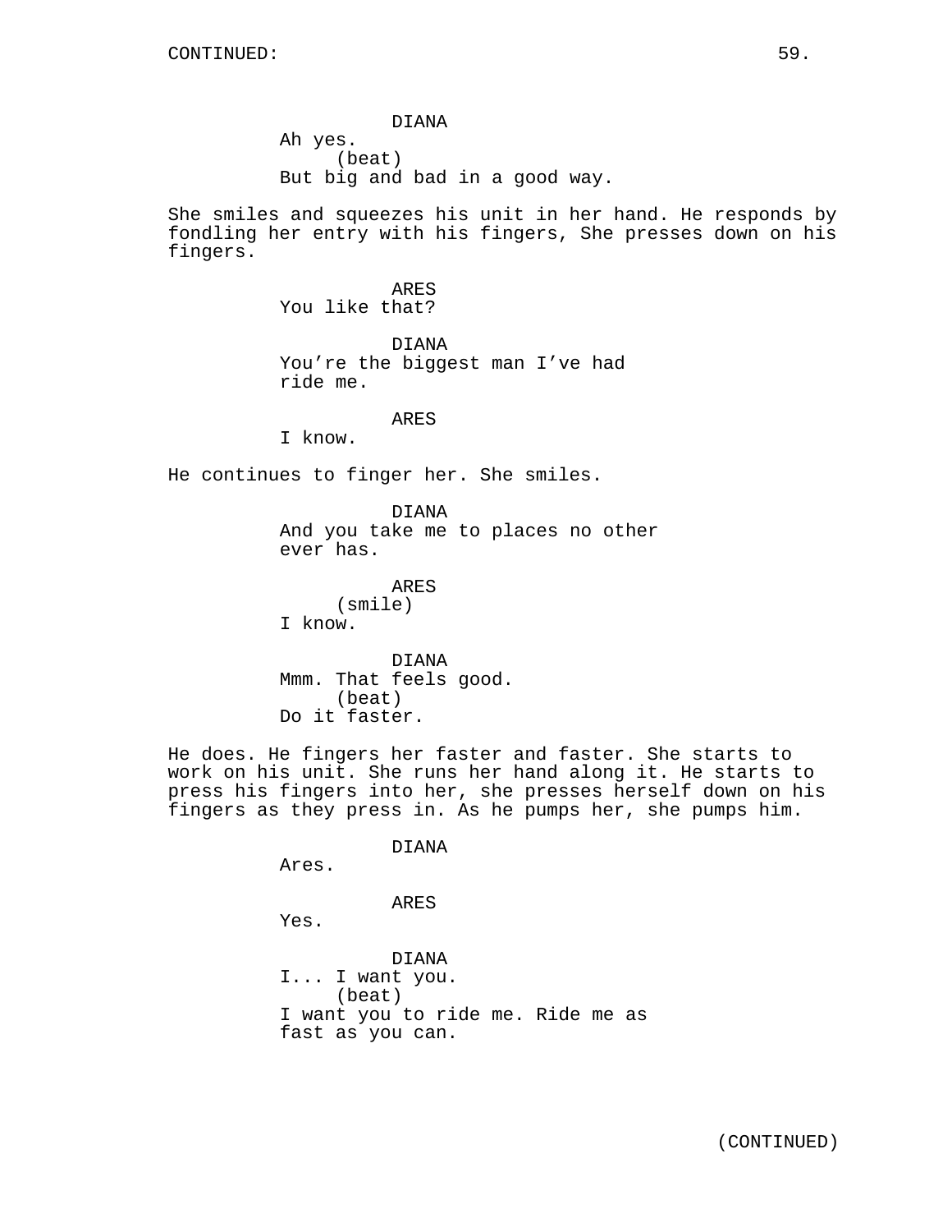DIANA
Ah yes.
(beat)
But big and bad in a good way.

She smiles and squeezes his unit in her hand. He responds by fondling her entry with his fingers, She presses down on his fingers.

ARES
You like that?

DIANA
You're the biggest man I've had ride me.

ARES
I know.

He continues to finger her. She smiles.

DIANA
And you take me to places no other ever has.

ARES
(smile)
I know.

DIANA
Mmm. That feels good.
(beat)
Do it faster.

He does. He fingers her faster and faster. She starts to work on his unit. She runs her hand along it. He starts to press his fingers into her, she presses herself down on his fingers as they press in. As he pumps her, she pumps him.

DIANA
Ares.

ARES
Yes.

DIANA
I... I want you.
(beat)
I want you to ride me. Ride me as fast as you can.

(CONTINUED)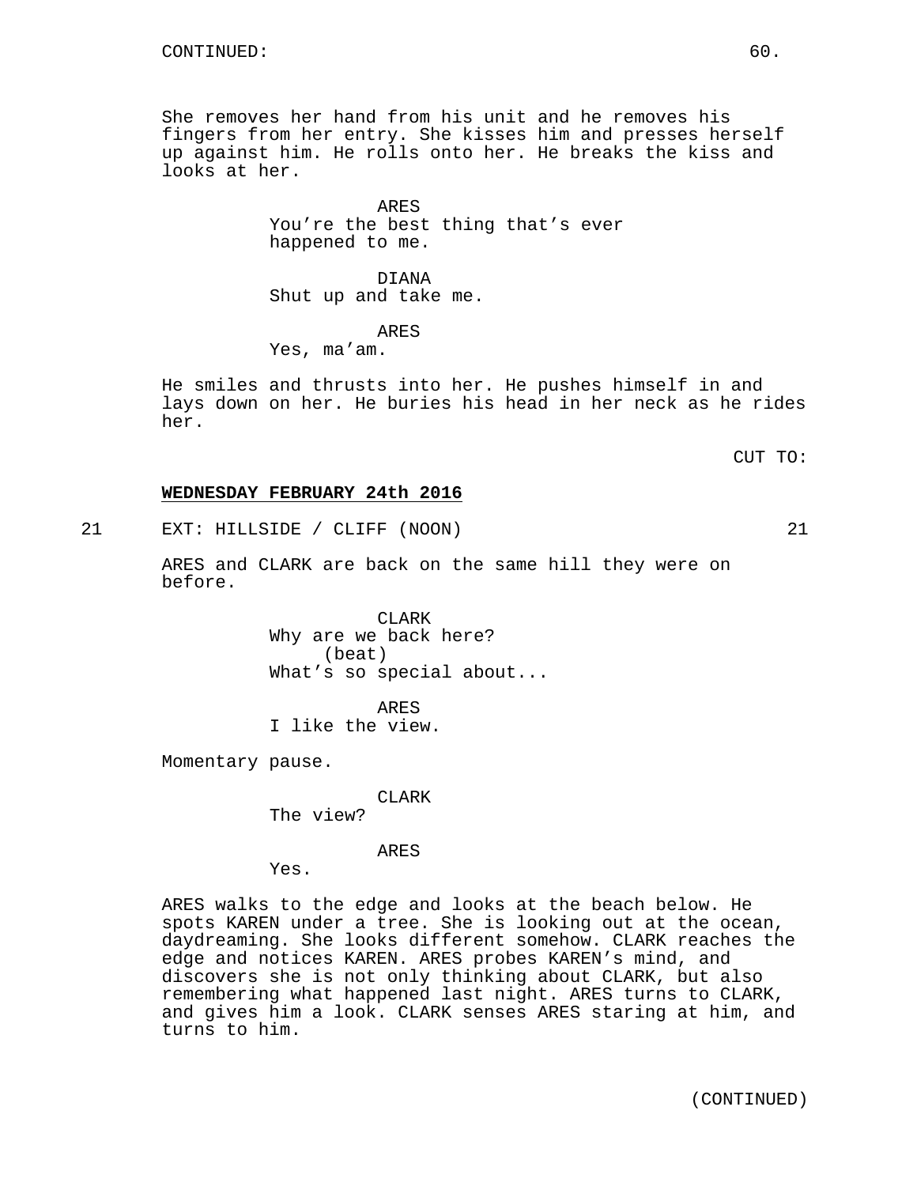She removes her hand from his unit and he removes his fingers from her entry. She kisses him and presses herself up against him. He rolls onto her. He breaks the kiss and looks at her.

ARES
You're the best thing that's ever happened to me.

DIANA
Shut up and take me.

ARES
Yes, ma'am.

He smiles and thrusts into her. He pushes himself in and lays down on her. He buries his head in her neck as he rides her.

CUT TO:

**WEDNESDAY FEBRUARY 24th 2016**

21 EXT: HILLSIDE / CLIFF (NOON) 21

ARES and CLARK are back on the same hill they were on before.

CLARK
Why are we back here?
(beat)
What's so special about...

ARES
I like the view.

Momentary pause.

CLARK
The view?

ARES
Yes.

ARES walks to the edge and looks at the beach below. He spots KAREN under a tree. She is looking out at the ocean, daydreaming. She looks different somehow. CLARK reaches the edge and notices KAREN. ARES probes KAREN's mind, and discovers she is not only thinking about CLARK, but also remembering what happened last night. ARES turns to CLARK, and gives him a look. CLARK senses ARES staring at him, and turns to him.

(CONTINUED)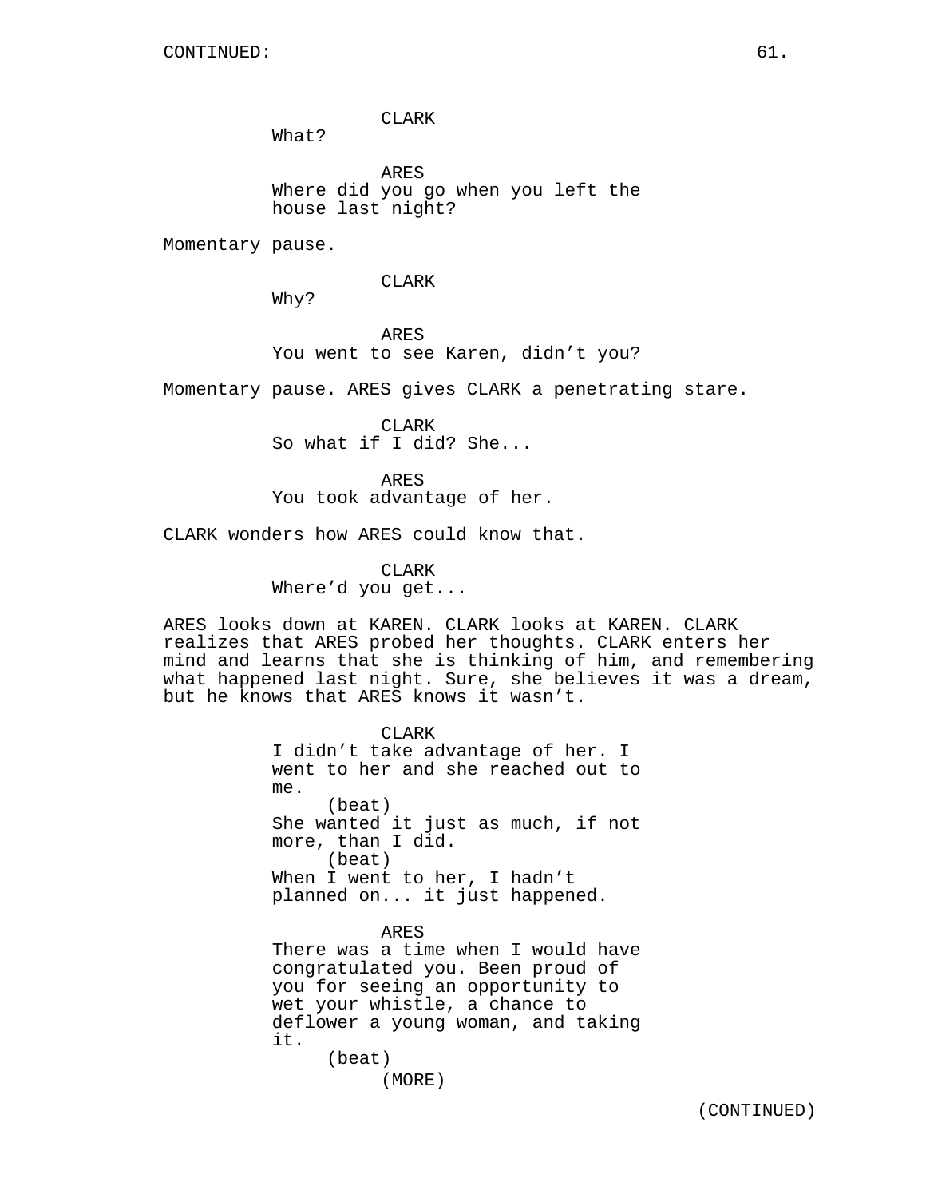CONTINUED:

CLARK
What?

ARES
Where did you go when you left the house last night?

Momentary pause.

CLARK
Why?

ARES
You went to see Karen, didn't you?

Momentary pause. ARES gives CLARK a penetrating stare.

CLARK
So what if I did? She...

ARES
You took advantage of her.

CLARK wonders how ARES could know that.

CLARK
Where'd you get...

ARES looks down at KAREN. CLARK looks at KAREN. CLARK realizes that ARES probed her thoughts. CLARK enters her mind and learns that she is thinking of him, and remembering what happened last night. Sure, she believes it was a dream, but he knows that ARES knows it wasn't.

CLARK
I didn't take advantage of her. I went to her and she reached out to me.
(beat)
She wanted it just as much, if not more, than I did.
(beat)
When I went to her, I hadn't planned on... it just happened.

ARES
There was a time when I would have congratulated you. Been proud of you for seeing an opportunity to wet your whistle, a chance to deflower a young woman, and taking it.
(beat)
(MORE)

(CONTINUED)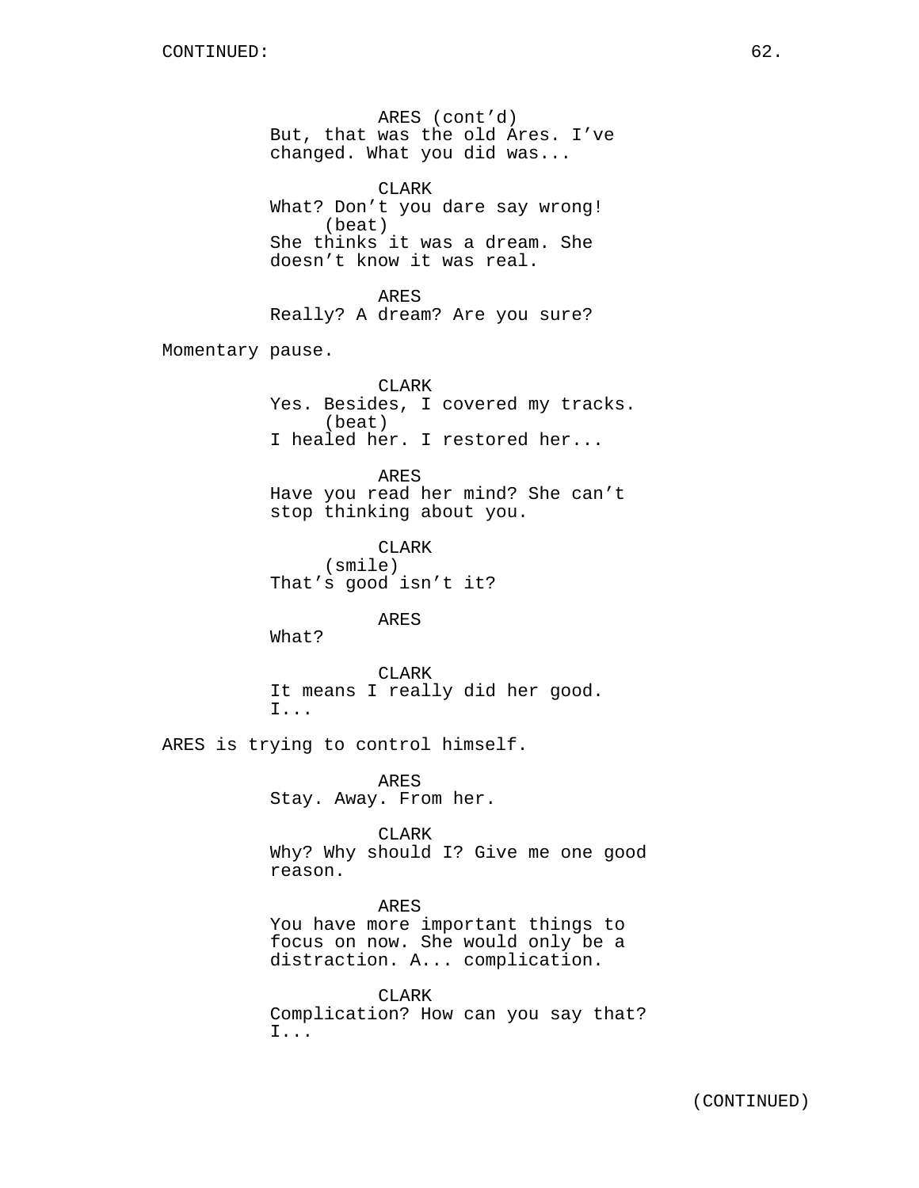ARES (cont'd)
But, that was the old Ares. I've changed. What you did was...

CLARK
What? Don't you dare say wrong!
(beat)
She thinks it was a dream. She doesn't know it was real.

ARES
Really? A dream? Are you sure?

Momentary pause.

CLARK
Yes. Besides, I covered my tracks.
(beat)
I healed her. I restored her...

ARES
Have you read her mind? She can't stop thinking about you.

CLARK
(smile)
That's good isn't it?

ARES
What?

CLARK
It means I really did her good.
I...

ARES is trying to control himself.

ARES
Stay. Away. From her.

CLARK
Why? Why should I? Give me one good reason.

ARES
You have more important things to focus on now. She would only be a distraction. A... complication.

CLARK
Complication? How can you say that?
I...

(CONTINUED)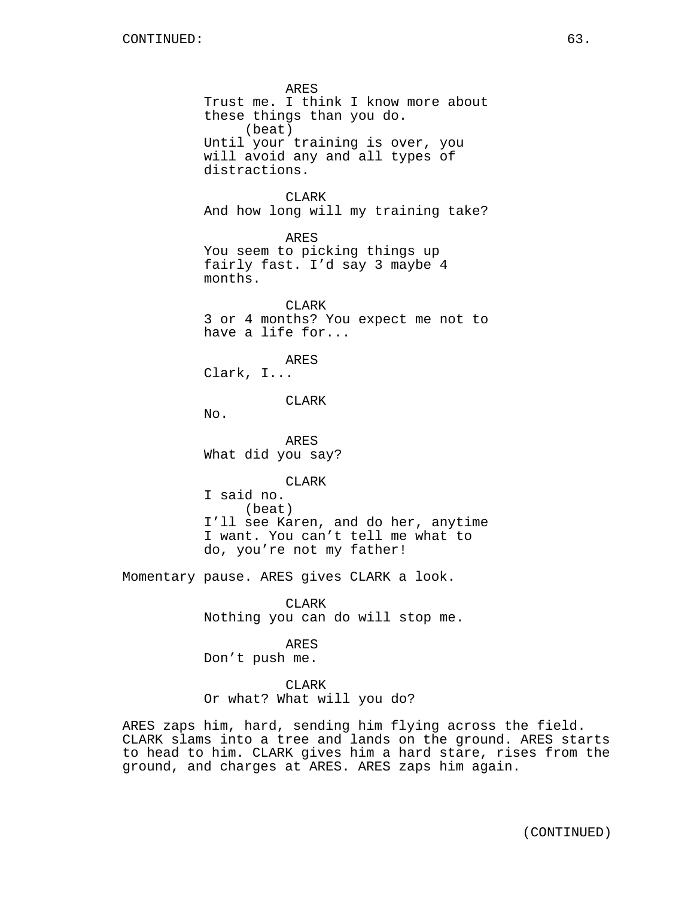ARES
Trust me. I think I know more about these things than you do.
(beat)
Until your training is over, you will avoid any and all types of distractions.

CLARK
And how long will my training take?

ARES
You seem to picking things up fairly fast. I'd say 3 maybe 4 months.

CLARK
3 or 4 months? You expect me not to have a life for...

ARES
Clark, I...

CLARK
No.

ARES
What did you say?

CLARK
I said no.
(beat)
I'll see Karen, and do her, anytime I want. You can't tell me what to do, you're not my father!

Momentary pause. ARES gives CLARK a look.

CLARK
Nothing you can do will stop me.

ARES
Don't push me.

CLARK
Or what? What will you do?

ARES zaps him, hard, sending him flying across the field. CLARK slams into a tree and lands on the ground. ARES starts to head to him. CLARK gives him a hard stare, rises from the ground, and charges at ARES. ARES zaps him again.

(CONTINUED)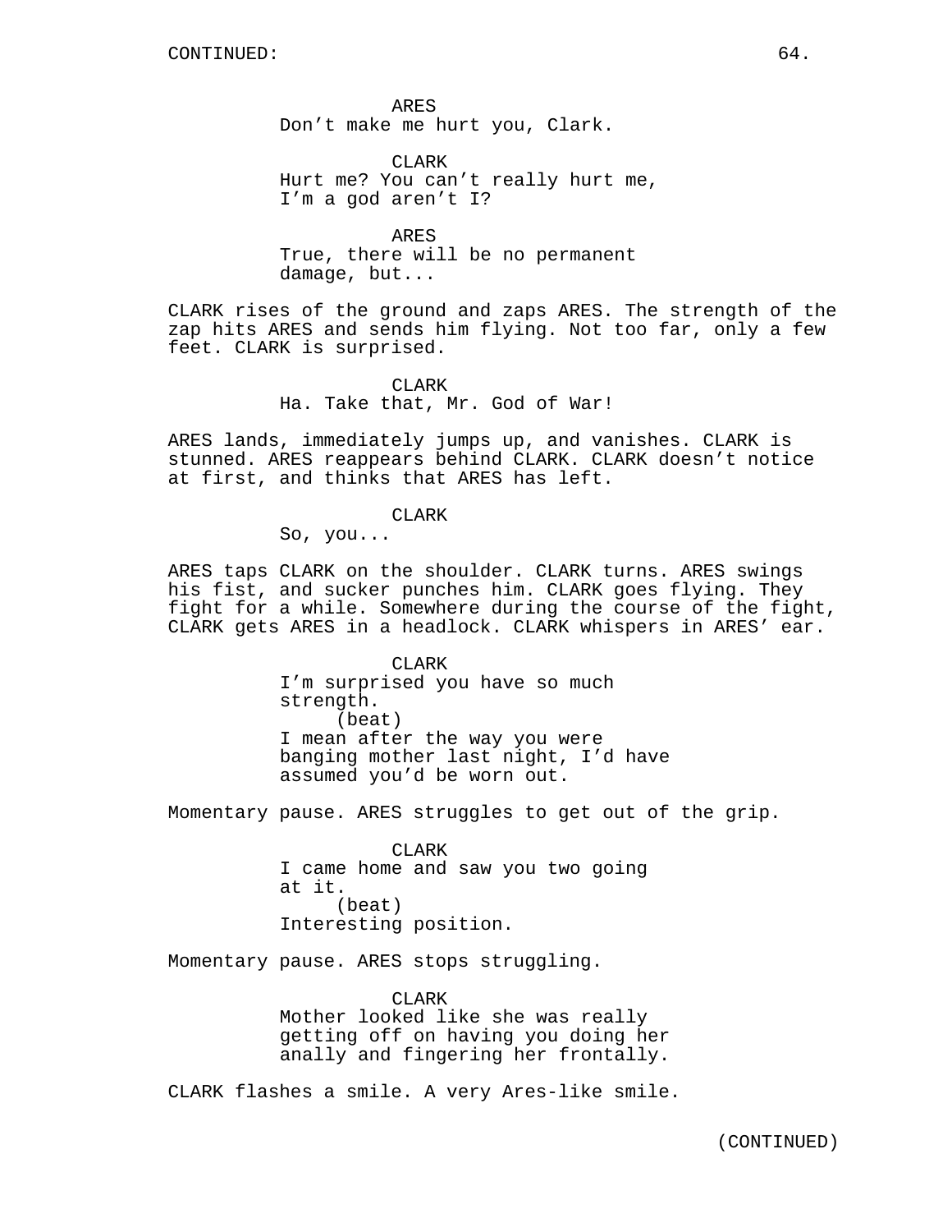CONTINUED:

ARES
Don't make me hurt you, Clark.

CLARK
Hurt me? You can't really hurt me, I'm a god aren't I?

ARES
True, there will be no permanent damage, but...

CLARK rises of the ground and zaps ARES. The strength of the zap hits ARES and sends him flying. Not too far, only a few feet. CLARK is surprised.

CLARK
Ha. Take that, Mr. God of War!

ARES lands, immediately jumps up, and vanishes. CLARK is stunned. ARES reappears behind CLARK. CLARK doesn't notice at first, and thinks that ARES has left.

CLARK
So, you...

ARES taps CLARK on the shoulder. CLARK turns. ARES swings his fist, and sucker punches him. CLARK goes flying. They fight for a while. Somewhere during the course of the fight, CLARK gets ARES in a headlock. CLARK whispers in ARES' ear.

CLARK
I'm surprised you have so much strength.
(beat)
I mean after the way you were banging mother last night, I'd have assumed you'd be worn out.

Momentary pause. ARES struggles to get out of the grip.

CLARK
I came home and saw you two going at it.
(beat)
Interesting position.

Momentary pause. ARES stops struggling.

CLARK
Mother looked like she was really getting off on having you doing her anally and fingering her frontally.

CLARK flashes a smile. A very Ares-like smile.

(CONTINUED)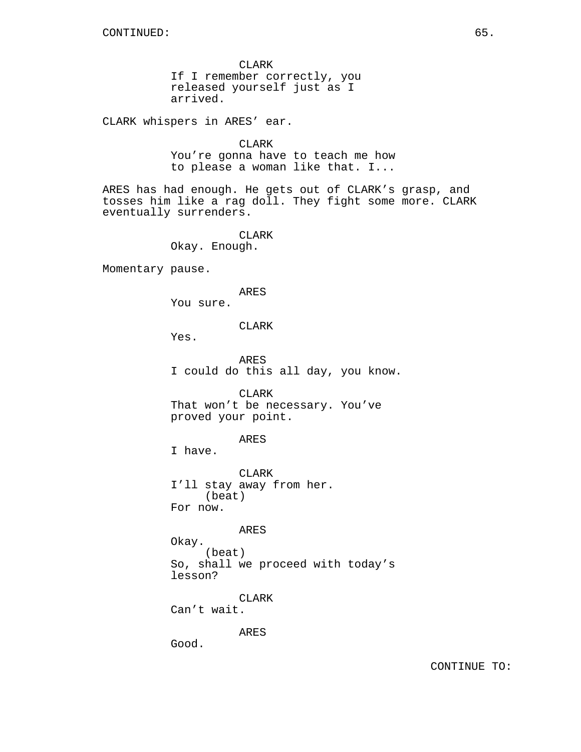CONTINUED:

CLARK
If I remember correctly, you released yourself just as I arrived.

CLARK whispers in ARES' ear.

CLARK
You're gonna have to teach me how to please a woman like that. I...

ARES has had enough. He gets out of CLARK's grasp, and tosses him like a rag doll. They fight some more. CLARK eventually surrenders.

CLARK
Okay. Enough.

Momentary pause.

ARES
You sure.

CLARK
Yes.

ARES
I could do this all day, you know.

CLARK
That won't be necessary. You've proved your point.

ARES
I have.

CLARK
I'll stay away from her.
(beat)
For now.

ARES
Okay.
(beat)
So, shall we proceed with today's lesson?

CLARK
Can't wait.

ARES
Good.

CONTINUE TO: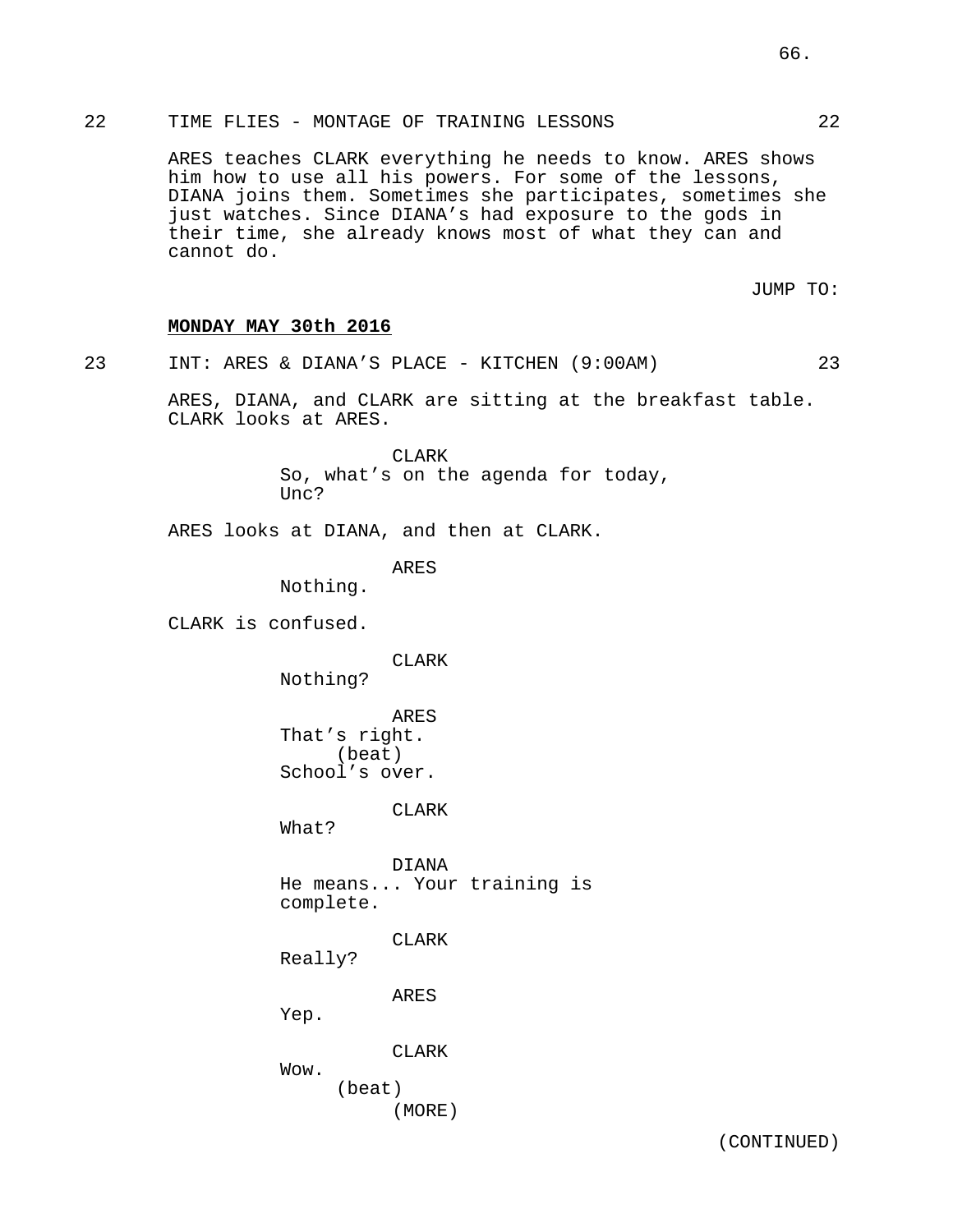22 TIME FLIES - MONTAGE OF TRAINING LESSONS 22

ARES teaches CLARK everything he needs to know. ARES shows him how to use all his powers. For some of the lessons, DIANA joins them. Sometimes she participates, sometimes she just watches. Since DIANA's had exposure to the gods in their time, she already knows most of what they can and cannot do.

JUMP TO:

**MONDAY MAY 30th 2016**

23 INT: ARES & DIANA'S PLACE - KITCHEN (9:00AM) 23

ARES, DIANA, and CLARK are sitting at the breakfast table. CLARK looks at ARES.

CLARK
So, what's on the agenda for today, Unc?

ARES looks at DIANA, and then at CLARK.

ARES
Nothing.

CLARK is confused.

CLARK
Nothing?

ARES
That's right.
(beat)
School's over.

CLARK
What?

DIANA
He means... Your training is complete.

CLARK
Really?

ARES
Yep.

CLARK
Wow.
(beat)
(MORE)

(CONTINUED)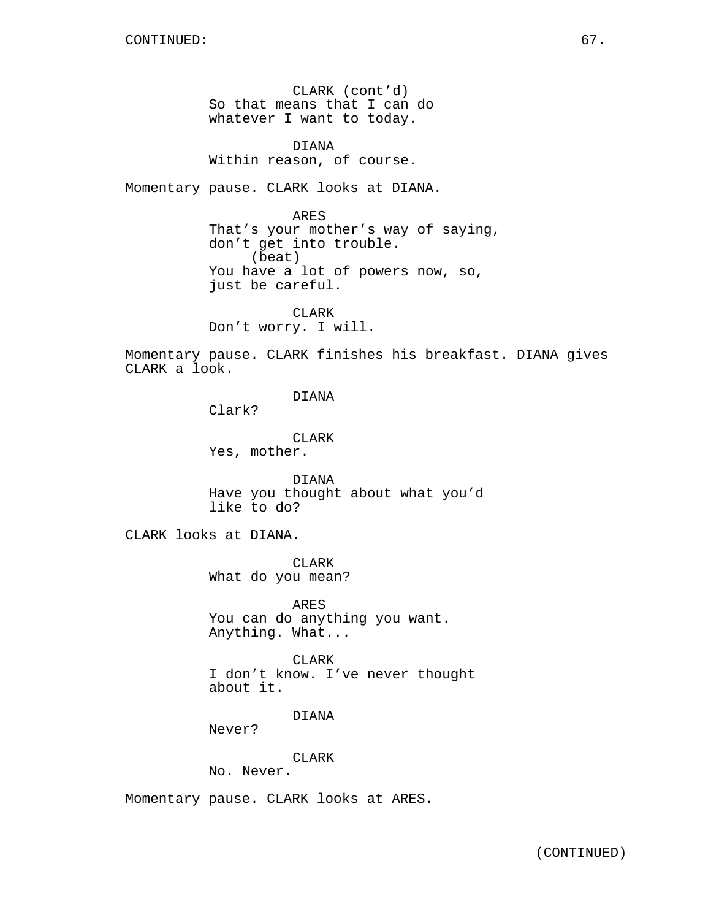CONTINUED:

CLARK (cont'd)
So that means that I can do
whatever I want to today.

DIANA
Within reason, of course.

Momentary pause. CLARK looks at DIANA.

ARES
That's your mother's way of saying,
don't get into trouble.
(beat)
You have a lot of powers now, so,
just be careful.

CLARK
Don't worry. I will.

Momentary pause. CLARK finishes his breakfast. DIANA gives CLARK a look.

DIANA
Clark?

CLARK
Yes, mother.

DIANA
Have you thought about what you'd
like to do?

CLARK looks at DIANA.

CLARK
What do you mean?

ARES
You can do anything you want.
Anything. What...

CLARK
I don't know. I've never thought
about it.

DIANA
Never?

CLARK
No. Never.

Momentary pause. CLARK looks at ARES.

(CONTINUED)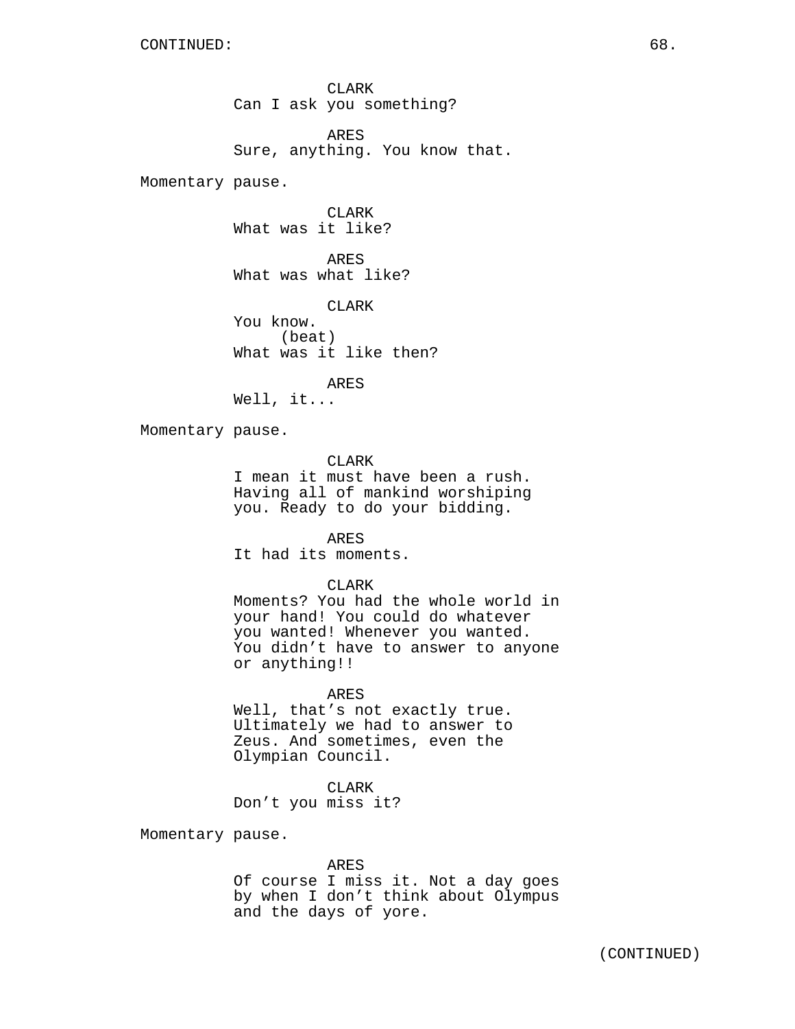CONTINUED:

CLARK
Can I ask you something?

ARES
Sure, anything. You know that.

Momentary pause.

CLARK
What was it like?

ARES
What was what like?

CLARK
You know.
(beat)
What was it like then?

ARES
Well, it...

Momentary pause.

CLARK
I mean it must have been a rush. Having all of mankind worshiping you. Ready to do your bidding.

ARES
It had its moments.

CLARK
Moments? You had the whole world in your hand! You could do whatever you wanted! Whenever you wanted. You didn't have to answer to anyone or anything!!

ARES
Well, that's not exactly true. Ultimately we had to answer to Zeus. And sometimes, even the Olympian Council.

CLARK
Don't you miss it?

Momentary pause.

ARES
Of course I miss it. Not a day goes by when I don't think about Olympus and the days of yore.

(CONTINUED)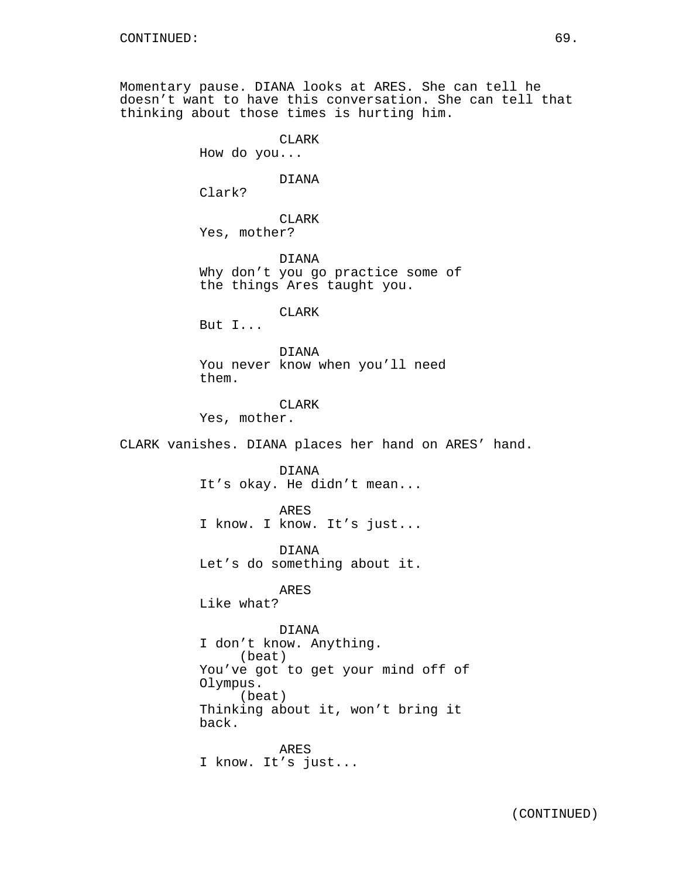CONTINUED:

Momentary pause. DIANA looks at ARES. She can tell he doesn't want to have this conversation. She can tell that thinking about those times is hurting him.

CLARK
How do you...

DIANA
Clark?

CLARK
Yes, mother?

DIANA
Why don't you go practice some of the things Ares taught you.

CLARK
But I...

DIANA
You never know when you'll need them.

CLARK
Yes, mother.

CLARK vanishes. DIANA places her hand on ARES' hand.

DIANA
It's okay. He didn't mean...

ARES
I know. I know. It's just...

DIANA
Let's do something about it.

ARES
Like what?

DIANA
I don't know. Anything.
(beat)
You've got to get your mind off of Olympus.
(beat)
Thinking about it, won't bring it back.

ARES
I know. It's just...

(CONTINUED)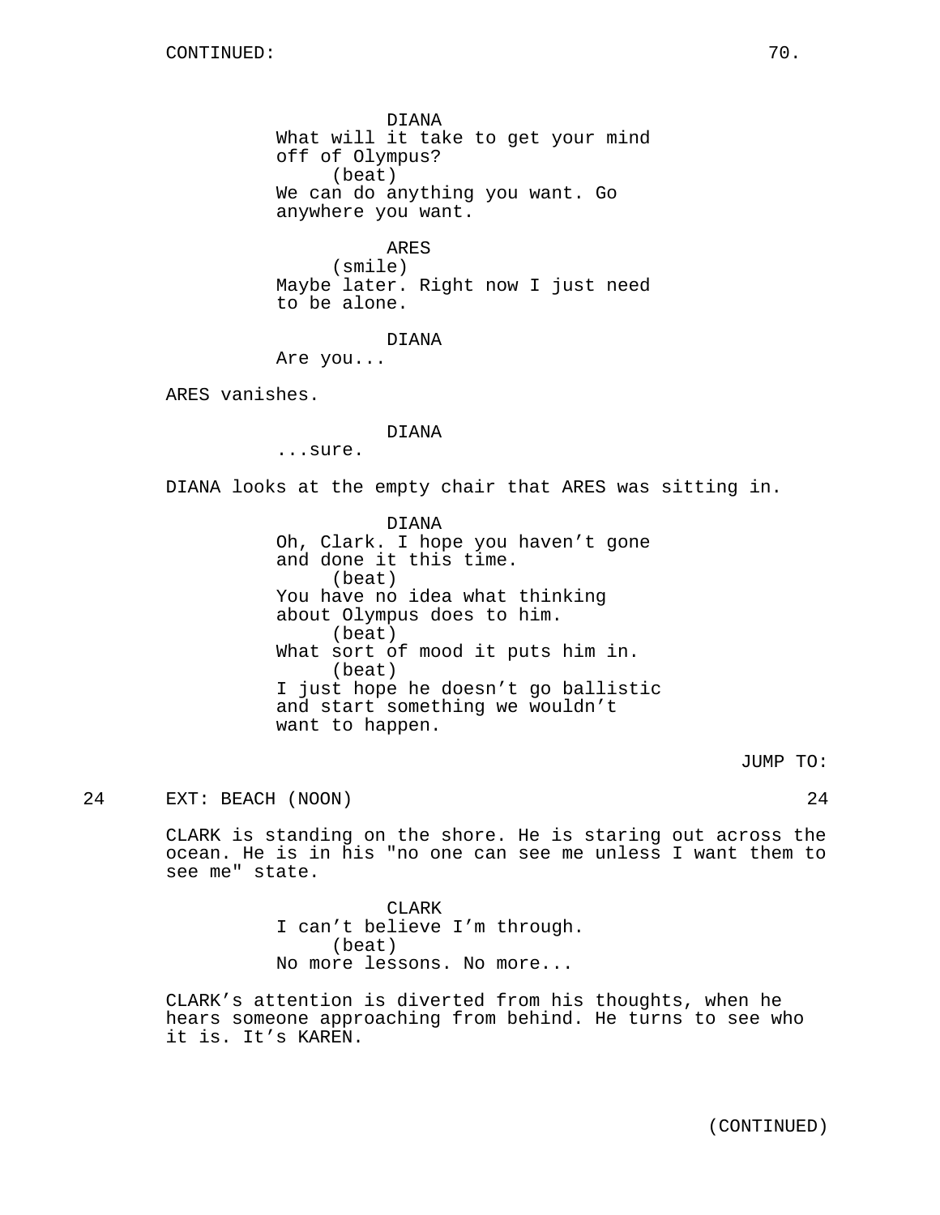CONTINUED:

DIANA
What will it take to get your mind off of Olympus?
(beat)
We can do anything you want. Go anywhere you want.

ARES
(smile)
Maybe later. Right now I just need to be alone.

DIANA
Are you...

ARES vanishes.

DIANA
...sure.

DIANA looks at the empty chair that ARES was sitting in.

DIANA
Oh, Clark. I hope you haven't gone and done it this time.
(beat)
You have no idea what thinking about Olympus does to him.
(beat)
What sort of mood it puts him in.
(beat)
I just hope he doesn't go ballistic and start something we wouldn't want to happen.

JUMP TO:

24 EXT: BEACH (NOON) 24

CLARK is standing on the shore. He is staring out across the ocean. He is in his "no one can see me unless I want them to see me" state.

CLARK
I can't believe I'm through.
(beat)
No more lessons. No more...

CLARK's attention is diverted from his thoughts, when he hears someone approaching from behind. He turns to see who it is. It's KAREN.

(CONTINUED)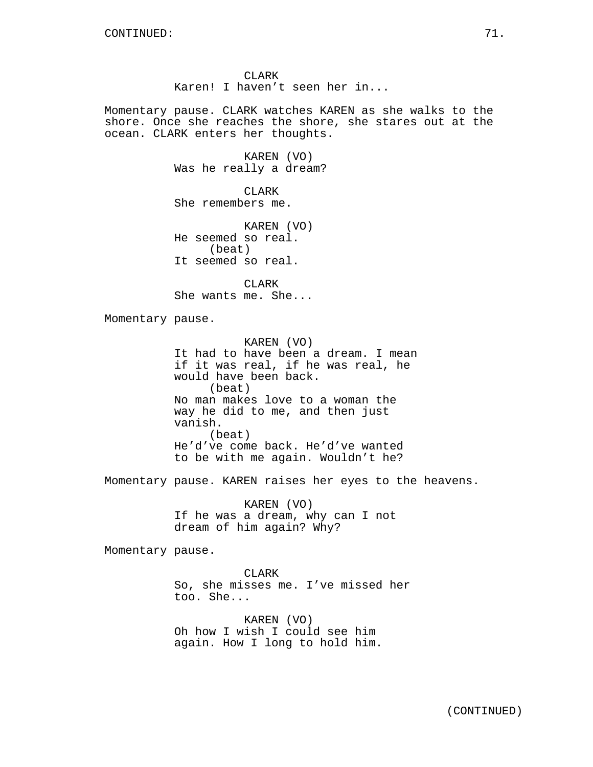CONTINUED:

CLARK
Karen! I haven't seen her in...

Momentary pause. CLARK watches KAREN as she walks to the shore. Once she reaches the shore, she stares out at the ocean. CLARK enters her thoughts.

KAREN (VO)
Was he really a dream?

CLARK
She remembers me.

KAREN (VO)
He seemed so real.
(beat)
It seemed so real.

CLARK
She wants me. She...

Momentary pause.

KAREN (VO)
It had to have been a dream. I mean if it was real, if he was real, he would have been back.
(beat)
No man makes love to a woman the way he did to me, and then just vanish.
(beat)
He'd've come back. He'd've wanted to be with me again. Wouldn't he?

Momentary pause. KAREN raises her eyes to the heavens.

KAREN (VO)
If he was a dream, why can I not dream of him again? Why?

Momentary pause.

CLARK
So, she misses me. I've missed her too. She...

KAREN (VO)
Oh how I wish I could see him again. How I long to hold him.

(CONTINUED)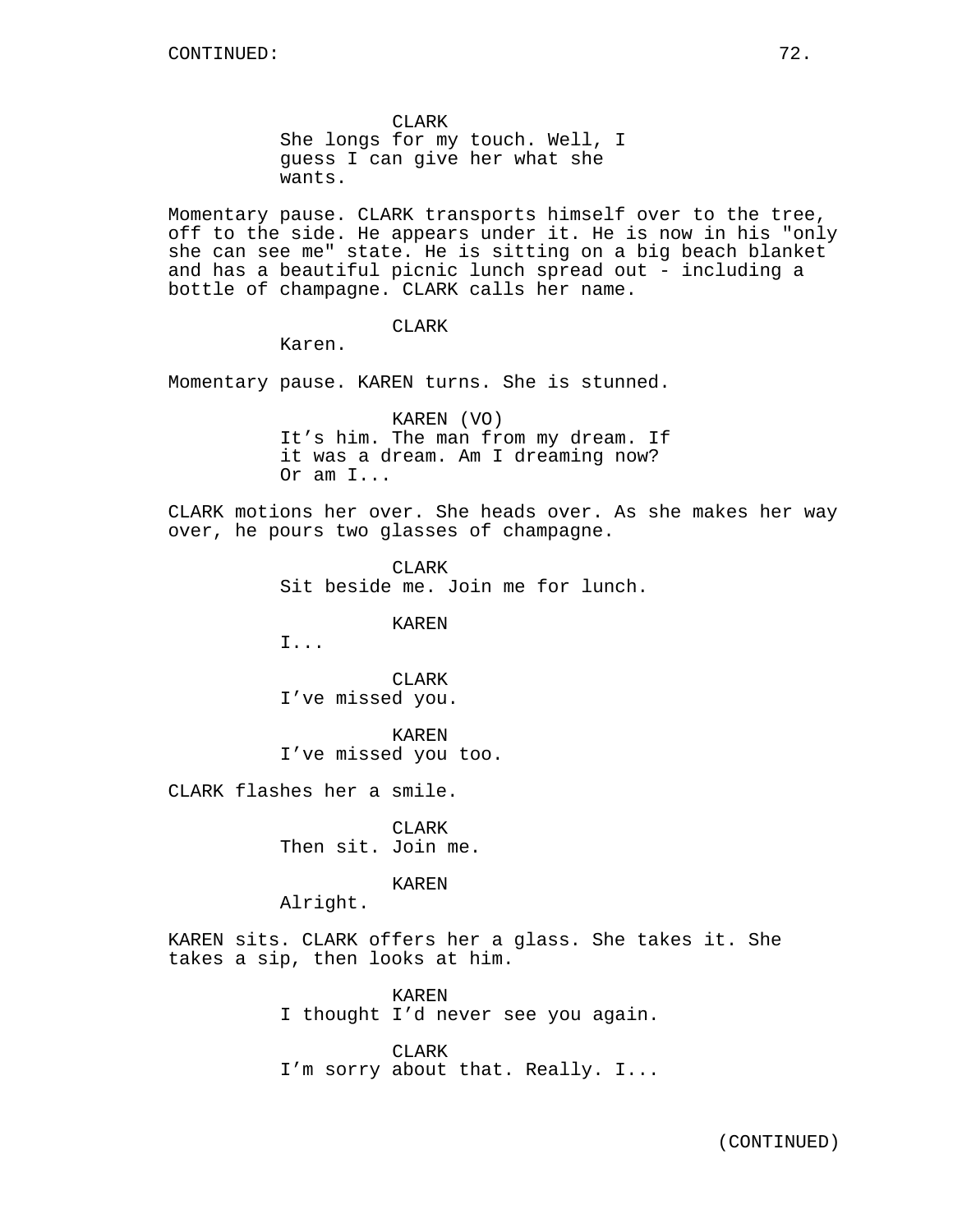CONTINUED:

CLARK
She longs for my touch. Well, I guess I can give her what she wants.

Momentary pause. CLARK transports himself over to the tree, off to the side. He appears under it. He is now in his "only she can see me" state. He is sitting on a big beach blanket and has a beautiful picnic lunch spread out - including a bottle of champagne. CLARK calls her name.

CLARK
Karen.

Momentary pause. KAREN turns. She is stunned.

KAREN (VO)
It's him. The man from my dream. If it was a dream. Am I dreaming now? Or am I...

CLARK motions her over. She heads over. As she makes her way over, he pours two glasses of champagne.

CLARK
Sit beside me. Join me for lunch.

KAREN
I...

CLARK
I've missed you.

KAREN
I've missed you too.

CLARK flashes her a smile.

CLARK
Then sit. Join me.

KAREN
Alright.

KAREN sits. CLARK offers her a glass. She takes it. She takes a sip, then looks at him.

KAREN
I thought I'd never see you again.

CLARK
I'm sorry about that. Really. I...

(CONTINUED)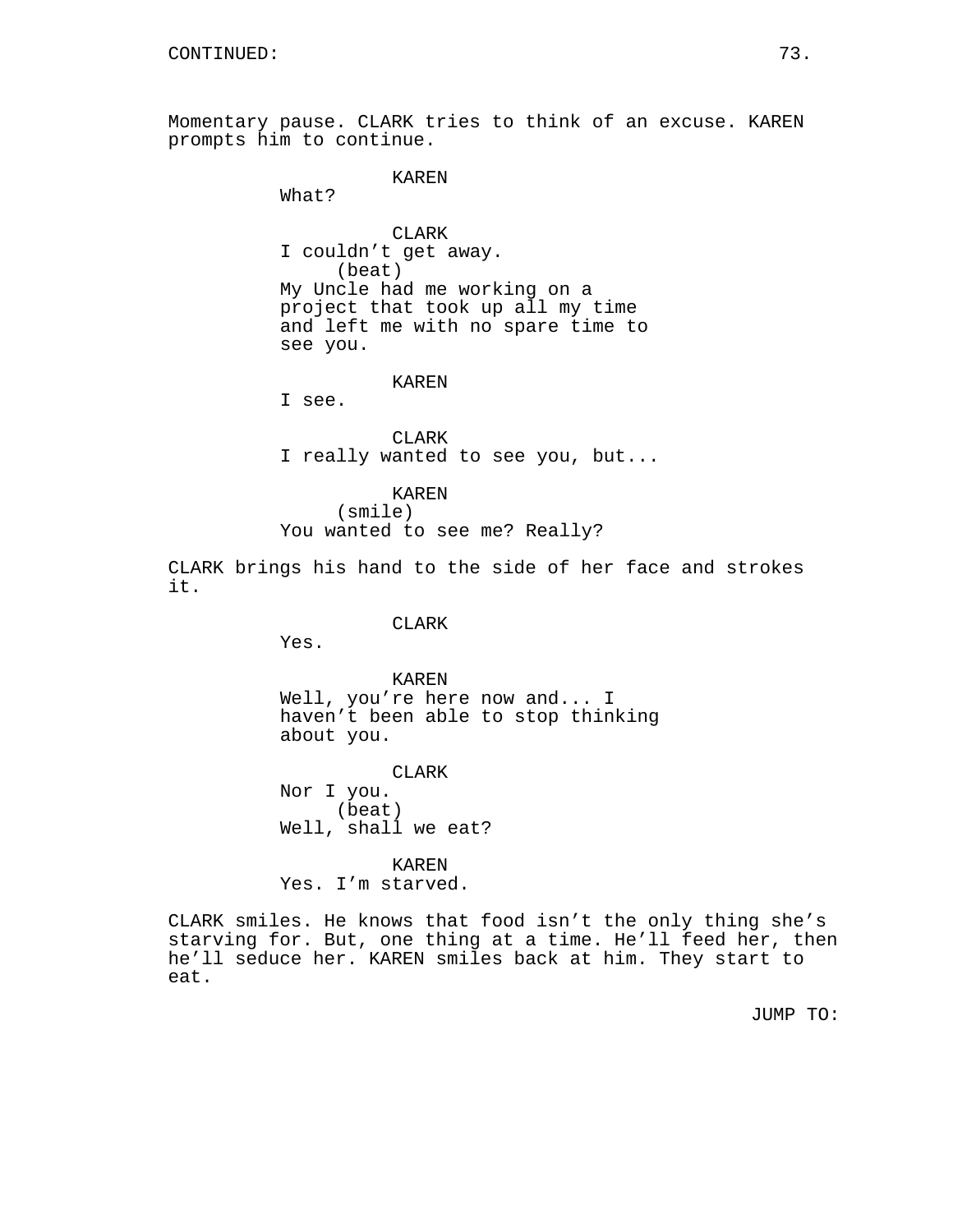CONTINUED:

Momentary pause. CLARK tries to think of an excuse. KAREN prompts him to continue.

KAREN
What?

CLARK
I couldn't get away.
(beat)
My Uncle had me working on a project that took up all my time and left me with no spare time to see you.

KAREN
I see.

CLARK
I really wanted to see you, but...

KAREN
(smile)
You wanted to see me? Really?

CLARK brings his hand to the side of her face and strokes it.

CLARK
Yes.

KAREN
Well, you're here now and... I haven't been able to stop thinking about you.

CLARK
Nor I you.
(beat)
Well, shall we eat?

KAREN
Yes. I'm starved.

CLARK smiles. He knows that food isn't the only thing she's starving for. But, one thing at a time. He'll feed her, then he'll seduce her. KAREN smiles back at him. They start to eat.

JUMP TO: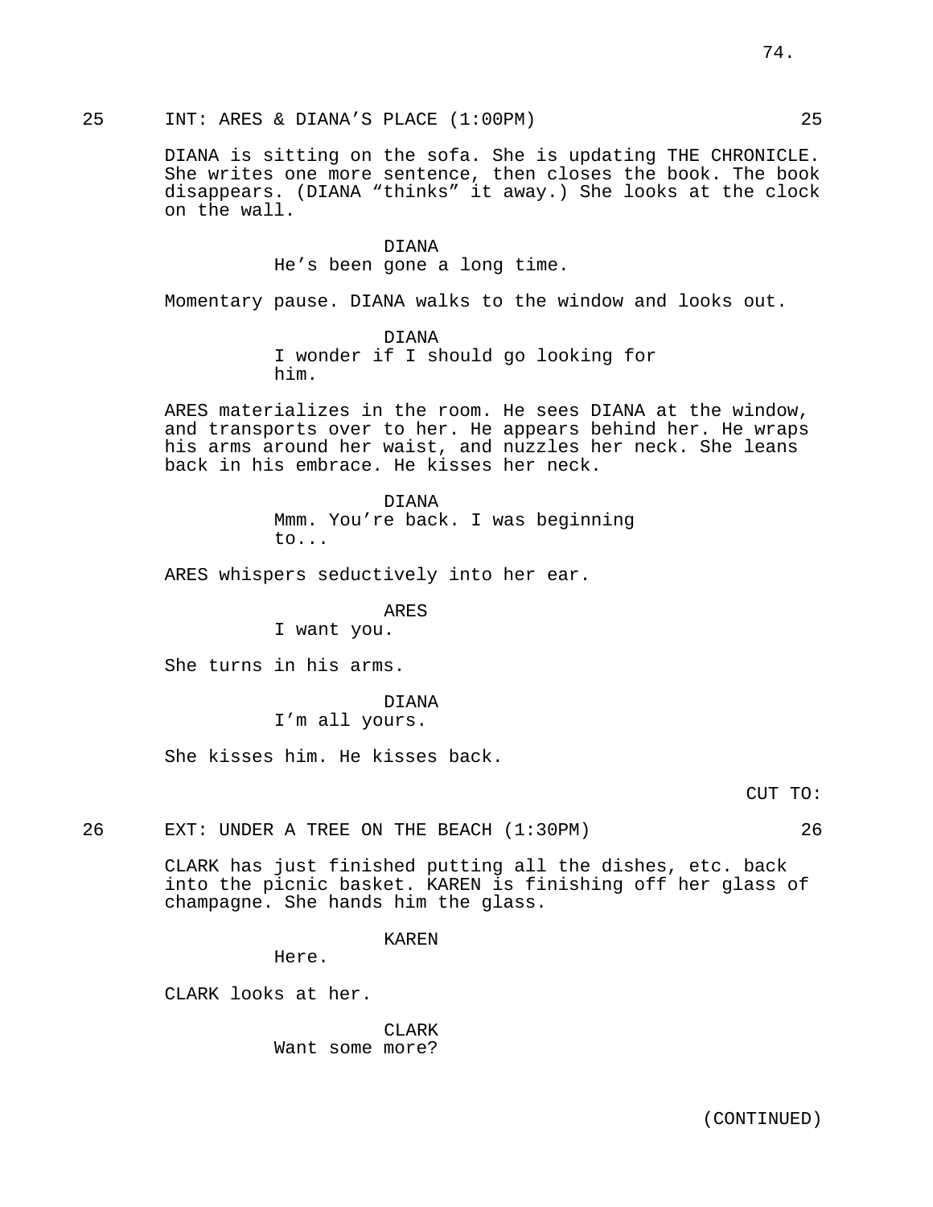25 INT: ARES & DIANA'S PLACE (1:00PM) 25

DIANA is sitting on the sofa. She is updating THE CHRONICLE. She writes one more sentence, then closes the book. The book disappears. (DIANA "thinks" it away.) She looks at the clock on the wall.

DIANA
He's been gone a long time.

Momentary pause. DIANA walks to the window and looks out.

DIANA
I wonder if I should go looking for him.

ARES materializes in the room. He sees DIANA at the window, and transports over to her. He appears behind her. He wraps his arms around her waist, and nuzzles her neck. She leans back in his embrace. He kisses her neck.

DIANA
Mmm. You're back. I was beginning to...

ARES whispers seductively into her ear.

ARES
I want you.

She turns in his arms.

DIANA
I'm all yours.

She kisses him. He kisses back.

CUT TO:

26 EXT: UNDER A TREE ON THE BEACH (1:30PM) 26

CLARK has just finished putting all the dishes, etc. back into the picnic basket. KAREN is finishing off her glass of champagne. She hands him the glass.

KAREN
Here.

CLARK looks at her.

CLARK
Want some more?

(CONTINUED)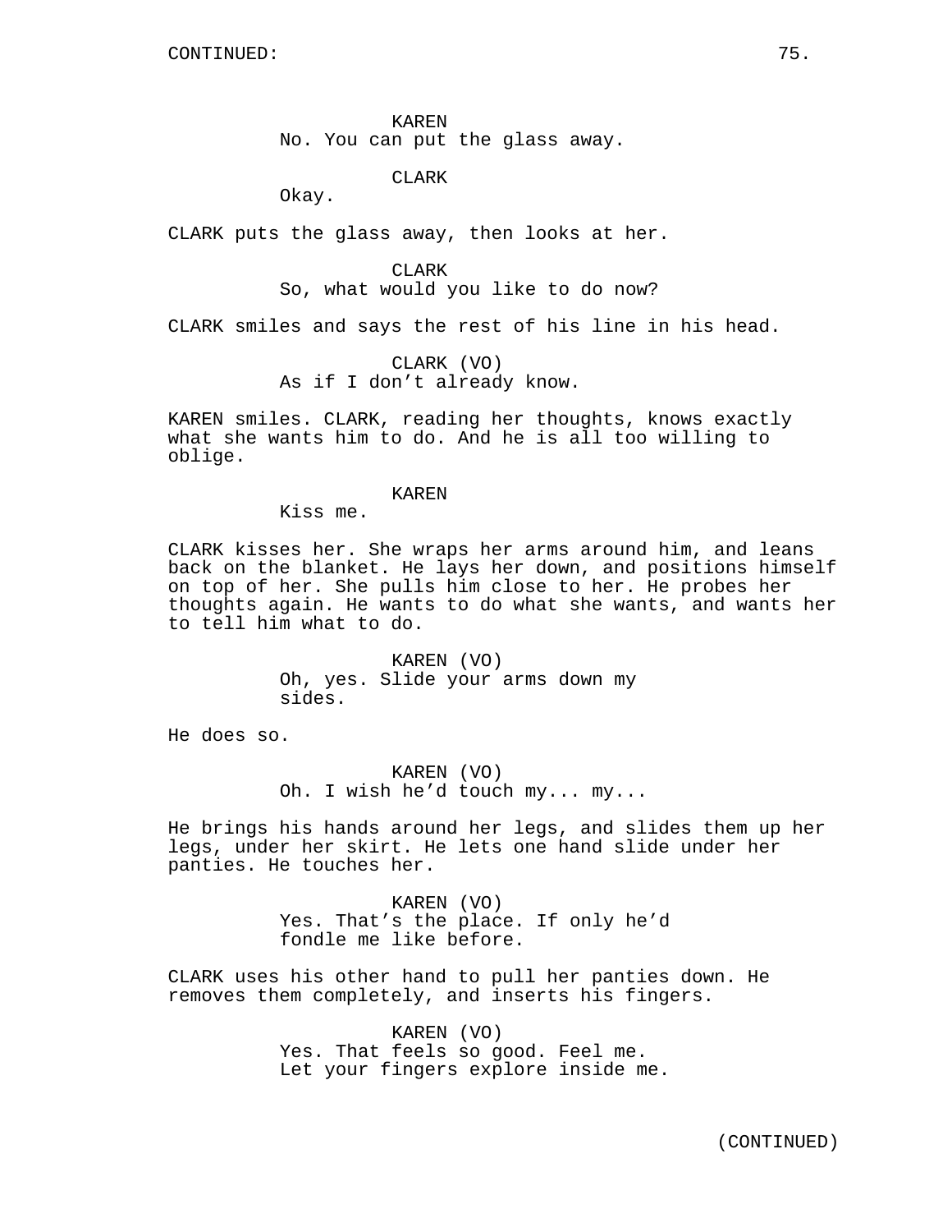KAREN
No. You can put the glass away.

CLARK
Okay.

CLARK puts the glass away, then looks at her.

CLARK
So, what would you like to do now?

CLARK smiles and says the rest of his line in his head.

CLARK (VO)
As if I don't already know.

KAREN smiles. CLARK, reading her thoughts, knows exactly what she wants him to do. And he is all too willing to oblige.

KAREN
Kiss me.

CLARK kisses her. She wraps her arms around him, and leans back on the blanket. He lays her down, and positions himself on top of her. She pulls him close to her. He probes her thoughts again. He wants to do what she wants, and wants her to tell him what to do.

KAREN (VO)
Oh, yes. Slide your arms down my sides.

He does so.

KAREN (VO)
Oh. I wish he'd touch my... my...

He brings his hands around her legs, and slides them up her legs, under her skirt. He lets one hand slide under her panties. He touches her.

KAREN (VO)
Yes. That's the place. If only he'd fondle me like before.

CLARK uses his other hand to pull her panties down. He removes them completely, and inserts his fingers.

KAREN (VO)
Yes. That feels so good. Feel me. Let your fingers explore inside me.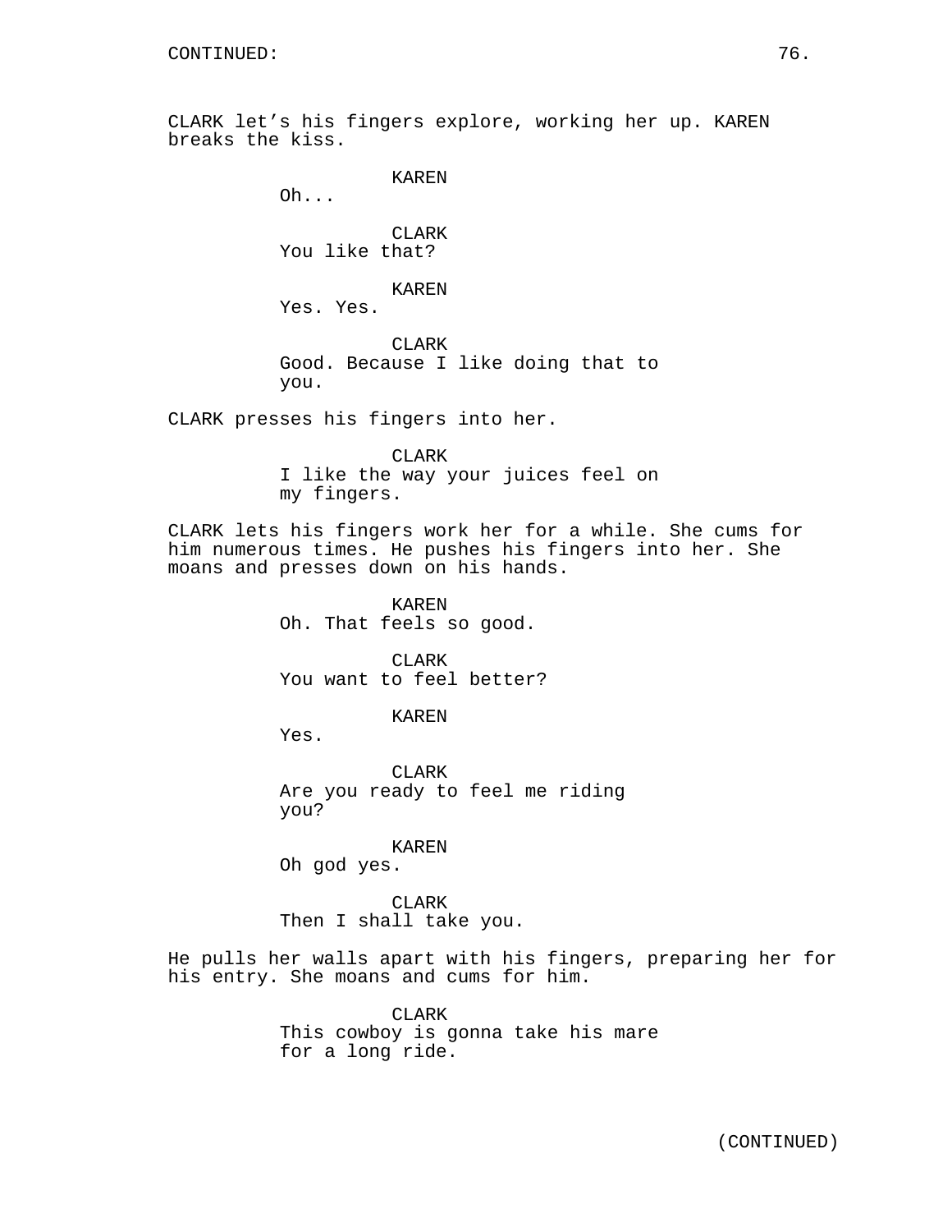CONTINUED:

CLARK let’s his fingers explore, working her up. KAREN breaks the kiss.

KAREN
Oh...

CLARK
You like that?

KAREN
Yes. Yes.

CLARK
Good. Because I like doing that to you.

CLARK presses his fingers into her.

CLARK
I like the way your juices feel on my fingers.

CLARK lets his fingers work her for a while. She cums for him numerous times. He pushes his fingers into her. She moans and presses down on his hands.

KAREN
Oh. That feels so good.

CLARK
You want to feel better?

KAREN
Yes.

CLARK
Are you ready to feel me riding you?

KAREN
Oh god yes.

CLARK
Then I shall take you.

He pulls her walls apart with his fingers, preparing her for his entry. She moans and cums for him.

CLARK
This cowboy is gonna take his mare for a long ride.

(CONTINUED)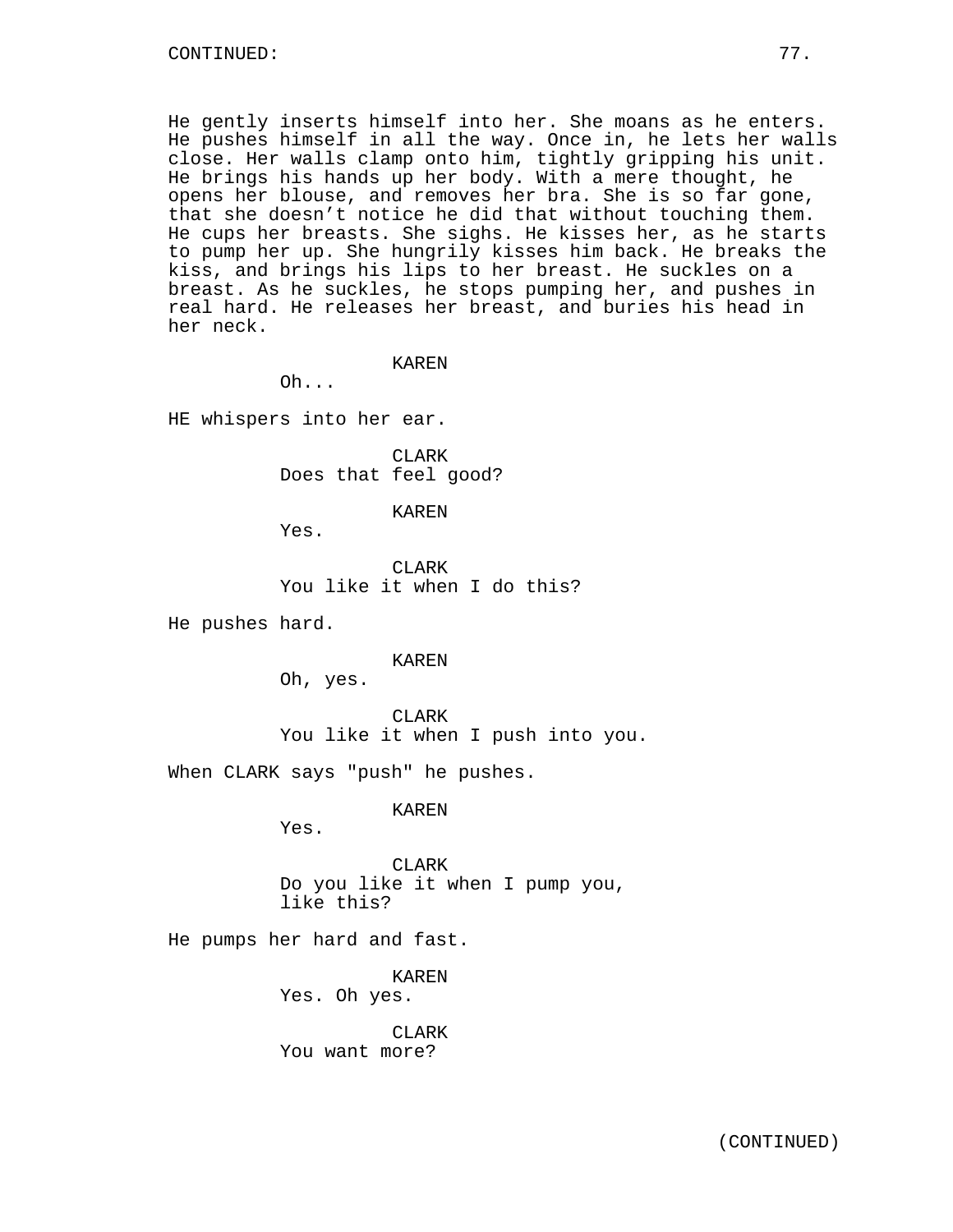He gently inserts himself into her. She moans as he enters. He pushes himself in all the way. Once in, he lets her walls close. Her walls clamp onto him, tightly gripping his unit. He brings his hands up her body. With a mere thought, he opens her blouse, and removes her bra. She is so far gone, that she doesn’t notice he did that without touching them. He cups her breasts. She sighs. He kisses her, as he starts to pump her up. She hungrily kisses him back. He breaks the kiss, and brings his lips to her breast. He suckles on a breast. As he suckles, he stops pumping her, and pushes in real hard. He releases her breast, and buries his head in her neck.

KAREN
Oh...

HE whispers into her ear.

CLARK
Does that feel good?

KAREN
Yes.

CLARK
You like it when I do this?

He pushes hard.

KAREN
Oh, yes.

CLARK
You like it when I push into you.

When CLARK says "push" he pushes.

KAREN
Yes.

CLARK
Do you like it when I pump you, like this?

He pumps her hard and fast.

KAREN
Yes. Oh yes.

CLARK
You want more?

(CONTINUED)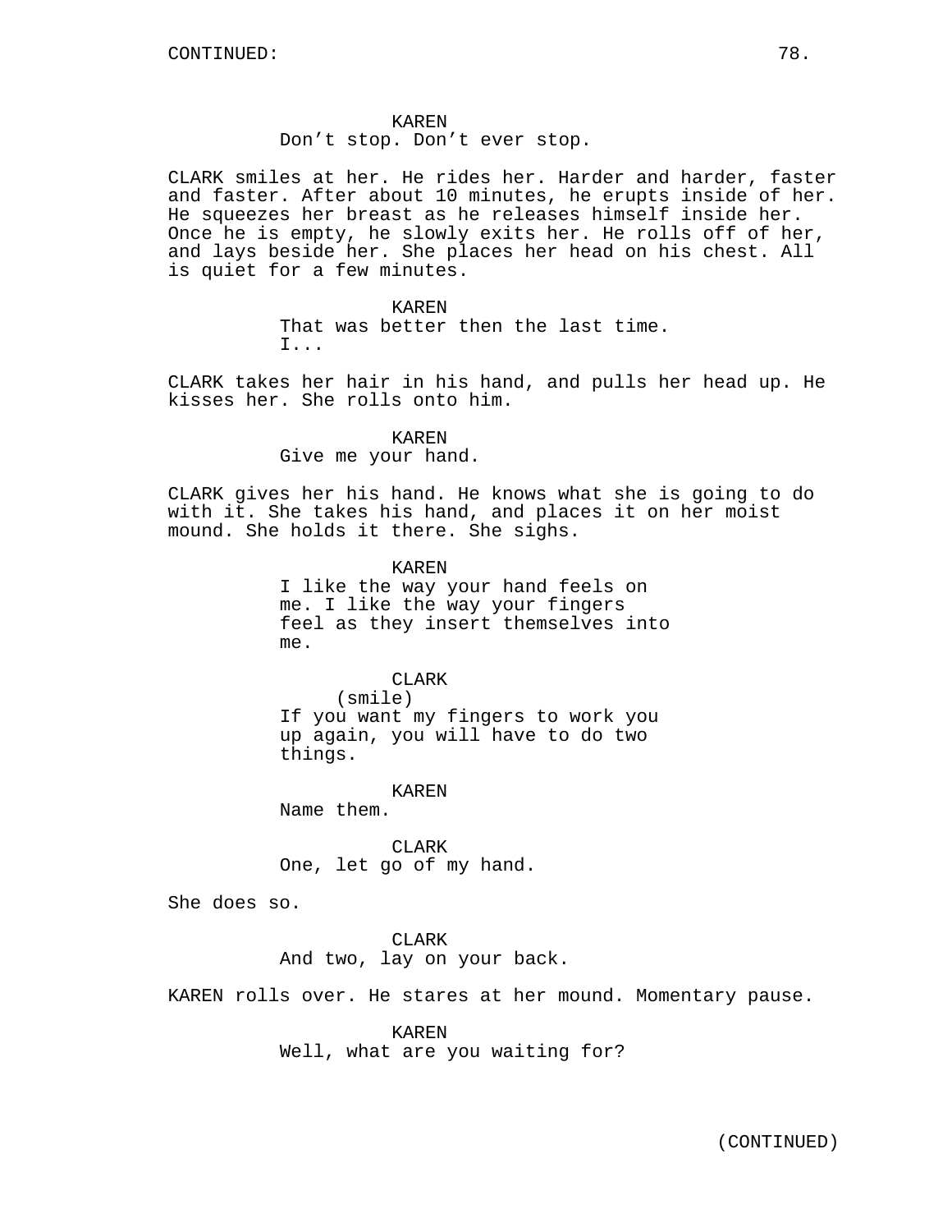KAREN
Don't stop. Don't ever stop.

CLARK smiles at her. He rides her. Harder and harder, faster and faster. After about 10 minutes, he erupts inside of her. He squeezes her breast as he releases himself inside her. Once he is empty, he slowly exits her. He rolls off of her, and lays beside her. She places her head on his chest. All is quiet for a few minutes.

KAREN
That was better then the last time. I...

CLARK takes her hair in his hand, and pulls her head up. He kisses her. She rolls onto him.

KAREN
Give me your hand.

CLARK gives her his hand. He knows what she is going to do with it. She takes his hand, and places it on her moist mound. She holds it there. She sighs.

KAREN
I like the way your hand feels on me. I like the way your fingers feel as they insert themselves into me.

CLARK
(smile)
If you want my fingers to work you up again, you will have to do two things.

KAREN
Name them.

CLARK
One, let go of my hand.

She does so.

CLARK
And two, lay on your back.

KAREN rolls over. He stares at her mound. Momentary pause.

KAREN
Well, what are you waiting for?

(CONTINUED)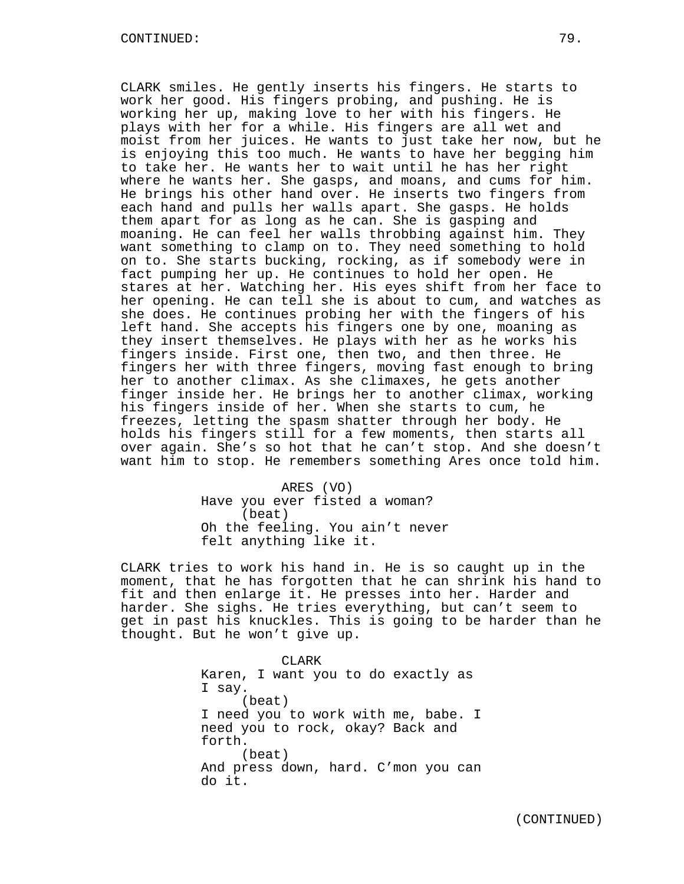CLARK smiles. He gently inserts his fingers. He starts to work her good. His fingers probing, and pushing. He is working her up, making love to her with his fingers. He plays with her for a while. His fingers are all wet and moist from her juices. He wants to just take her now, but he is enjoying this too much. He wants to have her begging him to take her. He wants her to wait until he has her right where he wants her. She gasps, and moans, and cums for him. He brings his other hand over. He inserts two fingers from each hand and pulls her walls apart. She gasps. He holds them apart for as long as he can. She is gasping and moaning. He can feel her walls throbbing against him. They want something to clamp on to. They need something to hold on to. She starts bucking, rocking, as if somebody were in fact pumping her up. He continues to hold her open. He stares at her. Watching her. His eyes shift from her face to her opening. He can tell she is about to cum, and watches as she does. He continues probing her with the fingers of his left hand. She accepts his fingers one by one, moaning as they insert themselves. He plays with her as he works his fingers inside. First one, then two, and then three. He fingers her with three fingers, moving fast enough to bring her to another climax. As she climaxes, he gets another finger inside her. He brings her to another climax, working his fingers inside of her. When she starts to cum, he freezes, letting the spasm shatter through her body. He holds his fingers still for a few moments, then starts all over again. She's so hot that he can't stop. And she doesn't want him to stop. He remembers something Ares once told him.

ARES (VO)
Have you ever fisted a woman?
(beat)
Oh the feeling. You ain't never felt anything like it.

CLARK tries to work his hand in. He is so caught up in the moment, that he has forgotten that he can shrink his hand to fit and then enlarge it. He presses into her. Harder and harder. She sighs. He tries everything, but can't seem to get in past his knuckles. This is going to be harder than he thought. But he won't give up.

CLARK
Karen, I want you to do exactly as I say.
(beat)
I need you to work with me, babe. I need you to rock, okay? Back and forth.
(beat)
And press down, hard. C'mon you can do it.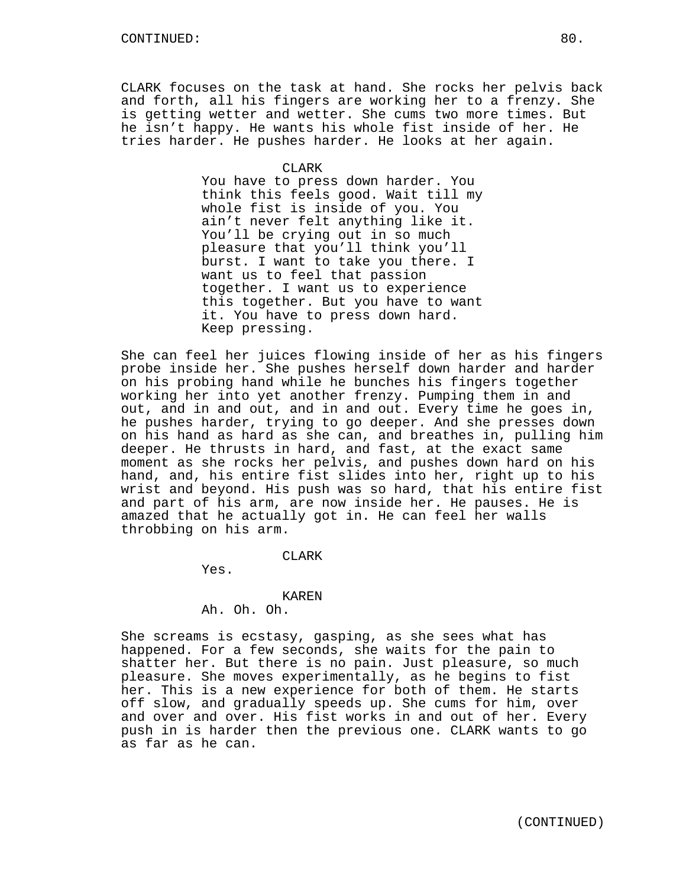CLARK focuses on the task at hand. She rocks her pelvis back and forth, all his fingers are working her to a frenzy. She is getting wetter and wetter. She cums two more times. But he isn't happy. He wants his whole fist inside of her. He tries harder. He pushes harder. He looks at her again.

CLARK
You have to press down harder. You think this feels good. Wait till my whole fist is inside of you. You ain't never felt anything like it. You'll be crying out in so much pleasure that you'll think you'll burst. I want to take you there. I want us to feel that passion together. I want us to experience this together. But you have to want it. You have to press down hard. Keep pressing.

She can feel her juices flowing inside of her as his fingers probe inside her. She pushes herself down harder and harder on his probing hand while he bunches his fingers together working her into yet another frenzy. Pumping them in and out, and in and out, and in and out. Every time he goes in, he pushes harder, trying to go deeper. And she presses down on his hand as hard as she can, and breathes in, pulling him deeper. He thrusts in hard, and fast, at the exact same moment as she rocks her pelvis, and pushes down hard on his hand, and, his entire fist slides into her, right up to his wrist and beyond. His push was so hard, that his entire fist and part of his arm, are now inside her. He pauses. He is amazed that he actually got in. He can feel her walls throbbing on his arm.

CLARK
Yes.

KAREN
Ah. Oh. Oh.

She screams is ecstasy, gasping, as she sees what has happened. For a few seconds, she waits for the pain to shatter her. But there is no pain. Just pleasure, so much pleasure. She moves experimentally, as he begins to fist her. This is a new experience for both of them. He starts off slow, and gradually speeds up. She cums for him, over and over and over. His fist works in and out of her. Every push in is harder then the previous one. CLARK wants to go as far as he can.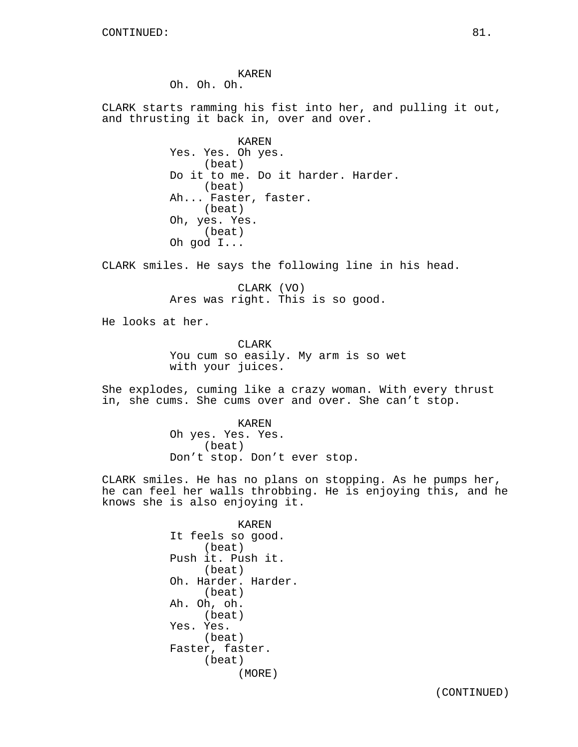CONTINUED:

KAREN
Oh. Oh. Oh.

CLARK starts ramming his fist into her, and pulling it out, and thrusting it back in, over and over.

KAREN
Yes. Yes. Oh yes.
(beat)
Do it to me. Do it harder. Harder.
(beat)
Ah... Faster, faster.
(beat)
Oh, yes. Yes.
(beat)
Oh god I...

CLARK smiles. He says the following line in his head.

CLARK (VO)
Ares was right. This is so good.

He looks at her.

CLARK
You cum so easily. My arm is so wet with your juices.

She explodes, cuming like a crazy woman. With every thrust in, she cums. She cums over and over. She can't stop.

KAREN
Oh yes. Yes.
(beat)
Don't stop. Don't ever stop.

CLARK smiles. He has no plans on stopping. As he pumps her, he can feel her walls throbbing. He is enjoying this, and he knows she is also enjoying it.

KAREN
It feels so good.
(beat)
Push it. Push it.
(beat)
Oh. Harder. Harder.
(beat)
Ah. Oh, oh.
(beat)
Yes. Yes.
(beat)
Faster, faster.
(beat)
(MORE)

(CONTINUED)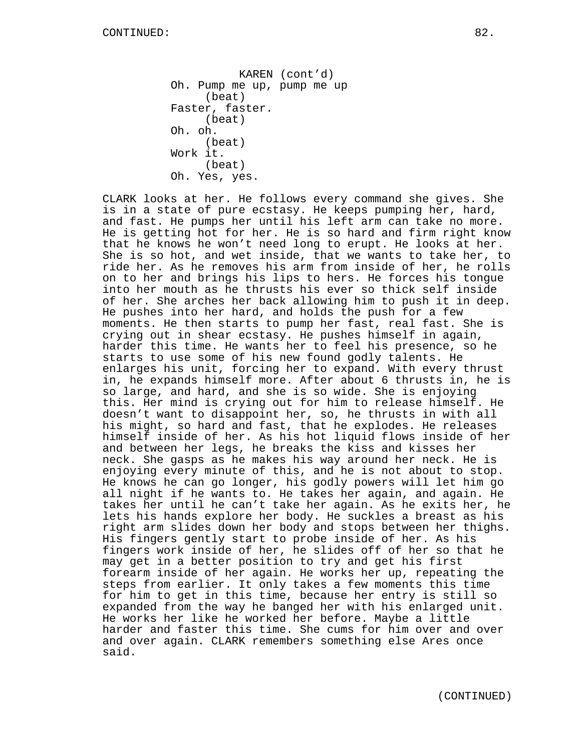KAREN (cont'd)
Oh. Pump me up, pump me up
(beat)
Faster, faster.
(beat)
Oh. oh.
(beat)
Work it.
(beat)
Oh. Yes, yes.

CLARK looks at her. He follows every command she gives. She is in a state of pure ecstasy. He keeps pumping her, hard, and fast. He pumps her until his left arm can take no more. He is getting hot for her. He is so hard and firm right know that he knows he won't need long to erupt. He looks at her. She is so hot, and wet inside, that we wants to take her, to ride her. As he removes his arm from inside of her, he rolls on to her and brings his lips to hers. He forces his tongue into her mouth as he thrusts his ever so thick self inside of her. She arches her back allowing him to push it in deep. He pushes into her hard, and holds the push for a few moments. He then starts to pump her fast, real fast. She is crying out in shear ecstasy. He pushes himself in again, harder this time. He wants her to feel his presence, so he starts to use some of his new found godly talents. He enlarges his unit, forcing her to expand. With every thrust in, he expands himself more. After about 6 thrusts in, he is so large, and hard, and she is so wide. She is enjoying this. Her mind is crying out for him to release himself. He doesn't want to disappoint her, so, he thrusts in with all his might, so hard and fast, that he explodes. He releases himself inside of her. As his hot liquid flows inside of her and between her legs, he breaks the kiss and kisses her neck. She gasps as he makes his way around her neck. He is enjoying every minute of this, and he is not about to stop. He knows he can go longer, his godly powers will let him go all night if he wants to. He takes her again, and again. He takes her until he can't take her again. As he exits her, he lets his hands explore her body. He suckles a breast as his right arm slides down her body and stops between her thighs. His fingers gently start to probe inside of her. As his fingers work inside of her, he slides off of her so that he may get in a better position to try and get his first forearm inside of her again. He works her up, repeating the steps from earlier. It only takes a few moments this time for him to get in this time, because her entry is still so expanded from the way he banged her with his enlarged unit. He works her like he worked her before. Maybe a little harder and faster this time. She cums for him over and over and over again. CLARK remembers something else Ares once said.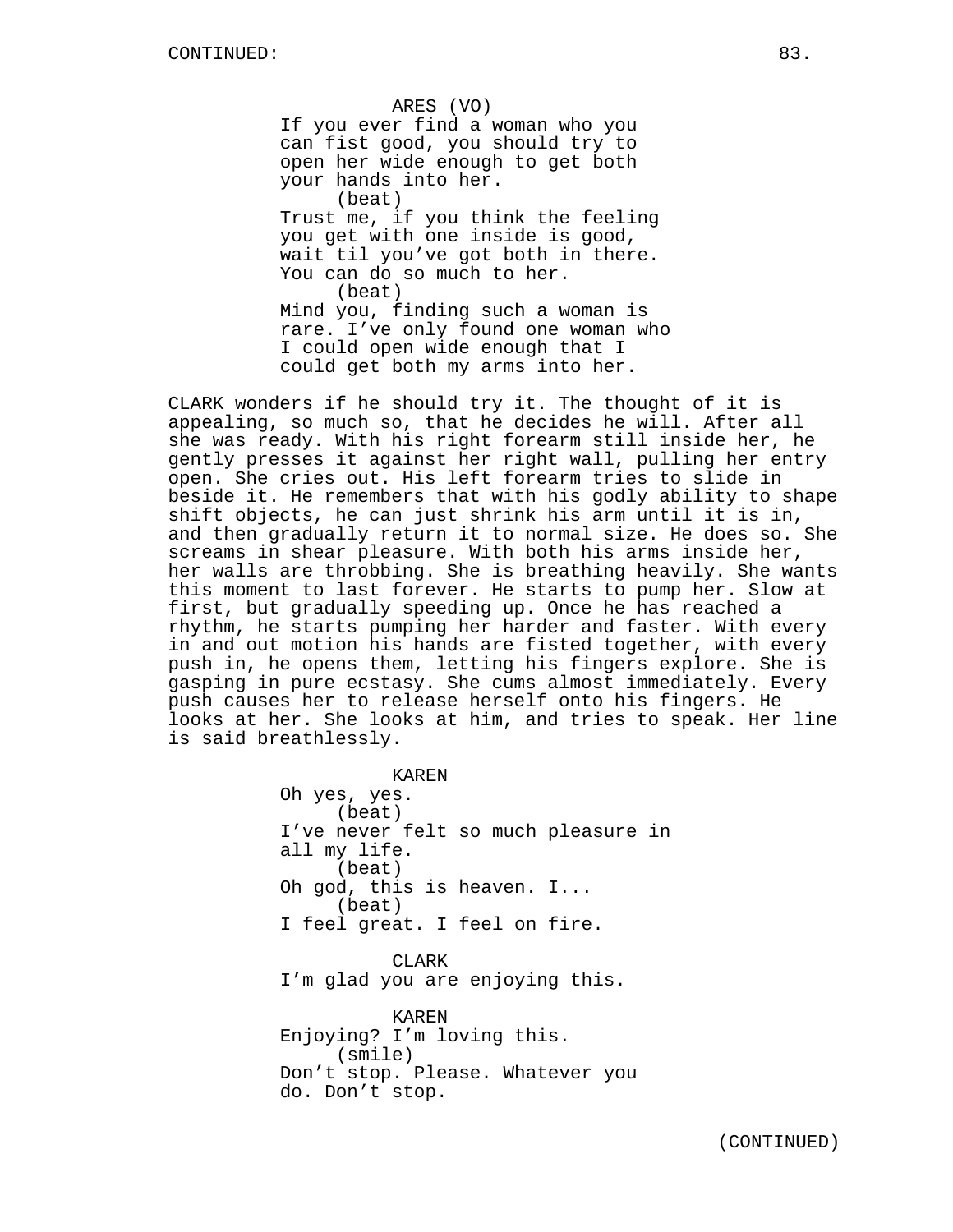ARES (VO)
If you ever find a woman who you can fist good, you should try to open her wide enough to get both your hands into her.
(beat)
Trust me, if you think the feeling you get with one inside is good, wait til you've got both in there. You can do so much to her.
(beat)
Mind you, finding such a woman is rare. I've only found one woman who I could open wide enough that I could get both my arms into her.

CLARK wonders if he should try it. The thought of it is appealing, so much so, that he decides he will. After all she was ready. With his right forearm still inside her, he gently presses it against her right wall, pulling her entry open. She cries out. His left forearm tries to slide in beside it. He remembers that with his godly ability to shape shift objects, he can just shrink his arm until it is in, and then gradually return it to normal size. He does so. She screams in shear pleasure. With both his arms inside her, her walls are throbbing. She is breathing heavily. She wants this moment to last forever. He starts to pump her. Slow at first, but gradually speeding up. Once he has reached a rhythm, he starts pumping her harder and faster. With every in and out motion his hands are fisted together, with every push in, he opens them, letting his fingers explore. She is gasping in pure ecstasy. She cums almost immediately. Every push causes her to release herself onto his fingers. He looks at her. She looks at him, and tries to speak. Her line is said breathlessly.

KAREN
Oh yes, yes.
(beat)
I've never felt so much pleasure in all my life.
(beat)
Oh god, this is heaven. I...
(beat)
I feel great. I feel on fire.

CLARK
I'm glad you are enjoying this.

KAREN
Enjoying? I'm loving this.
(smile)
Don't stop. Please. Whatever you do. Don't stop.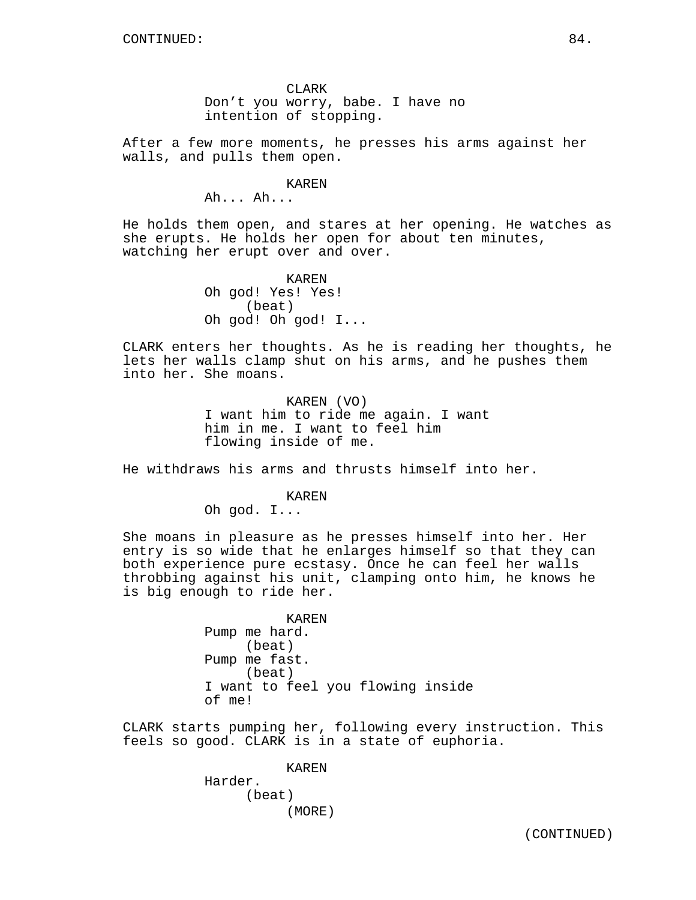CLARK
Don't you worry, babe. I have no intention of stopping.

After a few more moments, he presses his arms against her walls, and pulls them open.

KAREN
Ah... Ah...

He holds them open, and stares at her opening. He watches as she erupts. He holds her open for about ten minutes, watching her erupt over and over.

KAREN
Oh god! Yes! Yes!
(beat)
Oh god! Oh god! I...

CLARK enters her thoughts. As he is reading her thoughts, he lets her walls clamp shut on his arms, and he pushes them into her. She moans.

KAREN (VO)
I want him to ride me again. I want him in me. I want to feel him flowing inside of me.

He withdraws his arms and thrusts himself into her.

KAREN
Oh god. I...

She moans in pleasure as he presses himself into her. Her entry is so wide that he enlarges himself so that they can both experience pure ecstasy. Once he can feel her walls throbbing against his unit, clamping onto him, he knows he is big enough to ride her.

KAREN
Pump me hard.
(beat)
Pump me fast.
(beat)
I want to feel you flowing inside of me!

CLARK starts pumping her, following every instruction. This feels so good. CLARK is in a state of euphoria.

KAREN
Harder.
(beat)
(MORE)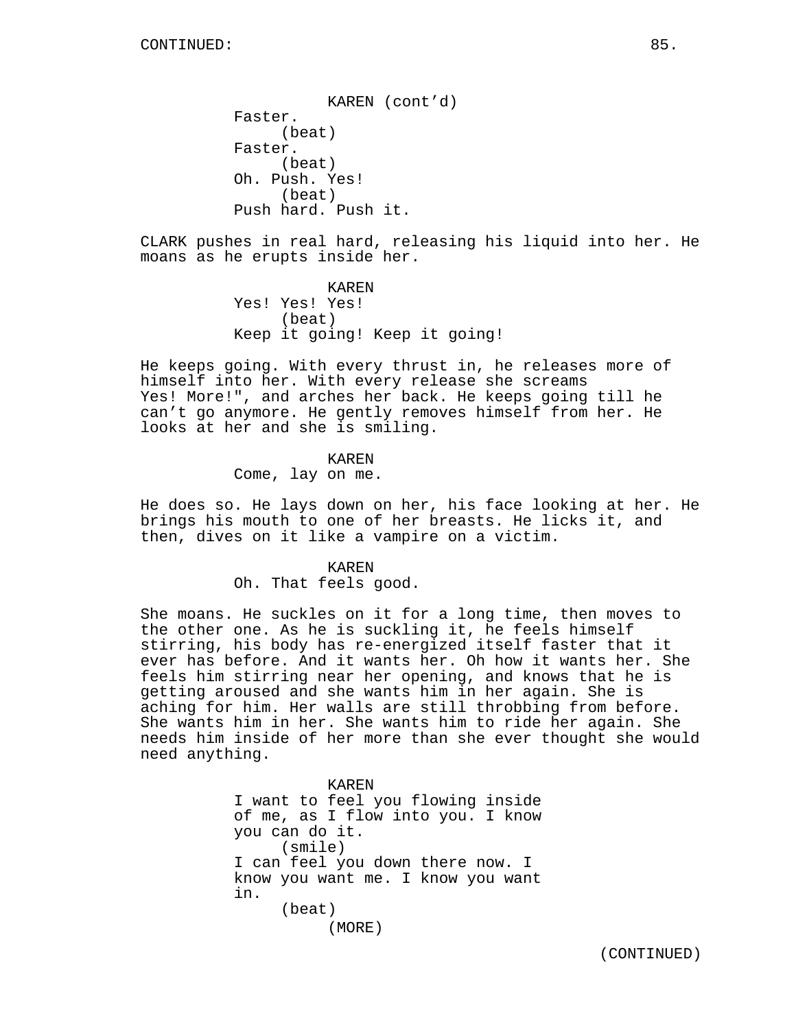KAREN (cont'd)
Faster.
(beat)
Faster.
(beat)
Oh. Push. Yes!
(beat)
Push hard. Push it.

CLARK pushes in real hard, releasing his liquid into her. He moans as he erupts inside her.

KAREN
Yes! Yes! Yes!
(beat)
Keep it going! Keep it going!

He keeps going. With every thrust in, he releases more of himself into her. With every release she screams Yes! More!", and arches her back. He keeps going till he can't go anymore. He gently removes himself from her. He looks at her and she is smiling.

KAREN
Come, lay on me.

He does so. He lays down on her, his face looking at her. He brings his mouth to one of her breasts. He licks it, and then, dives on it like a vampire on a victim.

KAREN
Oh. That feels good.

She moans. He suckles on it for a long time, then moves to the other one. As he is suckling it, he feels himself stirring, his body has re-energized itself faster that it ever has before. And it wants her. Oh how it wants her. She feels him stirring near her opening, and knows that he is getting aroused and she wants him in her again. She is aching for him. Her walls are still throbbing from before. She wants him in her. She wants him to ride her again. She needs him inside of her more than she ever thought she would need anything.

KAREN
I want to feel you flowing inside of me, as I flow into you. I know you can do it.
(smile)
I can feel you down there now. I know you want me. I know you want in.
(beat)
(MORE)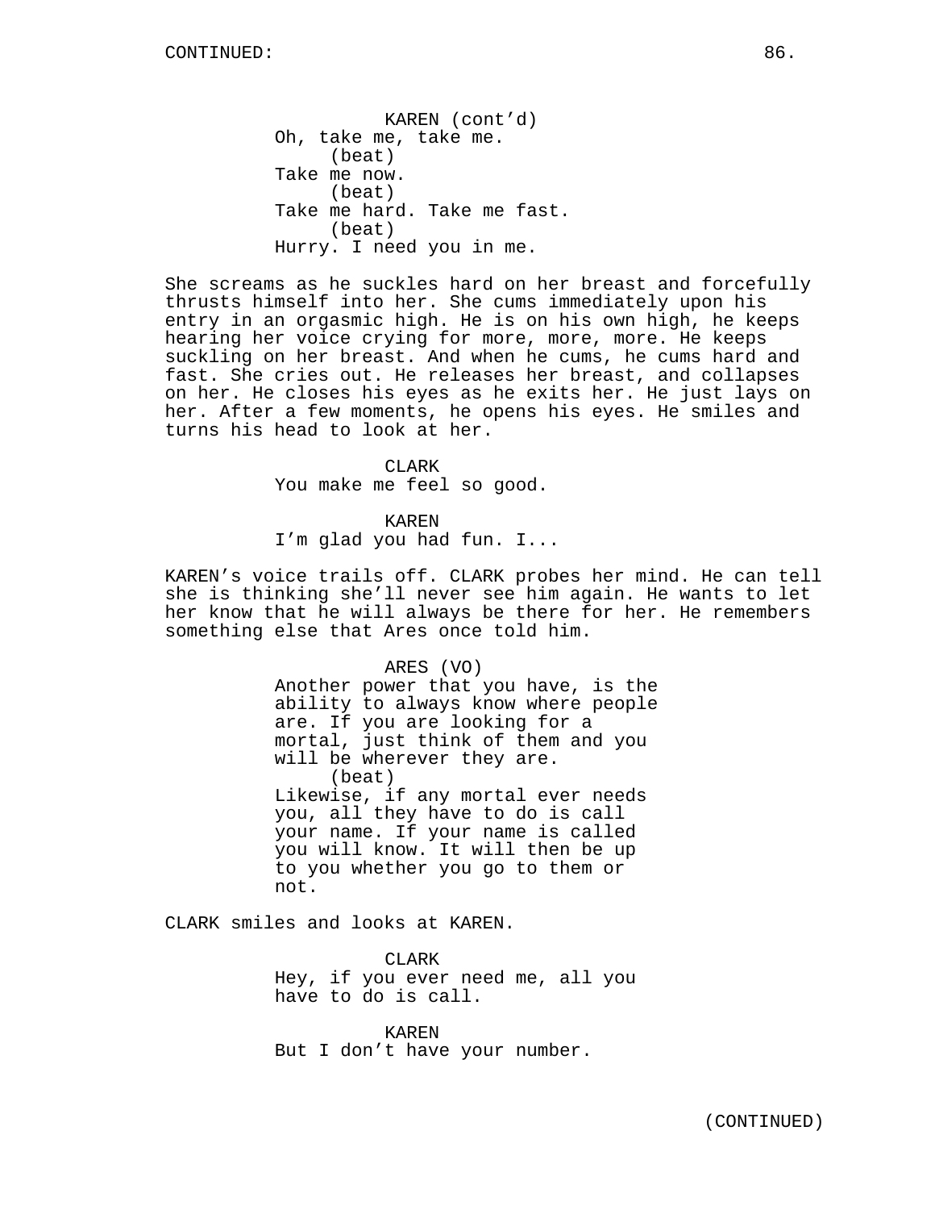KAREN (cont'd)
Oh, take me, take me.
(beat)
Take me now.
(beat)
Take me hard. Take me fast.
(beat)
Hurry. I need you in me.

She screams as he suckles hard on her breast and forcefully thrusts himself into her. She cums immediately upon his entry in an orgasmic high. He is on his own high, he keeps hearing her voice crying for more, more, more. He keeps suckling on her breast. And when he cums, he cums hard and fast. She cries out. He releases her breast, and collapses on her. He closes his eyes as he exits her. He just lays on her. After a few moments, he opens his eyes. He smiles and turns his head to look at her.

CLARK
You make me feel so good.

KAREN
I'm glad you had fun. I...

KAREN's voice trails off. CLARK probes her mind. He can tell she is thinking she'll never see him again. He wants to let her know that he will always be there for her. He remembers something else that Ares once told him.

ARES (VO)
Another power that you have, is the ability to always know where people are. If you are looking for a mortal, just think of them and you will be wherever they are.
(beat)
Likewise, if any mortal ever needs you, all they have to do is call your name. If your name is called you will know. It will then be up to you whether you go to them or not.

CLARK smiles and looks at KAREN.

CLARK
Hey, if you ever need me, all you have to do is call.

KAREN
But I don't have your number.

(CONTINUED)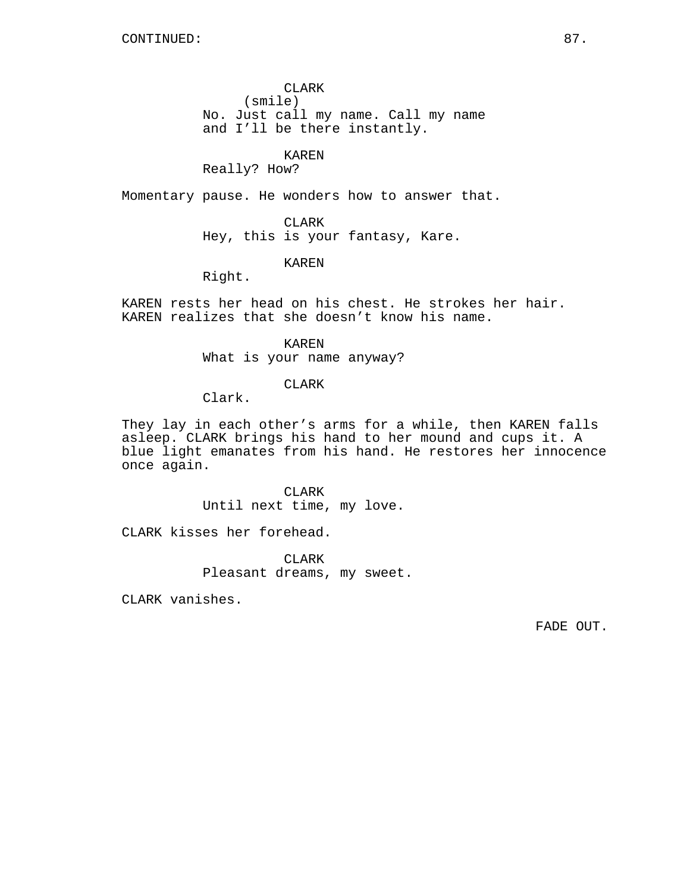CONTINUED:

CLARK
(smile)
No. Just call my name. Call my name and I'll be there instantly.

KAREN
Really? How?

Momentary pause. He wonders how to answer that.

CLARK
Hey, this is your fantasy, Kare.

KAREN
Right.

KAREN rests her head on his chest. He strokes her hair. KAREN realizes that she doesn't know his name.

KAREN
What is your name anyway?

CLARK
Clark.

They lay in each other's arms for a while, then KAREN falls asleep. CLARK brings his hand to her mound and cups it. A blue light emanates from his hand. He restores her innocence once again.

CLARK
Until next time, my love.

CLARK kisses her forehead.

CLARK
Pleasant dreams, my sweet.

CLARK vanishes.

FADE OUT.